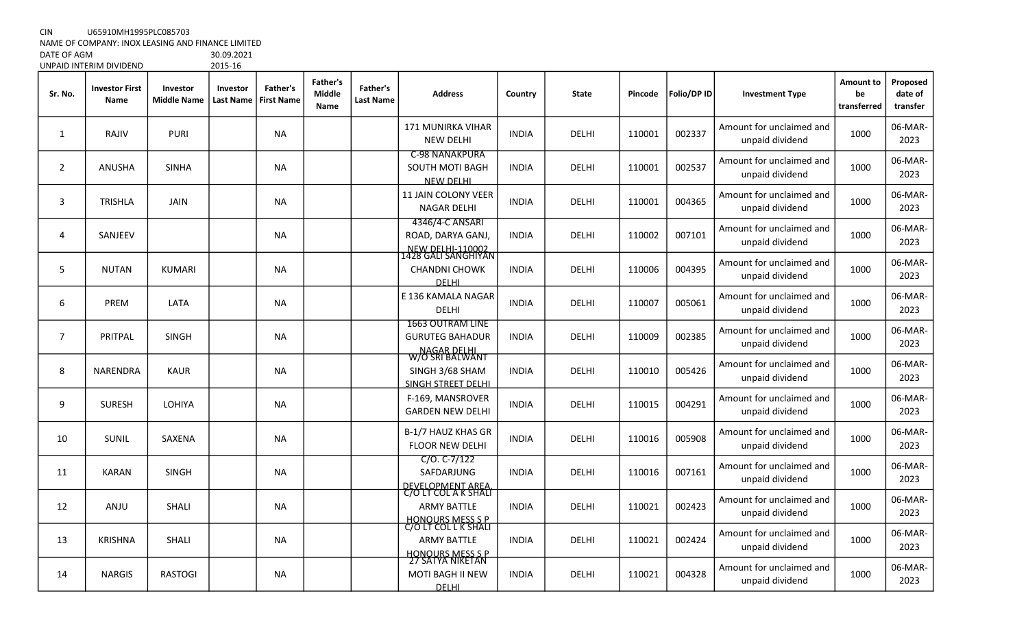CIN U65910MH1995PLC085703
NAME OF COMPANY: INOX LEASING AND FINANCE LIMITED
DATE OF AGM 30.09.2021
UNPAID INTERIM DIVIDEND 2015-16

| Sr. No. | Investor First Name | Investor Middle Name | Investor Last Name | Father's First Name | Father's Middle Name | Father's Last Name | Address | Country | State | Pincode | Folio/DP ID | Investment Type | Amount to be transferred | Proposed date of transfer |
|---|---|---|---|---|---|---|---|---|---|---|---|---|---|---|
| 1 | RAJIV | PURI | | NA | | | 171 MUNIRKA VIHAR NEW DELHI | INDIA | DELHI | 110001 | 002337 | Amount for unclaimed and unpaid dividend | 1000 | 06-MAR-2023 |
| 2 | ANUSHA | SINHA | | NA | | | C-98 NANAKPURA SOUTH MOTI BAGH NEW DELHI | INDIA | DELHI | 110001 | 002537 | Amount for unclaimed and unpaid dividend | 1000 | 06-MAR-2023 |
| 3 | TRISHLA | JAIN | | NA | | | 11 JAIN COLONY VEER NAGAR DELHI | INDIA | DELHI | 110001 | 004365 | Amount for unclaimed and unpaid dividend | 1000 | 06-MAR-2023 |
| 4 | SANJEEV | | | NA | | | 4346/4-C ANSARI ROAD, DARYA GANJ, NEW DELHI-110002 | INDIA | DELHI | 110002 | 007101 | Amount for unclaimed and unpaid dividend | 1000 | 06-MAR-2023 |
| 5 | NUTAN | KUMARI | | NA | | | 1428 GALI SANGHIYAN CHANDNI CHOWK DELHI | INDIA | DELHI | 110006 | 004395 | Amount for unclaimed and unpaid dividend | 1000 | 06-MAR-2023 |
| 6 | PREM | LATA | | NA | | | E 136 KAMALA NAGAR DELHI | INDIA | DELHI | 110007 | 005061 | Amount for unclaimed and unpaid dividend | 1000 | 06-MAR-2023 |
| 7 | PRITPAL | SINGH | | NA | | | 1663 OUTRAM LINE GURUTEG BAHADUR NAGAR DELHI | INDIA | DELHI | 110009 | 002385 | Amount for unclaimed and unpaid dividend | 1000 | 06-MAR-2023 |
| 8 | NARENDRA | KAUR | | NA | | | W/O SRI BALWANT SINGH 3/68 SHAM SINGH STREET DELHI | INDIA | DELHI | 110010 | 005426 | Amount for unclaimed and unpaid dividend | 1000 | 06-MAR-2023 |
| 9 | SURESH | LOHIYA | | NA | | | F-169, MANSROVER GARDEN NEW DELHI | INDIA | DELHI | 110015 | 004291 | Amount for unclaimed and unpaid dividend | 1000 | 06-MAR-2023 |
| 10 | SUNIL | SAXENA | | NA | | | B-1/7 HAUZ KHAS GR FLOOR NEW DELHI | INDIA | DELHI | 110016 | 005908 | Amount for unclaimed and unpaid dividend | 1000 | 06-MAR-2023 |
| 11 | KARAN | SINGH | | NA | | | C/O. C-7/122 SAFDARJUNG DEVELOPMENT AREA, | INDIA | DELHI | 110016 | 007161 | Amount for unclaimed and unpaid dividend | 1000 | 06-MAR-2023 |
| 12 | ANJU | SHALI | | NA | | | C/O LT COL A K SHALI ARMY BATTLE HONOURS MESS S P | INDIA | DELHI | 110021 | 002423 | Amount for unclaimed and unpaid dividend | 1000 | 06-MAR-2023 |
| 13 | KRISHNA | SHALI | | NA | | | C/O LT COL L K SHALI ARMY BATTLE HONOURS MESS S P | INDIA | DELHI | 110021 | 002424 | Amount for unclaimed and unpaid dividend | 1000 | 06-MAR-2023 |
| 14 | NARGIS | RASTOGI | | NA | | | 27 SATYA NIKETAN MOTI BAGH II NEW DELHI | INDIA | DELHI | 110021 | 004328 | Amount for unclaimed and unpaid dividend | 1000 | 06-MAR-2023 |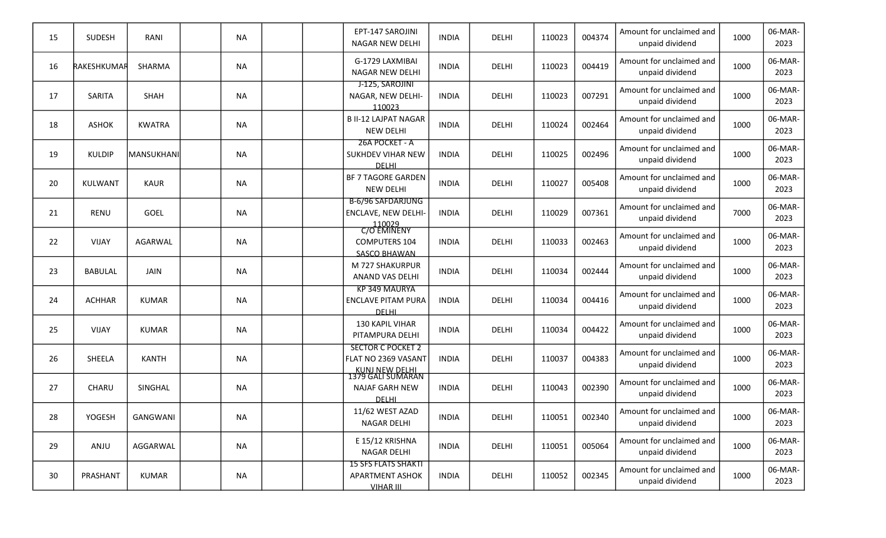| | | | | | | | | | | | | | | |
|---|---|---|---|---|---|---|---|---|---|---|---|---|---|---|
| 15 | SUDESH | RANI | | NA | | | EPT-147 SAROJINI NAGAR NEW DELHI | INDIA | DELHI | 110023 | 004374 | Amount for unclaimed and unpaid dividend | 1000 | 06-MAR-2023 |
| 16 | RAKESHKUMAR | SHARMA | | NA | | | G-1729 LAXMIBAI NAGAR NEW DELHI | INDIA | DELHI | 110023 | 004419 | Amount for unclaimed and unpaid dividend | 1000 | 06-MAR-2023 |
| 17 | SARITA | SHAH | | NA | | | J-125, SAROJINI NAGAR, NEW DELHI-110023 | INDIA | DELHI | 110023 | 007291 | Amount for unclaimed and unpaid dividend | 1000 | 06-MAR-2023 |
| 18 | ASHOK | KWATRA | | NA | | | B II-12 LAJPAT NAGAR NEW DELHI | INDIA | DELHI | 110024 | 002464 | Amount for unclaimed and unpaid dividend | 1000 | 06-MAR-2023 |
| 19 | KULDIP | MANSUKHANI | | NA | | | 26A POCKET - A SUKHDEV VIHAR NEW DELHI | INDIA | DELHI | 110025 | 002496 | Amount for unclaimed and unpaid dividend | 1000 | 06-MAR-2023 |
| 20 | KULWANT | KAUR | | NA | | | BF 7 TAGORE GARDEN NEW DELHI | INDIA | DELHI | 110027 | 005408 | Amount for unclaimed and unpaid dividend | 1000 | 06-MAR-2023 |
| 21 | RENU | GOEL | | NA | | | B-6/96 SAFDARJUNG ENCLAVE, NEW DELHI-110029 | INDIA | DELHI | 110029 | 007361 | Amount for unclaimed and unpaid dividend | 7000 | 06-MAR-2023 |
| 22 | VIJAY | AGARWAL | | NA | | | C/O EMINENY COMPUTERS 104 SASCO BHAWAN | INDIA | DELHI | 110033 | 002463 | Amount for unclaimed and unpaid dividend | 1000 | 06-MAR-2023 |
| 23 | BABULAL | JAIN | | NA | | | M 727 SHAKURPUR ANAND VAS DELHI | INDIA | DELHI | 110034 | 002444 | Amount for unclaimed and unpaid dividend | 1000 | 06-MAR-2023 |
| 24 | ACHHAR | KUMAR | | NA | | | KP 349 MAURYA ENCLAVE PITAM PURA DELHI | INDIA | DELHI | 110034 | 004416 | Amount for unclaimed and unpaid dividend | 1000 | 06-MAR-2023 |
| 25 | VIJAY | KUMAR | | NA | | | 130 KAPIL VIHAR PITAMPURA DELHI | INDIA | DELHI | 110034 | 004422 | Amount for unclaimed and unpaid dividend | 1000 | 06-MAR-2023 |
| 26 | SHEELA | KANTH | | NA | | | SECTOR C POCKET 2 FLAT NO 2369 VASANT KUNJ NEW DELHI | INDIA | DELHI | 110037 | 004383 | Amount for unclaimed and unpaid dividend | 1000 | 06-MAR-2023 |
| 27 | CHARU | SINGHAL | | NA | | | 1379 GALI SUMARAN NAJAF GARH NEW DELHI | INDIA | DELHI | 110043 | 002390 | Amount for unclaimed and unpaid dividend | 1000 | 06-MAR-2023 |
| 28 | YOGESH | GANGWANI | | NA | | | 11/62 WEST AZAD NAGAR DELHI | INDIA | DELHI | 110051 | 002340 | Amount for unclaimed and unpaid dividend | 1000 | 06-MAR-2023 |
| 29 | ANJU | AGGARWAL | | NA | | | E 15/12 KRISHNA NAGAR DELHI | INDIA | DELHI | 110051 | 005064 | Amount for unclaimed and unpaid dividend | 1000 | 06-MAR-2023 |
| 30 | PRASHANT | KUMAR | | NA | | | 15 SFS FLATS SHAKTI APARTMENT ASHOK VIHAR III | INDIA | DELHI | 110052 | 002345 | Amount for unclaimed and unpaid dividend | 1000 | 06-MAR-2023 |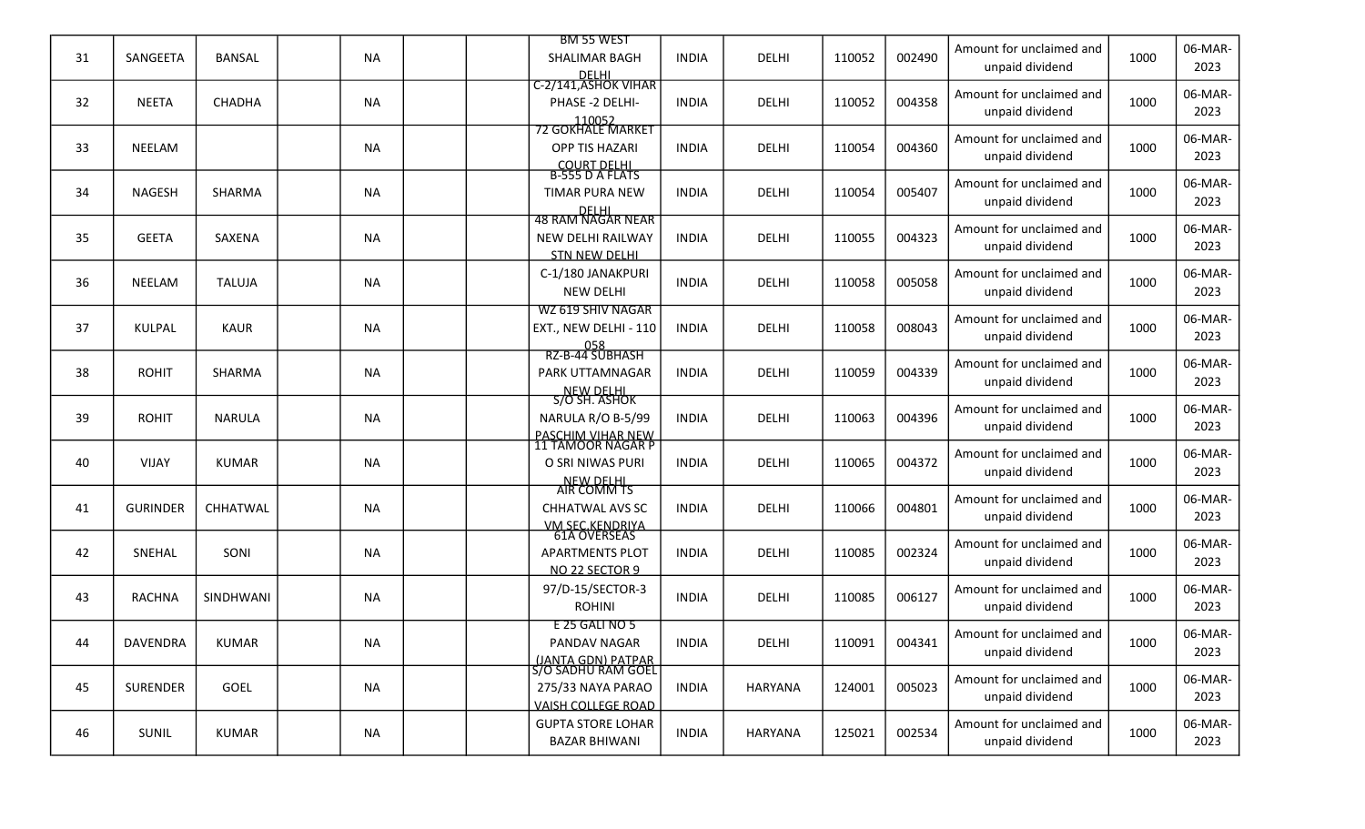| 31 | SANGEETA | BANSAL | | NA | | | BM 55 WEST SHALIMAR BAGH DELHI | INDIA | DELHI | 110052 | 002490 | Amount for unclaimed and unpaid dividend | 1000 | 06-MAR-2023 |
|---|---|---|---|---|---|---|---|---|---|---|---|---|---|---|
| 32 | NEETA | CHADHA | | NA | | | C-2/141,ASHOK VIHAR PHASE -2 DELHI-110052 | INDIA | DELHI | 110052 | 004358 | Amount for unclaimed and unpaid dividend | 1000 | 06-MAR-2023 |
| 33 | NEELAM | | | NA | | | 72 GOKHALE MARKET OPP TIS HAZARI COURT DELHI | INDIA | DELHI | 110054 | 004360 | Amount for unclaimed and unpaid dividend | 1000 | 06-MAR-2023 |
| 34 | NAGESH | SHARMA | | NA | | | B-555 D A FLATS TIMAR PURA NEW DELHI | INDIA | DELHI | 110054 | 005407 | Amount for unclaimed and unpaid dividend | 1000 | 06-MAR-2023 |
| 35 | GEETA | SAXENA | | NA | | | 48 RAM NAGAR NEAR NEW DELHI RAILWAY STN NEW DELHI | INDIA | DELHI | 110055 | 004323 | Amount for unclaimed and unpaid dividend | 1000 | 06-MAR-2023 |
| 36 | NEELAM | TALUJA | | NA | | | C-1/180 JANAKPURI NEW DELHI | INDIA | DELHI | 110058 | 005058 | Amount for unclaimed and unpaid dividend | 1000 | 06-MAR-2023 |
| 37 | KULPAL | KAUR | | NA | | | WZ 619 SHIV NAGAR EXT., NEW DELHI - 110 058 | INDIA | DELHI | 110058 | 008043 | Amount for unclaimed and unpaid dividend | 1000 | 06-MAR-2023 |
| 38 | ROHIT | SHARMA | | NA | | | RZ-B-44 SUBHASH PARK UTTAMNAGAR NEW DELHI | INDIA | DELHI | 110059 | 004339 | Amount for unclaimed and unpaid dividend | 1000 | 06-MAR-2023 |
| 39 | ROHIT | NARULA | | NA | | | S/O SH. ASHOK NARULA R/O B-5/99 PASCHIM VIHAR NEW | INDIA | DELHI | 110063 | 004396 | Amount for unclaimed and unpaid dividend | 1000 | 06-MAR-2023 |
| 40 | VIJAY | KUMAR | | NA | | | 11 TAMOOR NAGAR P O SRI NIWAS PURI NEW DELHI | INDIA | DELHI | 110065 | 004372 | Amount for unclaimed and unpaid dividend | 1000 | 06-MAR-2023 |
| 41 | GURINDER | CHHATWAL | | NA | | | AIR COMM TS CHHATWAL AVS SC VM SEC,KENDRIYA | INDIA | DELHI | 110066 | 004801 | Amount for unclaimed and unpaid dividend | 1000 | 06-MAR-2023 |
| 42 | SNEHAL | SONI | | NA | | | 61A OVERSEAS APARTMENTS PLOT NO 22 SECTOR 9 | INDIA | DELHI | 110085 | 002324 | Amount for unclaimed and unpaid dividend | 1000 | 06-MAR-2023 |
| 43 | RACHNA | SINDHWANI | | NA | | | 97/D-15/SECTOR-3 ROHINI | INDIA | DELHI | 110085 | 006127 | Amount for unclaimed and unpaid dividend | 1000 | 06-MAR-2023 |
| 44 | DAVENDRA | KUMAR | | NA | | | E 25 GALI NO 5 PANDAV NAGAR (JANTA GDN) PATPAR | INDIA | DELHI | 110091 | 004341 | Amount for unclaimed and unpaid dividend | 1000 | 06-MAR-2023 |
| 45 | SURENDER | GOEL | | NA | | | S/O SADHU RAM GOEL 275/33 NAYA PARAO VAISH COLLEGE ROAD | INDIA | HARYANA | 124001 | 005023 | Amount for unclaimed and unpaid dividend | 1000 | 06-MAR-2023 |
| 46 | SUNIL | KUMAR | | NA | | | GUPTA STORE LOHAR BAZAR BHIWANI | INDIA | HARYANA | 125021 | 002534 | Amount for unclaimed and unpaid dividend | 1000 | 06-MAR-2023 |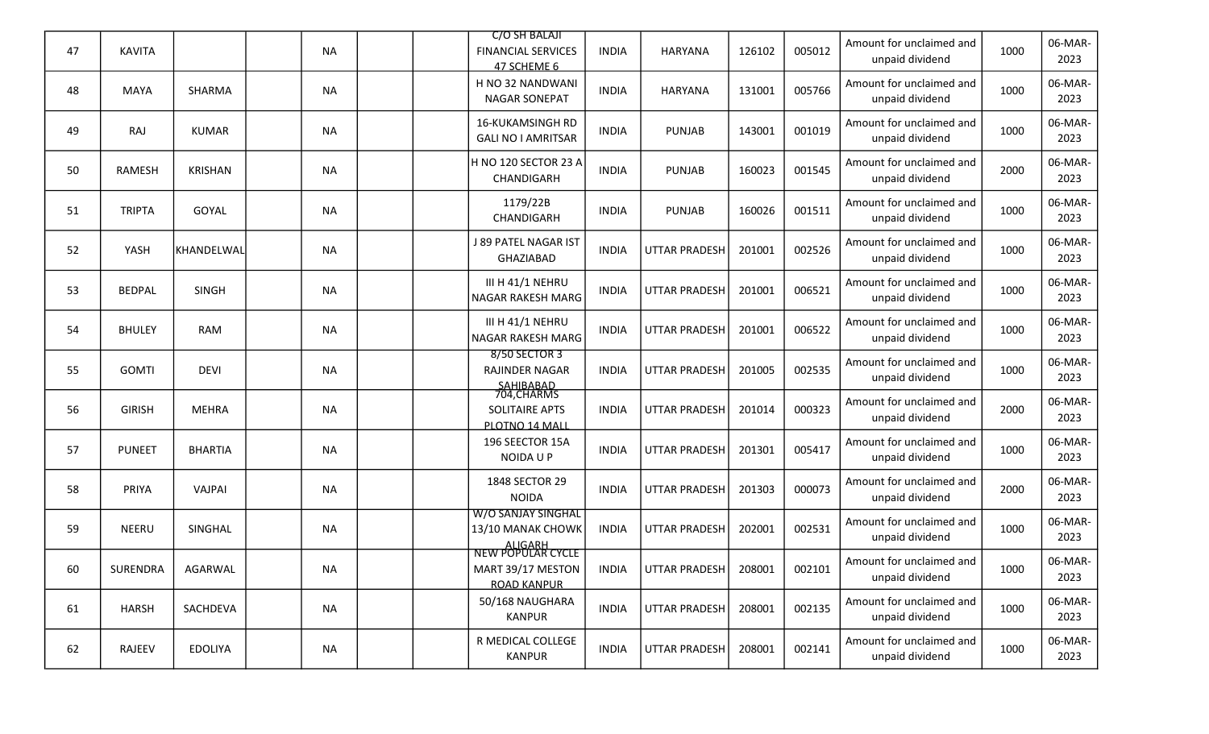| | | | | | | | | | | | | | | |
|---|---|---|---|---|---|---|---|---|---|---|---|---|---|---|
| 47 | KAVITA | | | NA | | | C/O SH BALAJI FINANCIAL SERVICES 47 SCHEME 6 | INDIA | HARYANA | 126102 | 005012 | Amount for unclaimed and unpaid dividend | 1000 | 06-MAR-2023 |
| 48 | MAYA | SHARMA | | NA | | | H NO 32 NANDWANI NAGAR SONEPAT | INDIA | HARYANA | 131001 | 005766 | Amount for unclaimed and unpaid dividend | 1000 | 06-MAR-2023 |
| 49 | RAJ | KUMAR | | NA | | | 16-KUKAMSINGH RD GALI NO I AMRITSAR | INDIA | PUNJAB | 143001 | 001019 | Amount for unclaimed and unpaid dividend | 1000 | 06-MAR-2023 |
| 50 | RAMESH | KRISHAN | | NA | | | H NO 120 SECTOR 23 A CHANDIGARH | INDIA | PUNJAB | 160023 | 001545 | Amount for unclaimed and unpaid dividend | 2000 | 06-MAR-2023 |
| 51 | TRIPTA | GOYAL | | NA | | | 1179/22B CHANDIGARH | INDIA | PUNJAB | 160026 | 001511 | Amount for unclaimed and unpaid dividend | 1000 | 06-MAR-2023 |
| 52 | YASH | KHANDELWAL | | NA | | | J 89 PATEL NAGAR IST GHAZIABAD | INDIA | UTTAR PRADESH | 201001 | 002526 | Amount for unclaimed and unpaid dividend | 1000 | 06-MAR-2023 |
| 53 | BEDPAL | SINGH | | NA | | | III H 41/1 NEHRU NAGAR RAKESH MARG | INDIA | UTTAR PRADESH | 201001 | 006521 | Amount for unclaimed and unpaid dividend | 1000 | 06-MAR-2023 |
| 54 | BHULEY | RAM | | NA | | | III H 41/1 NEHRU NAGAR RAKESH MARG | INDIA | UTTAR PRADESH | 201001 | 006522 | Amount for unclaimed and unpaid dividend | 1000 | 06-MAR-2023 |
| 55 | GOMTI | DEVI | | NA | | | 8/50 SECTOR 3 RAJINDER NAGAR SAHIBABAD | INDIA | UTTAR PRADESH | 201005 | 002535 | Amount for unclaimed and unpaid dividend | 1000 | 06-MAR-2023 |
| 56 | GIRISH | MEHRA | | NA | | | 704,CHARMS SOLITAIRE APTS PLOTNO 14 MALL | INDIA | UTTAR PRADESH | 201014 | 000323 | Amount for unclaimed and unpaid dividend | 2000 | 06-MAR-2023 |
| 57 | PUNEET | BHARTIA | | NA | | | 196 SEECTOR 15A NOIDA U P | INDIA | UTTAR PRADESH | 201301 | 005417 | Amount for unclaimed and unpaid dividend | 1000 | 06-MAR-2023 |
| 58 | PRIYA | VAJPAI | | NA | | | 1848 SECTOR 29 NOIDA | INDIA | UTTAR PRADESH | 201303 | 000073 | Amount for unclaimed and unpaid dividend | 2000 | 06-MAR-2023 |
| 59 | NEERU | SINGHAL | | NA | | | W/O SANJAY SINGHAL 13/10 MANAK CHOWK ALIGARH | INDIA | UTTAR PRADESH | 202001 | 002531 | Amount for unclaimed and unpaid dividend | 1000 | 06-MAR-2023 |
| 60 | SURENDRA | AGARWAL | | NA | | | NEW POPULAR CYCLE MART 39/17 MESTON ROAD KANPUR | INDIA | UTTAR PRADESH | 208001 | 002101 | Amount for unclaimed and unpaid dividend | 1000 | 06-MAR-2023 |
| 61 | HARSH | SACHDEVA | | NA | | | 50/168 NAUGHARA KANPUR | INDIA | UTTAR PRADESH | 208001 | 002135 | Amount for unclaimed and unpaid dividend | 1000 | 06-MAR-2023 |
| 62 | RAJEEV | EDOLIYA | | NA | | | R MEDICAL COLLEGE KANPUR | INDIA | UTTAR PRADESH | 208001 | 002141 | Amount for unclaimed and unpaid dividend | 1000 | 06-MAR-2023 |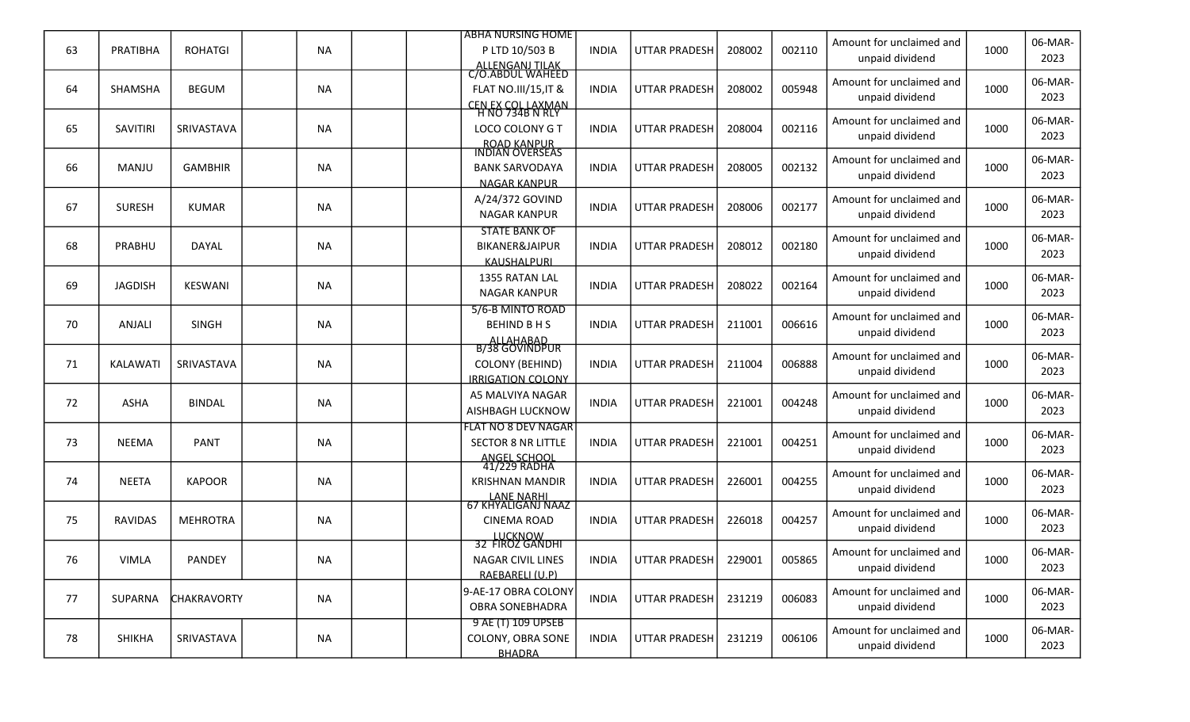| 63 | PRATIBHA | ROHATGI | | NA | | | ABHA NURSING HOME P LTD 10/503 B ALLENGANJ TILAK | INDIA | UTTAR PRADESH | 208002 | 002110 | Amount for unclaimed and unpaid dividend | 1000 | 06-MAR-2023 |
|---|---|---|---|---|---|---|---|---|---|---|---|---|---|---|
| 64 | SHAMSHA | BEGUM | | NA | | | C/O.ABDUL WAHEED FLAT NO.III/15,IT & CEN EX COL LAXMAN | INDIA | UTTAR PRADESH | 208002 | 005948 | Amount for unclaimed and unpaid dividend | 1000 | 06-MAR-2023 |
| 65 | SAVITIRI | SRIVASTAVA | | NA | | | H NO 734B N RLY LOCO COLONY G T ROAD KANPUR | INDIA | UTTAR PRADESH | 208004 | 002116 | Amount for unclaimed and unpaid dividend | 1000 | 06-MAR-2023 |
| 66 | MANJU | GAMBHIR | | NA | | | INDIAN OVERSEAS BANK SARVODAYA NAGAR KANPUR | INDIA | UTTAR PRADESH | 208005 | 002132 | Amount for unclaimed and unpaid dividend | 1000 | 06-MAR-2023 |
| 67 | SURESH | KUMAR | | NA | | | A/24/372 GOVIND NAGAR KANPUR | INDIA | UTTAR PRADESH | 208006 | 002177 | Amount for unclaimed and unpaid dividend | 1000 | 06-MAR-2023 |
| 68 | PRABHU | DAYAL | | NA | | | STATE BANK OF BIKANER&JAIPUR KAUSHALPURI | INDIA | UTTAR PRADESH | 208012 | 002180 | Amount for unclaimed and unpaid dividend | 1000 | 06-MAR-2023 |
| 69 | JAGDISH | KESWANI | | NA | | | 1355 RATAN LAL NAGAR KANPUR | INDIA | UTTAR PRADESH | 208022 | 002164 | Amount for unclaimed and unpaid dividend | 1000 | 06-MAR-2023 |
| 70 | ANJALI | SINGH | | NA | | | 5/6-B MINTO ROAD BEHIND B H S ALLAHABAD | INDIA | UTTAR PRADESH | 211001 | 006616 | Amount for unclaimed and unpaid dividend | 1000 | 06-MAR-2023 |
| 71 | KALAWATI | SRIVASTAVA | | NA | | | B/38 GOVINDPUR COLONY (BEHIND) IRRIGATION COLONY | INDIA | UTTAR PRADESH | 211004 | 006888 | Amount for unclaimed and unpaid dividend | 1000 | 06-MAR-2023 |
| 72 | ASHA | BINDAL | | NA | | | A5 MALVIYA NAGAR AISHBAGH LUCKNOW | INDIA | UTTAR PRADESH | 221001 | 004248 | Amount for unclaimed and unpaid dividend | 1000 | 06-MAR-2023 |
| 73 | NEEMA | PANT | | NA | | | FLAT NO 8 DEV NAGAR SECTOR 8 NR LITTLE ANGEL SCHOOL | INDIA | UTTAR PRADESH | 221001 | 004251 | Amount for unclaimed and unpaid dividend | 1000 | 06-MAR-2023 |
| 74 | NEETA | KAPOOR | | NA | | | 41/229 RADHA KRISHNAN MANDIR LANE NARHI | INDIA | UTTAR PRADESH | 226001 | 004255 | Amount for unclaimed and unpaid dividend | 1000 | 06-MAR-2023 |
| 75 | RAVIDAS | MEHROTRA | | NA | | | 67 KHYALIGANJ NAAZ CINEMA ROAD LUCKNOW | INDIA | UTTAR PRADESH | 226018 | 004257 | Amount for unclaimed and unpaid dividend | 1000 | 06-MAR-2023 |
| 76 | VIMLA | PANDEY | | NA | | | 32 FIROZ GANDHI NAGAR CIVIL LINES RAEBARELI (U.P) | INDIA | UTTAR PRADESH | 229001 | 005865 | Amount for unclaimed and unpaid dividend | 1000 | 06-MAR-2023 |
| 77 | SUPARNA | CHAKRAVORTY | | NA | | | 9-AE-17 OBRA COLONY OBRA SONEBHADRA | INDIA | UTTAR PRADESH | 231219 | 006083 | Amount for unclaimed and unpaid dividend | 1000 | 06-MAR-2023 |
| 78 | SHIKHA | SRIVASTAVA | | NA | | | 9 AE (T) 109 UPSEB COLONY, OBRA SONE BHADRA | INDIA | UTTAR PRADESH | 231219 | 006106 | Amount for unclaimed and unpaid dividend | 1000 | 06-MAR-2023 |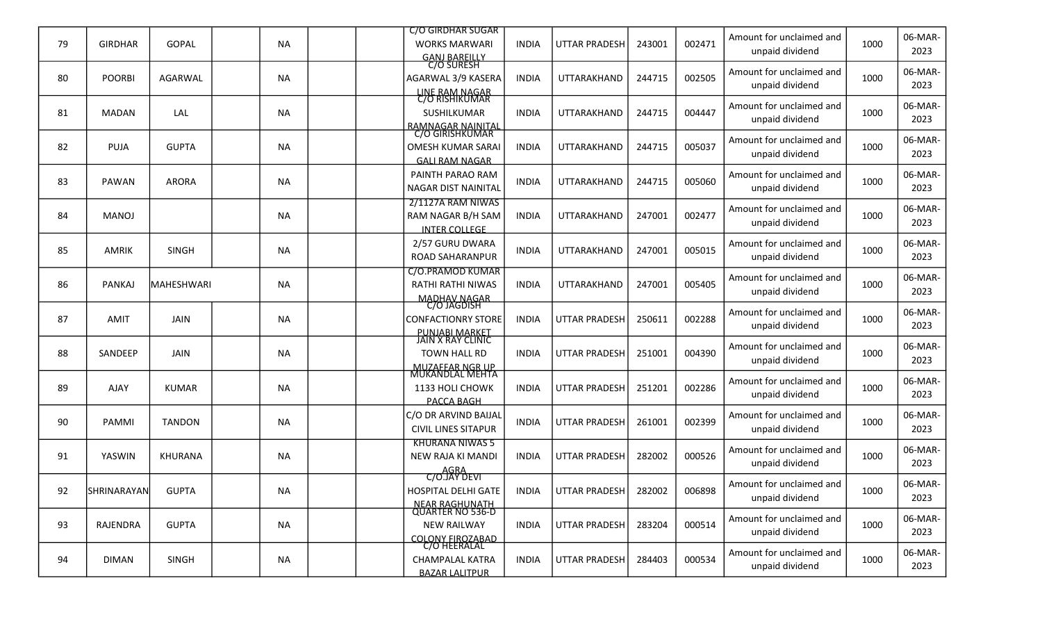| 79 | GIRDHAR | GOPAL | | NA | | | C/O GIRDHAR SUGAR WORKS MARWARI GANJ BAREILLY | INDIA | UTTAR PRADESH | 243001 | 002471 | Amount for unclaimed and unpaid dividend | 1000 | 06-MAR-2023 |
|---|---|---|---|---|---|---|---|---|---|---|---|---|---|---|
| 80 | POORBI | AGARWAL | | NA | | | C/O SURESH AGARWAL 3/9 KASERA LINE RAM NAGAR | INDIA | UTTARAKHAND | 244715 | 002505 | Amount for unclaimed and unpaid dividend | 1000 | 06-MAR-2023 |
| 81 | MADAN | LAL | | NA | | | C/O RISHIKUMAR SUSHILKUMAR RAMNAGAR NAINITAL | INDIA | UTTARAKHAND | 244715 | 004447 | Amount for unclaimed and unpaid dividend | 1000 | 06-MAR-2023 |
| 82 | PUJA | GUPTA | | NA | | | C/O GIRISHKUMAR OMESH KUMAR SARAI GALI RAM NAGAR | INDIA | UTTARAKHAND | 244715 | 005037 | Amount for unclaimed and unpaid dividend | 1000 | 06-MAR-2023 |
| 83 | PAWAN | ARORA | | NA | | | PAINTH PARAO RAM NAGAR DIST NAINITAL | INDIA | UTTARAKHAND | 244715 | 005060 | Amount for unclaimed and unpaid dividend | 1000 | 06-MAR-2023 |
| 84 | MANOJ | | | NA | | | 2/1127A RAM NIWAS RAM NAGAR B/H SAM INTER COLLEGE | INDIA | UTTARAKHAND | 247001 | 002477 | Amount for unclaimed and unpaid dividend | 1000 | 06-MAR-2023 |
| 85 | AMRIK | SINGH | | NA | | | 2/57 GURU DWARA ROAD SAHARANPUR | INDIA | UTTARAKHAND | 247001 | 005015 | Amount for unclaimed and unpaid dividend | 1000 | 06-MAR-2023 |
| 86 | PANKAJ | MAHESHWARI | | NA | | | C/O.PRAMOD KUMAR RATHI RATHI NIWAS MADHAV NAGAR | INDIA | UTTARAKHAND | 247001 | 005405 | Amount for unclaimed and unpaid dividend | 1000 | 06-MAR-2023 |
| 87 | AMIT | JAIN | | NA | | | C/O JAGDISH CONFACTIONRY STORE PUNJABI MARKET | INDIA | UTTAR PRADESH | 250611 | 002288 | Amount for unclaimed and unpaid dividend | 1000 | 06-MAR-2023 |
| 88 | SANDEEP | JAIN | | NA | | | JAIN X RAY CLINIC TOWN HALL RD MUZAFFAR NGR UP | INDIA | UTTAR PRADESH | 251001 | 004390 | Amount for unclaimed and unpaid dividend | 1000 | 06-MAR-2023 |
| 89 | AJAY | KUMAR | | NA | | | MUKANDLAL MEHTA 1133 HOLI CHOWK PACCA BAGH | INDIA | UTTAR PRADESH | 251201 | 002286 | Amount for unclaimed and unpaid dividend | 1000 | 06-MAR-2023 |
| 90 | PAMMI | TANDON | | NA | | | C/O DR ARVIND BAIJAL CIVIL LINES SITAPUR | INDIA | UTTAR PRADESH | 261001 | 002399 | Amount for unclaimed and unpaid dividend | 1000 | 06-MAR-2023 |
| 91 | YASWIN | KHURANA | | NA | | | KHURANA NIWAS 5 NEW RAJA KI MANDI AGRA | INDIA | UTTAR PRADESH | 282002 | 000526 | Amount for unclaimed and unpaid dividend | 1000 | 06-MAR-2023 |
| 92 | SHRINARAYAN | GUPTA | | NA | | | C/O.JAY DEVI HOSPITAL DELHI GATE NEAR RAGHUNATH | INDIA | UTTAR PRADESH | 282002 | 006898 | Amount for unclaimed and unpaid dividend | 1000 | 06-MAR-2023 |
| 93 | RAJENDRA | GUPTA | | NA | | | QUARTER NO 536-D NEW RAILWAY COLONY FIROZABAD | INDIA | UTTAR PRADESH | 283204 | 000514 | Amount for unclaimed and unpaid dividend | 1000 | 06-MAR-2023 |
| 94 | DIMAN | SINGH | | NA | | | C/O HEERALAL CHAMPALAL KATRA BAZAR LALITPUR | INDIA | UTTAR PRADESH | 284403 | 000534 | Amount for unclaimed and unpaid dividend | 1000 | 06-MAR-2023 |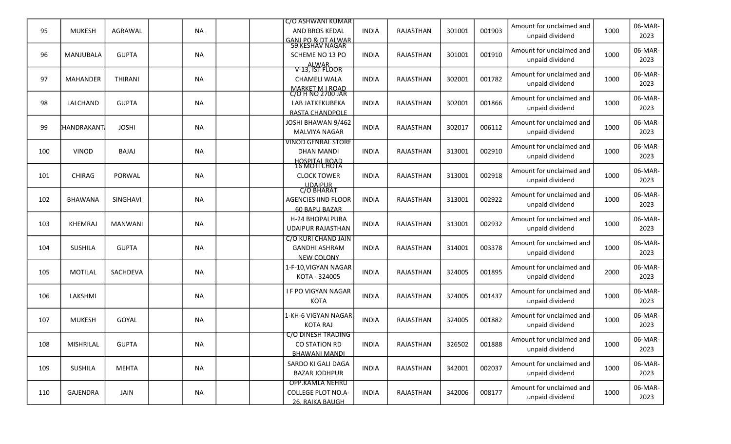| 95 | MUKESH | AGRAWAL | | NA | | | C/O ASHWANI KUMAR AND BROS KEDAL GANJ PO & DT ALWAR | INDIA | RAJASTHAN | 301001 | 001903 | Amount for unclaimed and unpaid dividend | 1000 | 06-MAR-2023 |
|---|---|---|---|---|---|---|---|---|---|---|---|---|---|---|
| 96 | MANJUBALA | GUPTA | | NA | | | 59 KESHAV NAGAR SCHEME NO 13 PO ALWAR | INDIA | RAJASTHAN | 301001 | 001910 | Amount for unclaimed and unpaid dividend | 1000 | 06-MAR-2023 |
| 97 | MAHANDER | THIRANI | | NA | | | V-13, IST FLOOR CHAMELI WALA MARKET M I ROAD | INDIA | RAJASTHAN | 302001 | 001782 | Amount for unclaimed and unpaid dividend | 1000 | 06-MAR-2023 |
| 98 | LALCHAND | GUPTA | | NA | | | C/O H NO 2700 JAR LAB JATKEKUBEKA RASTA CHANDPOLE | INDIA | RAJASTHAN | 302001 | 001866 | Amount for unclaimed and unpaid dividend | 1000 | 06-MAR-2023 |
| 99 | CHANDRAKANTA | JOSHI | | NA | | | JOSHI BHAWAN 9/462 MALVIYA NAGAR | INDIA | RAJASTHAN | 302017 | 006112 | Amount for unclaimed and unpaid dividend | 1000 | 06-MAR-2023 |
| 100 | VINOD | BAJAJ | | NA | | | VINOD GENRAL STORE DHAN MANDI HOSPITAL ROAD | INDIA | RAJASTHAN | 313001 | 002910 | Amount for unclaimed and unpaid dividend | 1000 | 06-MAR-2023 |
| 101 | CHIRAG | PORWAL | | NA | | | 16 MOTI CHOTA CLOCK TOWER UDAIPUR | INDIA | RAJASTHAN | 313001 | 002918 | Amount for unclaimed and unpaid dividend | 1000 | 06-MAR-2023 |
| 102 | BHAWANA | SINGHAVI | | NA | | | C/O BHARAT AGENCIES IIND FLOOR 60 BAPU BAZAR | INDIA | RAJASTHAN | 313001 | 002922 | Amount for unclaimed and unpaid dividend | 1000 | 06-MAR-2023 |
| 103 | KHEMRAJ | MANWANI | | NA | | | H-24 BHOPALPURA UDAIPUR RAJASTHAN | INDIA | RAJASTHAN | 313001 | 002932 | Amount for unclaimed and unpaid dividend | 1000 | 06-MAR-2023 |
| 104 | SUSHILA | GUPTA | | NA | | | C/O KURI CHAND JAIN GANDHI ASHRAM NEW COLONY | INDIA | RAJASTHAN | 314001 | 003378 | Amount for unclaimed and unpaid dividend | 1000 | 06-MAR-2023 |
| 105 | MOTILAL | SACHDEVA | | NA | | | 1-F-10,VIGYAN NAGAR KOTA - 324005 | INDIA | RAJASTHAN | 324005 | 001895 | Amount for unclaimed and unpaid dividend | 2000 | 06-MAR-2023 |
| 106 | LAKSHMI | | | NA | | | I F PO VIGYAN NAGAR KOTA | INDIA | RAJASTHAN | 324005 | 001437 | Amount for unclaimed and unpaid dividend | 1000 | 06-MAR-2023 |
| 107 | MUKESH | GOYAL | | NA | | | 1-KH-6 VIGYAN NAGAR KOTA RAJ | INDIA | RAJASTHAN | 324005 | 001882 | Amount for unclaimed and unpaid dividend | 1000 | 06-MAR-2023 |
| 108 | MISHRILAL | GUPTA | | NA | | | C/O DINESH TRADING CO STATION RD BHAWANI MANDI | INDIA | RAJASTHAN | 326502 | 001888 | Amount for unclaimed and unpaid dividend | 1000 | 06-MAR-2023 |
| 109 | SUSHILA | MEHTA | | NA | | | SARDO KI GALI DAGA BAZAR JODHPUR | INDIA | RAJASTHAN | 342001 | 002037 | Amount for unclaimed and unpaid dividend | 1000 | 06-MAR-2023 |
| 110 | GAJENDRA | JAIN | | NA | | | OPP.KAMLA NEHRU COLLEGE PLOT NO.A-26, RAIKA BAUGH | INDIA | RAJASTHAN | 342006 | 008177 | Amount for unclaimed and unpaid dividend | 1000 | 06-MAR-2023 |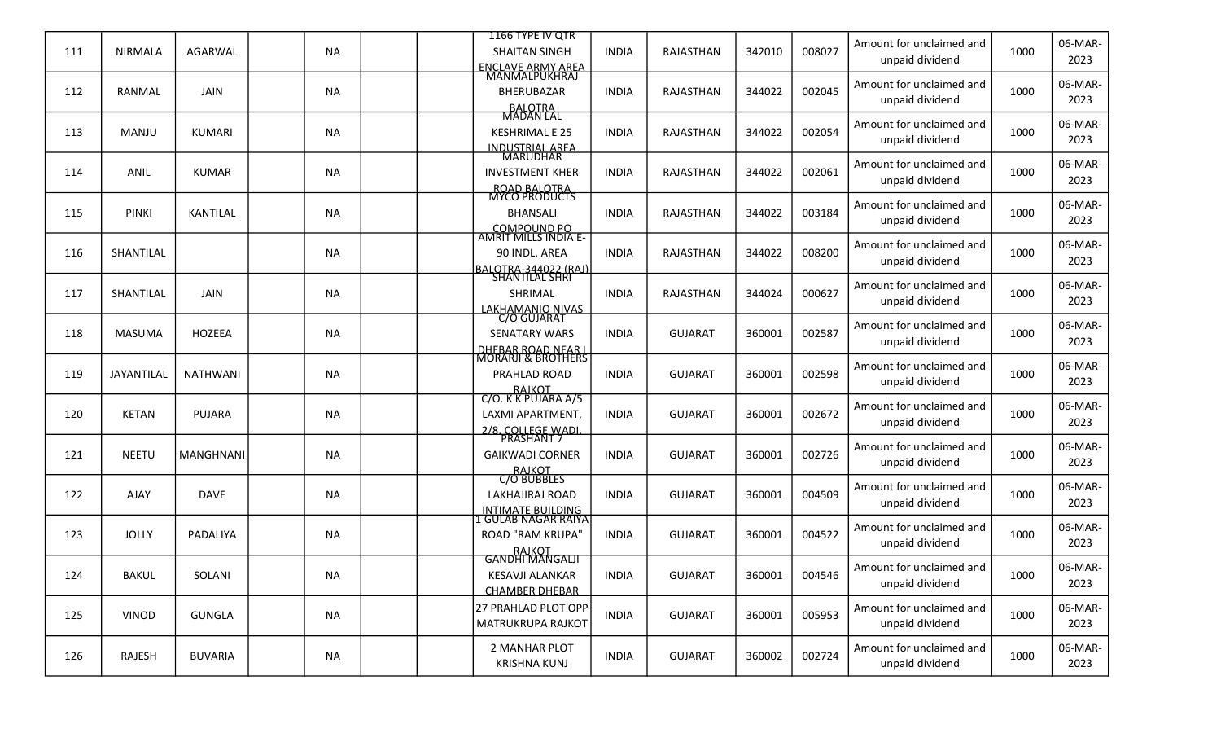| 111 | NIRMALA | AGARWAL | | NA | | | 1166 TYPE IV QTR SHAITAN SINGH ENCLAVE ARMY AREA | INDIA | RAJASTHAN | 342010 | 008027 | Amount for unclaimed and unpaid dividend | 1000 | 06-MAR-2023 |
|---|---|---|---|---|---|---|---|---|---|---|---|---|---|---|
| 112 | RANMAL | JAIN | | NA | | | MANMALPUKHRAJ BHERUBAZAR BALOTRA | INDIA | RAJASTHAN | 344022 | 002045 | Amount for unclaimed and unpaid dividend | 1000 | 06-MAR-2023 |
| 113 | MANJU | KUMARI | | NA | | | MADAN LAL KESHRIMAL E 25 INDUSTRIAL AREA | INDIA | RAJASTHAN | 344022 | 002054 | Amount for unclaimed and unpaid dividend | 1000 | 06-MAR-2023 |
| 114 | ANIL | KUMAR | | NA | | | MARUDHAR INVESTMENT KHER ROAD BALOTRA | INDIA | RAJASTHAN | 344022 | 002061 | Amount for unclaimed and unpaid dividend | 1000 | 06-MAR-2023 |
| 115 | PINKI | KANTILAL | | NA | | | MYCO PRODUCTS BHANSALI COMPOUND PO | INDIA | RAJASTHAN | 344022 | 003184 | Amount for unclaimed and unpaid dividend | 1000 | 06-MAR-2023 |
| 116 | SHANTILAL | | | NA | | | AMRIT MILLS INDIA E-90 INDL. AREA BALOTRA-344022 (RAJ) | INDIA | RAJASTHAN | 344022 | 008200 | Amount for unclaimed and unpaid dividend | 1000 | 06-MAR-2023 |
| 117 | SHANTILAL | JAIN | | NA | | | SHANTILAL SHRI SHRIMAL LAKHAMANIO NIVAS | INDIA | RAJASTHAN | 344024 | 000627 | Amount for unclaimed and unpaid dividend | 1000 | 06-MAR-2023 |
| 118 | MASUMA | HOZEEA | | NA | | | C/O GUJARAT SENATARY WARS DHEBAR ROAD NEAR I | INDIA | GUJARAT | 360001 | 002587 | Amount for unclaimed and unpaid dividend | 1000 | 06-MAR-2023 |
| 119 | JAYANTILAL | NATHWANI | | NA | | | MORARJI & BROTHERS PRAHLAD ROAD RAJKOT | INDIA | GUJARAT | 360001 | 002598 | Amount for unclaimed and unpaid dividend | 1000 | 06-MAR-2023 |
| 120 | KETAN | PUJARA | | NA | | | C/O. K K PUJARA A/5 LAXMI APARTMENT, 2/8, COLLEGE WADI, | INDIA | GUJARAT | 360001 | 002672 | Amount for unclaimed and unpaid dividend | 1000 | 06-MAR-2023 |
| 121 | NEETU | MANGHNANI | | NA | | | PRASHANT 7 GAIKWADI CORNER RAJKOT | INDIA | GUJARAT | 360001 | 002726 | Amount for unclaimed and unpaid dividend | 1000 | 06-MAR-2023 |
| 122 | AJAY | DAVE | | NA | | | C/O BUBBLES LAKHAJIRAJ ROAD INTIMATE BUILDING | INDIA | GUJARAT | 360001 | 004509 | Amount for unclaimed and unpaid dividend | 1000 | 06-MAR-2023 |
| 123 | JOLLY | PADALIYA | | NA | | | 1 GULAB NAGAR RAIYA ROAD "RAM KRUPA" RAJKOT | INDIA | GUJARAT | 360001 | 004522 | Amount for unclaimed and unpaid dividend | 1000 | 06-MAR-2023 |
| 124 | BAKUL | SOLANI | | NA | | | GANDHI MANGALJI KESAVJI ALANKAR CHAMBER DHEBAR | INDIA | GUJARAT | 360001 | 004546 | Amount for unclaimed and unpaid dividend | 1000 | 06-MAR-2023 |
| 125 | VINOD | GUNGLA | | NA | | | 27 PRAHLAD PLOT OPP MATRUKRUPA RAJKOT | INDIA | GUJARAT | 360001 | 005953 | Amount for unclaimed and unpaid dividend | 1000 | 06-MAR-2023 |
| 126 | RAJESH | BUVARIA | | NA | | | 2 MANHAR PLOT KRISHNA KUNJ | INDIA | GUJARAT | 360002 | 002724 | Amount for unclaimed and unpaid dividend | 1000 | 06-MAR-2023 |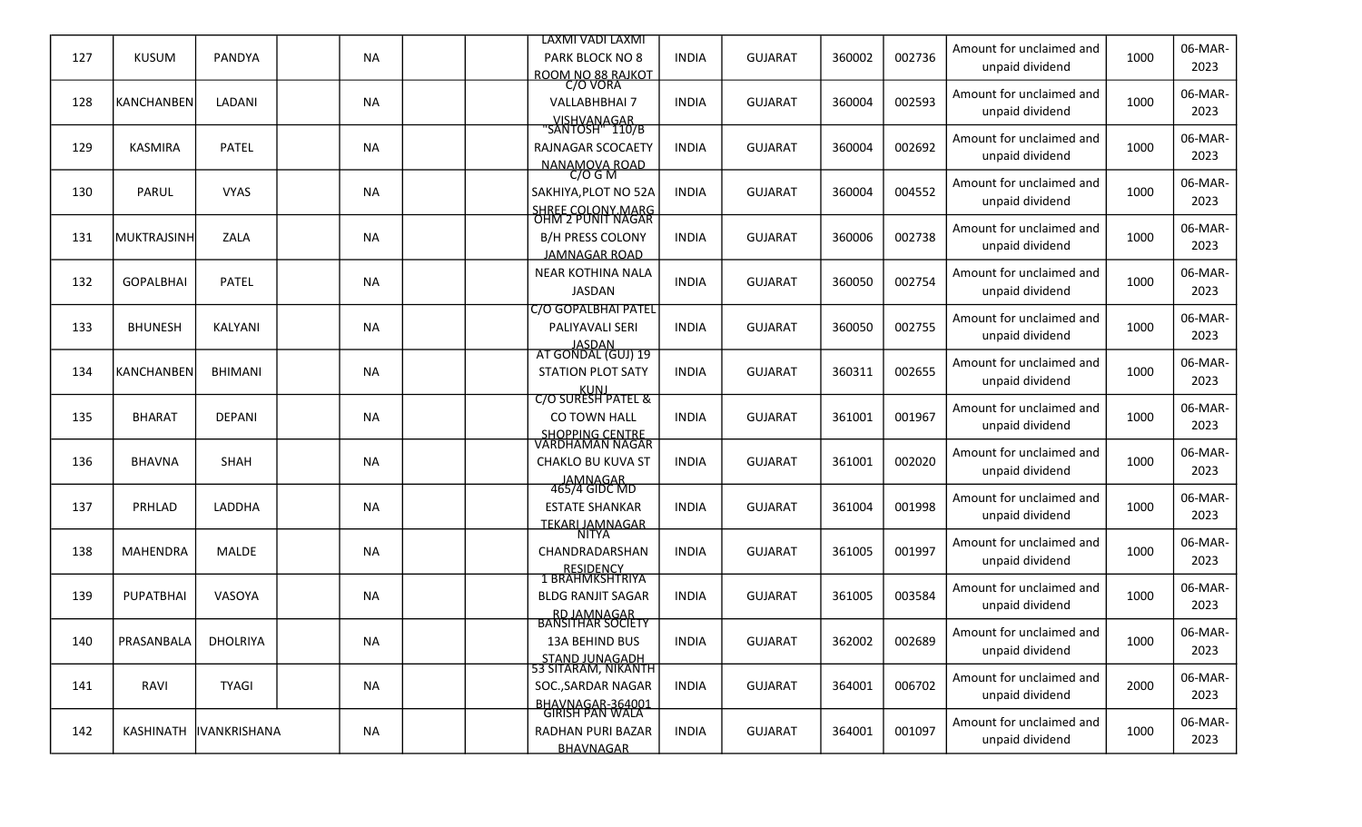| 127 | KUSUM | PANDYA | | NA | | | LAXMI VADI LAXMI PARK BLOCK NO 8 ROOM NO 88 RAJKOT | INDIA | GUJARAT | 360002 | 002736 | Amount for unclaimed and unpaid dividend | 1000 | 06-MAR-2023 |
|---|---|---|---|---|---|---|---|---|---|---|---|---|---|---|
| 128 | KANCHANBEN | LADANI | | NA | | | C/O VORA VALLABHBHAI 7 VISHVANAGAR | INDIA | GUJARAT | 360004 | 002593 | Amount for unclaimed and unpaid dividend | 1000 | 06-MAR-2023 |
| 129 | KASMIRA | PATEL | | NA | | | "SANTOSH" 110/B RAJNAGAR SCOCAETY NANAMOVA ROAD | INDIA | GUJARAT | 360004 | 002692 | Amount for unclaimed and unpaid dividend | 1000 | 06-MAR-2023 |
| 130 | PARUL | VYAS | | NA | | | C/O G M SAKHIYA,PLOT NO 52A SHREE COLONY MARG | INDIA | GUJARAT | 360004 | 004552 | Amount for unclaimed and unpaid dividend | 1000 | 06-MAR-2023 |
| 131 | MUKTRAJSINH | ZALA | | NA | | | OHM 2 PUNIT NAGAR B/H PRESS COLONY JAMNAGAR ROAD | INDIA | GUJARAT | 360006 | 002738 | Amount for unclaimed and unpaid dividend | 1000 | 06-MAR-2023 |
| 132 | GOPALBHAI | PATEL | | NA | | | NEAR KOTHINA NALA JASDAN | INDIA | GUJARAT | 360050 | 002754 | Amount for unclaimed and unpaid dividend | 1000 | 06-MAR-2023 |
| 133 | BHUNESH | KALYANI | | NA | | | C/O GOPALBHAI PATEL PALIYAVALI SERI JASDAN | INDIA | GUJARAT | 360050 | 002755 | Amount for unclaimed and unpaid dividend | 1000 | 06-MAR-2023 |
| 134 | KANCHANBEN | BHIMANI | | NA | | | AT GONDAL (GUJ) 19 STATION PLOT SATY KUNJ | INDIA | GUJARAT | 360311 | 002655 | Amount for unclaimed and unpaid dividend | 1000 | 06-MAR-2023 |
| 135 | BHARAT | DEPANI | | NA | | | C/O SURESH PATEL & CO TOWN HALL SHOPPING CENTRE | INDIA | GUJARAT | 361001 | 001967 | Amount for unclaimed and unpaid dividend | 1000 | 06-MAR-2023 |
| 136 | BHAVNA | SHAH | | NA | | | VARDHAMAN NAGAR CHAKLO BU KUVA ST JAMNAGAR | INDIA | GUJARAT | 361001 | 002020 | Amount for unclaimed and unpaid dividend | 1000 | 06-MAR-2023 |
| 137 | PRHLAD | LADDHA | | NA | | | 465/4 GIDC MD ESTATE SHANKAR TEKARI JAMNAGAR | INDIA | GUJARAT | 361004 | 001998 | Amount for unclaimed and unpaid dividend | 1000 | 06-MAR-2023 |
| 138 | MAHENDRA | MALDE | | NA | | | NITYA CHANDRADARSHAN RESIDENCY | INDIA | GUJARAT | 361005 | 001997 | Amount for unclaimed and unpaid dividend | 1000 | 06-MAR-2023 |
| 139 | PUPATBHAI | VASOYA | | NA | | | 1 BRAHMKSHTRIYA BLDG RANJIT SAGAR RD JAMNAGAR | INDIA | GUJARAT | 361005 | 003584 | Amount for unclaimed and unpaid dividend | 1000 | 06-MAR-2023 |
| 140 | PRASANBALA | DHOLRIYA | | NA | | | BANSITHAR SOCIETY 13A BEHIND BUS STAND JUNAGADH | INDIA | GUJARAT | 362002 | 002689 | Amount for unclaimed and unpaid dividend | 1000 | 06-MAR-2023 |
| 141 | RAVI | TYAGI | | NA | | | 53 SITARAM, NIKANTH SOC.,SARDAR NAGAR BHAVNAGAR-364001 | INDIA | GUJARAT | 364001 | 006702 | Amount for unclaimed and unpaid dividend | 2000 | 06-MAR-2023 |
| 142 | KASHINATH | IVANKRISHANA | | NA | | | GIRISH PAN WALA RADHAN PURI BAZAR BHAVNAGAR | INDIA | GUJARAT | 364001 | 001097 | Amount for unclaimed and unpaid dividend | 1000 | 06-MAR-2023 |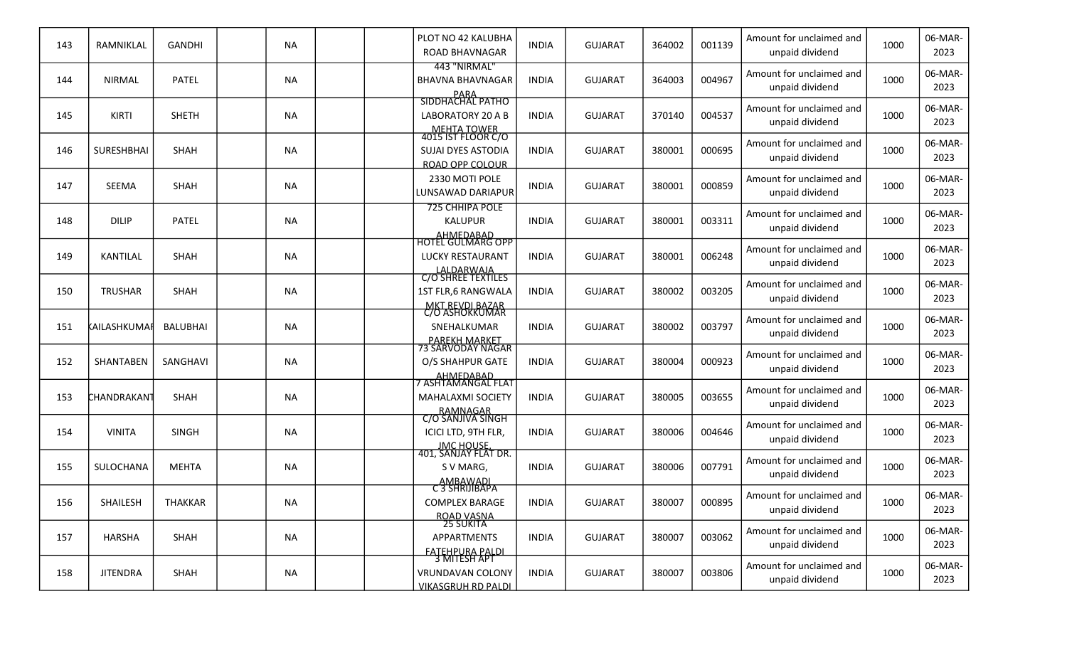| 143 | RAMNIKLAL | GANDHI | | NA | | | PLOT NO 42 KALUBHA ROAD BHAVNAGAR | INDIA | GUJARAT | 364002 | 001139 | Amount for unclaimed and unpaid dividend | 1000 | 06-MAR-2023 |
|---|---|---|---|---|---|---|---|---|---|---|---|---|---|---|
| 144 | NIRMAL | PATEL | | NA | | | 443 "NIRMAL" BHAVNA BHAVNAGAR PARA | INDIA | GUJARAT | 364003 | 004967 | Amount for unclaimed and unpaid dividend | 1000 | 06-MAR-2023 |
| 145 | KIRTI | SHETH | | NA | | | SIDDHACHAL PATHO LABORATORY 20 A B MEHTA TOWER | INDIA | GUJARAT | 370140 | 004537 | Amount for unclaimed and unpaid dividend | 1000 | 06-MAR-2023 |
| 146 | SURESHBHAI | SHAH | | NA | | | 4015 IST FLOOR C/O SUJAI DYES ASTODIA ROAD OPP COLOUR | INDIA | GUJARAT | 380001 | 000695 | Amount for unclaimed and unpaid dividend | 1000 | 06-MAR-2023 |
| 147 | SEEMA | SHAH | | NA | | | 2330 MOTI POLE LUNSAWAD DARIAPUR | INDIA | GUJARAT | 380001 | 000859 | Amount for unclaimed and unpaid dividend | 1000 | 06-MAR-2023 |
| 148 | DILIP | PATEL | | NA | | | 725 CHHIPA POLE KALUPUR AHMEDABAD | INDIA | GUJARAT | 380001 | 003311 | Amount for unclaimed and unpaid dividend | 1000 | 06-MAR-2023 |
| 149 | KANTILAL | SHAH | | NA | | | HOTEL GULMARG OPP LUCKY RESTAURANT LALDARWAJA | INDIA | GUJARAT | 380001 | 006248 | Amount for unclaimed and unpaid dividend | 1000 | 06-MAR-2023 |
| 150 | TRUSHAR | SHAH | | NA | | | C/O SHREE TEXTILES 1ST FLR,6 RANGWALA MKT REVDI BAZAR | INDIA | GUJARAT | 380002 | 003205 | Amount for unclaimed and unpaid dividend | 1000 | 06-MAR-2023 |
| 151 | KAILASHKUMAR | BALUBHAI | | NA | | | C/O ASHOKKUMAR SNEHALKUMAR PAREKH MARKET | INDIA | GUJARAT | 380002 | 003797 | Amount for unclaimed and unpaid dividend | 1000 | 06-MAR-2023 |
| 152 | SHANTABEN | SANGHAVI | | NA | | | 73 SARVODAY NAGAR O/S SHAHPUR GATE AHMEDABAD | INDIA | GUJARAT | 380004 | 000923 | Amount for unclaimed and unpaid dividend | 1000 | 06-MAR-2023 |
| 153 | CHANDRAKANT | SHAH | | NA | | | 7 ASHTAMANGAL FLAT MAHALAXMI SOCIETY RAMNAGAR | INDIA | GUJARAT | 380005 | 003655 | Amount for unclaimed and unpaid dividend | 1000 | 06-MAR-2023 |
| 154 | VINITA | SINGH | | NA | | | C/O SANJIVA SINGH ICICI LTD, 9TH FLR, JMC HOUSE, | INDIA | GUJARAT | 380006 | 004646 | Amount for unclaimed and unpaid dividend | 1000 | 06-MAR-2023 |
| 155 | SULOCHANA | MEHTA | | NA | | | 401, SANJAY FLAT DR. S V MARG, AMBAWADI | INDIA | GUJARAT | 380006 | 007791 | Amount for unclaimed and unpaid dividend | 1000 | 06-MAR-2023 |
| 156 | SHAILESH | THAKKAR | | NA | | | C 3 SHRIJIBAPA COMPLEX BARAGE ROAD VASNA | INDIA | GUJARAT | 380007 | 000895 | Amount for unclaimed and unpaid dividend | 1000 | 06-MAR-2023 |
| 157 | HARSHA | SHAH | | NA | | | 25 SUKITA APPARTMENTS FATEHPURA PALDI | INDIA | GUJARAT | 380007 | 003062 | Amount for unclaimed and unpaid dividend | 1000 | 06-MAR-2023 |
| 158 | JITENDRA | SHAH | | NA | | | 3 MITESH APT VRUNDAVAN COLONY VIKASGRUH RD PALDI | INDIA | GUJARAT | 380007 | 003806 | Amount for unclaimed and unpaid dividend | 1000 | 06-MAR-2023 |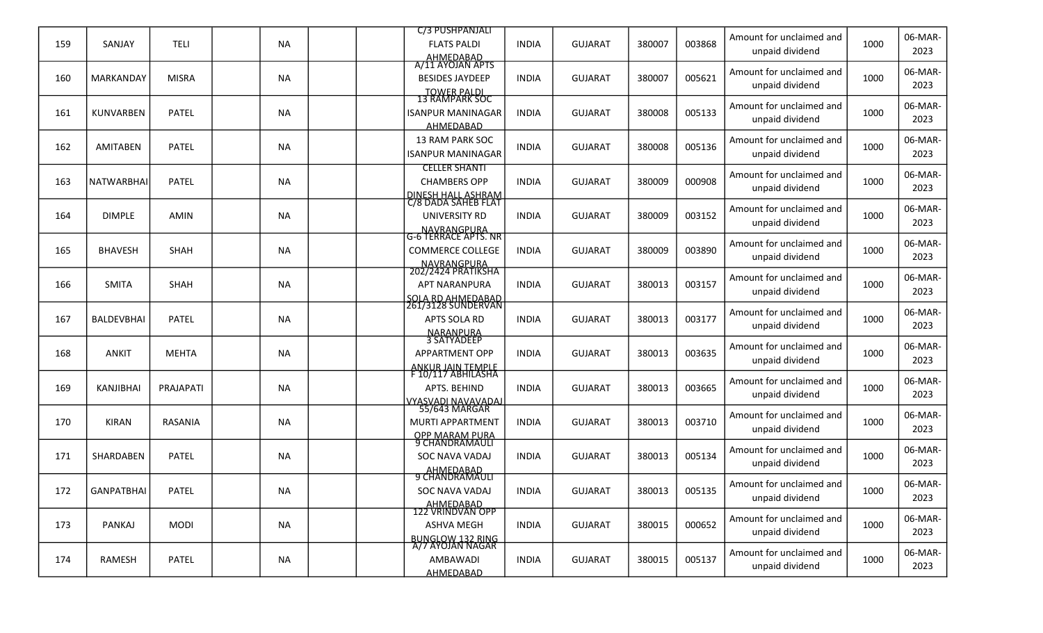| 159 | SANJAY | TELI | | NA | | | C/3 PUSHPANJALI FLATS PALDI AHMEDABAD | INDIA | GUJARAT | 380007 | 003868 | Amount for unclaimed and unpaid dividend | 1000 | 06-MAR-2023 |
|---|---|---|---|---|---|---|---|---|---|---|---|---|---|---|
| 160 | MARKANDAY | MISRA | | NA | | | A/11 AYOJAN APTS BESIDES JAYDEEP TOWER PALDI | INDIA | GUJARAT | 380007 | 005621 | Amount for unclaimed and unpaid dividend | 1000 | 06-MAR-2023 |
| 161 | KUNVARBEN | PATEL | | NA | | | 13 RAMPARK SOC ISANPUR MANINAGAR AHMEDABAD | INDIA | GUJARAT | 380008 | 005133 | Amount for unclaimed and unpaid dividend | 1000 | 06-MAR-2023 |
| 162 | AMITABEN | PATEL | | NA | | | 13 RAM PARK SOC ISANPUR MANINAGAR | INDIA | GUJARAT | 380008 | 005136 | Amount for unclaimed and unpaid dividend | 1000 | 06-MAR-2023 |
| 163 | NATWARBHAI | PATEL | | NA | | | CELLER SHANTI CHAMBERS OPP DINESH HALL ASHRAM | INDIA | GUJARAT | 380009 | 000908 | Amount for unclaimed and unpaid dividend | 1000 | 06-MAR-2023 |
| 164 | DIMPLE | AMIN | | NA | | | C/8 DADA SAHEB FLAT UNIVERSITY RD NAVRANGPURA | INDIA | GUJARAT | 380009 | 003152 | Amount for unclaimed and unpaid dividend | 1000 | 06-MAR-2023 |
| 165 | BHAVESH | SHAH | | NA | | | G-6 TERRACE APTS. NR COMMERCE COLLEGE NAVRANGPURA | INDIA | GUJARAT | 380009 | 003890 | Amount for unclaimed and unpaid dividend | 1000 | 06-MAR-2023 |
| 166 | SMITA | SHAH | | NA | | | 202/2424 PRATIKSHA APT NARANPURA SOLA RD AHMEDABAD | INDIA | GUJARAT | 380013 | 003157 | Amount for unclaimed and unpaid dividend | 1000 | 06-MAR-2023 |
| 167 | BALDEVBHAI | PATEL | | NA | | | 261/3128 SUNDERVAN APTS SOLA RD NARANPURA | INDIA | GUJARAT | 380013 | 003177 | Amount for unclaimed and unpaid dividend | 1000 | 06-MAR-2023 |
| 168 | ANKIT | MEHTA | | NA | | | 3 SATYADEEP APPARTMENT OPP ANKUR JAIN TEMPLE | INDIA | GUJARAT | 380013 | 003635 | Amount for unclaimed and unpaid dividend | 1000 | 06-MAR-2023 |
| 169 | KANJIBHAI | PRAJAPATI | | NA | | | F 10/117 ABHILASHA APTS. BEHIND VYASVADI NAVAVADAJ | INDIA | GUJARAT | 380013 | 003665 | Amount for unclaimed and unpaid dividend | 1000 | 06-MAR-2023 |
| 170 | KIRAN | RASANIA | | NA | | | 55/643 MARGAR MURTI APPARTMENT OPP MARAM PURA | INDIA | GUJARAT | 380013 | 003710 | Amount for unclaimed and unpaid dividend | 1000 | 06-MAR-2023 |
| 171 | SHARDABEN | PATEL | | NA | | | 9 CHANDRAMAULI SOC NAVA VADAJ AHMEDABAD | INDIA | GUJARAT | 380013 | 005134 | Amount for unclaimed and unpaid dividend | 1000 | 06-MAR-2023 |
| 172 | GANPATBHAI | PATEL | | NA | | | 9 CHANDRAMAULI SOC NAVA VADAJ AHMEDABAD | INDIA | GUJARAT | 380013 | 005135 | Amount for unclaimed and unpaid dividend | 1000 | 06-MAR-2023 |
| 173 | PANKAJ | MODI | | NA | | | 122 VRINDVAN OPP ASHVA MEGH BUNGLOW 132 RING | INDIA | GUJARAT | 380015 | 000652 | Amount for unclaimed and unpaid dividend | 1000 | 06-MAR-2023 |
| 174 | RAMESH | PATEL | | NA | | | A/7 AYOJAN NAGAR AMBAWADI AHMEDABAD | INDIA | GUJARAT | 380015 | 005137 | Amount for unclaimed and unpaid dividend | 1000 | 06-MAR-2023 |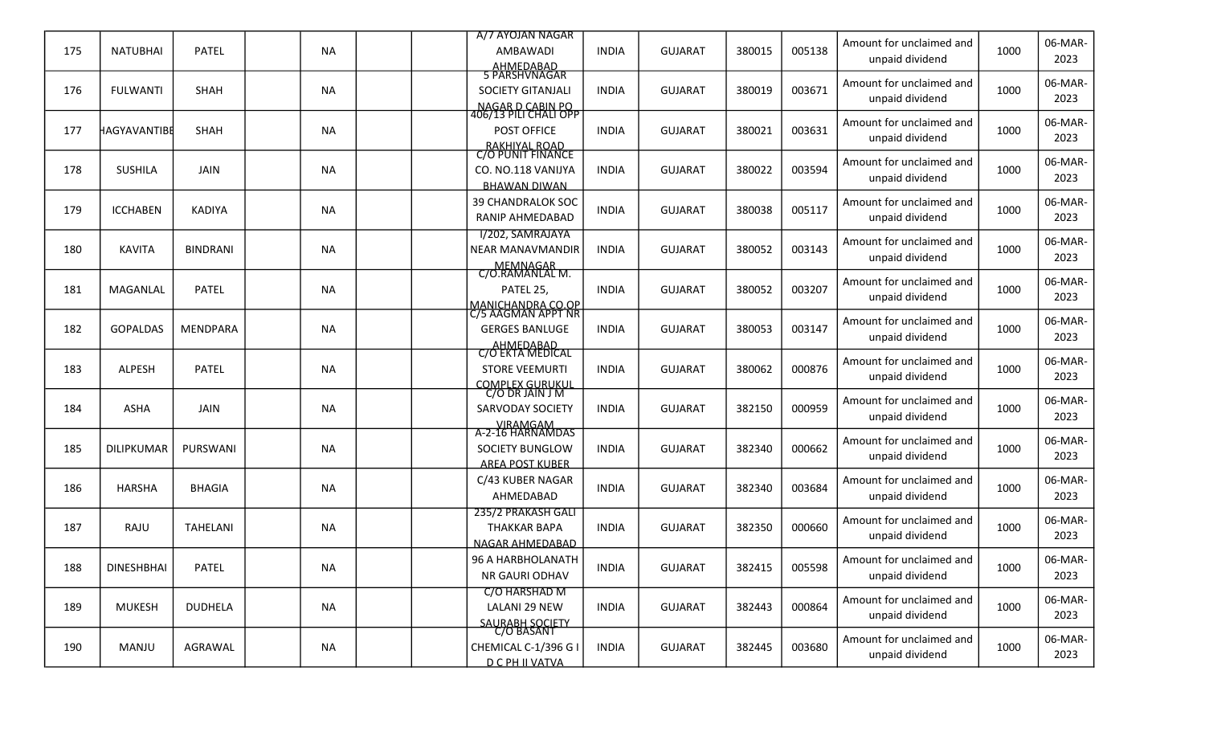| 175 | NATUBHAI | PATEL | | NA | | | A/7 AYOJAN NAGAR AMBAWADI AHMEDABAD | INDIA | GUJARAT | 380015 | 005138 | Amount for unclaimed and unpaid dividend | 1000 | 06-MAR-2023 |
|---|---|---|---|---|---|---|---|---|---|---|---|---|---|---|
| 176 | FULWANTI | SHAH | | NA | | | 5 PARSHVNAGAR SOCIETY GITANJALI NAGAR D CABIN PO | INDIA | GUJARAT | 380019 | 003671 | Amount for unclaimed and unpaid dividend | 1000 | 06-MAR-2023 |
| 177 | HAGYAVANTIBE | SHAH | | NA | | | 406/13 PILI CHALI OPP POST OFFICE RAKHIYAL ROAD | INDIA | GUJARAT | 380021 | 003631 | Amount for unclaimed and unpaid dividend | 1000 | 06-MAR-2023 |
| 178 | SUSHILA | JAIN | | NA | | | C/O PUNIT FINANCE CO. NO.118 VANIJYA BHAWAN DIWAN | INDIA | GUJARAT | 380022 | 003594 | Amount for unclaimed and unpaid dividend | 1000 | 06-MAR-2023 |
| 179 | ICCHABEN | KADIYA | | NA | | | 39 CHANDRALOK SOC RANIP AHMEDABAD | INDIA | GUJARAT | 380038 | 005117 | Amount for unclaimed and unpaid dividend | 1000 | 06-MAR-2023 |
| 180 | KAVITA | BINDRANI | | NA | | | I/202, SAMRAJAYA NEAR MANAVMANDIR MEMNAGAR | INDIA | GUJARAT | 380052 | 003143 | Amount for unclaimed and unpaid dividend | 1000 | 06-MAR-2023 |
| 181 | MAGANLAL | PATEL | | NA | | | C/O.RAMANLAL M. PATEL 25, MANICHANDRA CO.OP | INDIA | GUJARAT | 380052 | 003207 | Amount for unclaimed and unpaid dividend | 1000 | 06-MAR-2023 |
| 182 | GOPALDAS | MENDPARA | | NA | | | C/5 AAGMAN APPT NR GERGES BANLUGE AHMEDABAD | INDIA | GUJARAT | 380053 | 003147 | Amount for unclaimed and unpaid dividend | 1000 | 06-MAR-2023 |
| 183 | ALPESH | PATEL | | NA | | | C/O EKTA MEDICAL STORE VEEMURTI COMPLEX GURUKUL | INDIA | GUJARAT | 380062 | 000876 | Amount for unclaimed and unpaid dividend | 1000 | 06-MAR-2023 |
| 184 | ASHA | JAIN | | NA | | | C/O DR JAIN J M SARVODAY SOCIETY VIRAMGAM | INDIA | GUJARAT | 382150 | 000959 | Amount for unclaimed and unpaid dividend | 1000 | 06-MAR-2023 |
| 185 | DILIPKUMAR | PURSWANI | | NA | | | A-2-16 HARNAMDAS SOCIETY BUNGLOW AREA POST KUBER | INDIA | GUJARAT | 382340 | 000662 | Amount for unclaimed and unpaid dividend | 1000 | 06-MAR-2023 |
| 186 | HARSHA | BHAGIA | | NA | | | C/43 KUBER NAGAR AHMEDABAD | INDIA | GUJARAT | 382340 | 003684 | Amount for unclaimed and unpaid dividend | 1000 | 06-MAR-2023 |
| 187 | RAJU | TAHELANI | | NA | | | 235/2 PRAKASH GALI THAKKAR BAPA NAGAR AHMEDABAD | INDIA | GUJARAT | 382350 | 000660 | Amount for unclaimed and unpaid dividend | 1000 | 06-MAR-2023 |
| 188 | DINESHBHAI | PATEL | | NA | | | 96 A HARBHOLANATH NR GAURI ODHAV | INDIA | GUJARAT | 382415 | 005598 | Amount for unclaimed and unpaid dividend | 1000 | 06-MAR-2023 |
| 189 | MUKESH | DUDHELA | | NA | | | C/O HARSHAD M LALANI 29 NEW SAURABH SOCIETY | INDIA | GUJARAT | 382443 | 000864 | Amount for unclaimed and unpaid dividend | 1000 | 06-MAR-2023 |
| 190 | MANJU | AGRAWAL | | NA | | | C/O BASANT CHEMICAL C-1/396 G I D C PH II VATVA | INDIA | GUJARAT | 382445 | 003680 | Amount for unclaimed and unpaid dividend | 1000 | 06-MAR-2023 |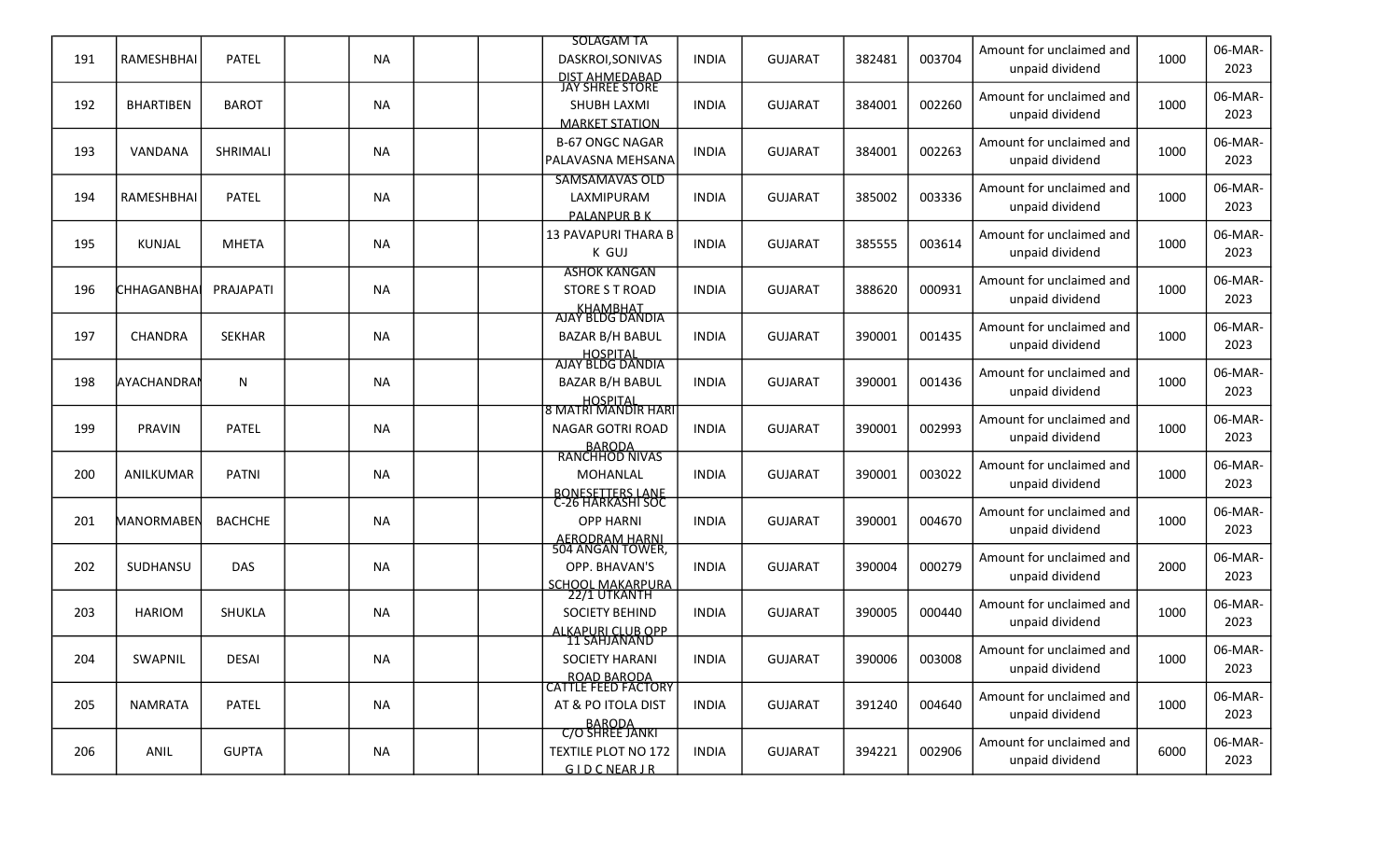| | | | | | | | | | | | | | | |
|---|---|---|---|---|---|---|---|---|---|---|---|---|---|---|
| 191 | RAMESHBHAI | PATEL | | NA | | | SOLAGAM TA DASKROI,SONIVAS DIST AHMEDABAD | INDIA | GUJARAT | 382481 | 003704 | Amount for unclaimed and unpaid dividend | 1000 | 06-MAR-2023 |
| 192 | BHARTIBEN | BAROT | | NA | | | JAY SHREE STORE SHUBH LAXMI MARKET STATION | INDIA | GUJARAT | 384001 | 002260 | Amount for unclaimed and unpaid dividend | 1000 | 06-MAR-2023 |
| 193 | VANDANA | SHRIMALI | | NA | | | B-67 ONGC NAGAR PALAVASNA MEHSANA | INDIA | GUJARAT | 384001 | 002263 | Amount for unclaimed and unpaid dividend | 1000 | 06-MAR-2023 |
| 194 | RAMESHBHAI | PATEL | | NA | | | SAMSAMAVAS OLD LAXMIPURAM PALANPUR B K | INDIA | GUJARAT | 385002 | 003336 | Amount for unclaimed and unpaid dividend | 1000 | 06-MAR-2023 |
| 195 | KUNJAL | MHETA | | NA | | | 13 PAVAPURI THARA B K GUJ | INDIA | GUJARAT | 385555 | 003614 | Amount for unclaimed and unpaid dividend | 1000 | 06-MAR-2023 |
| 196 | CHHAGANBHAI | PRAJAPATI | | NA | | | ASHOK KANGAN STORE S T ROAD KHAMBHAT | INDIA | GUJARAT | 388620 | 000931 | Amount for unclaimed and unpaid dividend | 1000 | 06-MAR-2023 |
| 197 | CHANDRA | SEKHAR | | NA | | | AJAY BLDG DANDIA BAZAR B/H BABUL HOSPITAL | INDIA | GUJARAT | 390001 | 001435 | Amount for unclaimed and unpaid dividend | 1000 | 06-MAR-2023 |
| 198 | AYACHANDRAN | N | | NA | | | AJAY BLDG DANDIA BAZAR B/H BABUL HOSPITAL | INDIA | GUJARAT | 390001 | 001436 | Amount for unclaimed and unpaid dividend | 1000 | 06-MAR-2023 |
| 199 | PRAVIN | PATEL | | NA | | | 8 MATRI MANDIR HARI NAGAR GOTRI ROAD BARODA | INDIA | GUJARAT | 390001 | 002993 | Amount for unclaimed and unpaid dividend | 1000 | 06-MAR-2023 |
| 200 | ANILKUMAR | PATNI | | NA | | | RANCHHOD NIVAS MOHANLAL BONESETTERS LANE | INDIA | GUJARAT | 390001 | 003022 | Amount for unclaimed and unpaid dividend | 1000 | 06-MAR-2023 |
| 201 | MANORMABEN | BACHCHE | | NA | | | C-26 HARKASHI SOC OPP HARNI AERODRAM HARNI | INDIA | GUJARAT | 390001 | 004670 | Amount for unclaimed and unpaid dividend | 1000 | 06-MAR-2023 |
| 202 | SUDHANSU | DAS | | NA | | | 504 ANGAN TOWER, OPP. BHAVAN'S SCHOOL MAKARPURA | INDIA | GUJARAT | 390004 | 000279 | Amount for unclaimed and unpaid dividend | 2000 | 06-MAR-2023 |
| 203 | HARIOM | SHUKLA | | NA | | | 22/1 UTKANTH SOCIETY BEHIND ALKAPURI CLUB OPP | INDIA | GUJARAT | 390005 | 000440 | Amount for unclaimed and unpaid dividend | 1000 | 06-MAR-2023 |
| 204 | SWAPNIL | DESAI | | NA | | | 11 SAHJANAND SOCIETY HARANI ROAD BARODA | INDIA | GUJARAT | 390006 | 003008 | Amount for unclaimed and unpaid dividend | 1000 | 06-MAR-2023 |
| 205 | NAMRATA | PATEL | | NA | | | CATTLE FEED FACTORY AT & PO ITOLA DIST BARODA | INDIA | GUJARAT | 391240 | 004640 | Amount for unclaimed and unpaid dividend | 1000 | 06-MAR-2023 |
| 206 | ANIL | GUPTA | | NA | | | C/O SHREE JANKI TEXTILE PLOT NO 172 G I D C NEAR J R | INDIA | GUJARAT | 394221 | 002906 | Amount for unclaimed and unpaid dividend | 6000 | 06-MAR-2023 |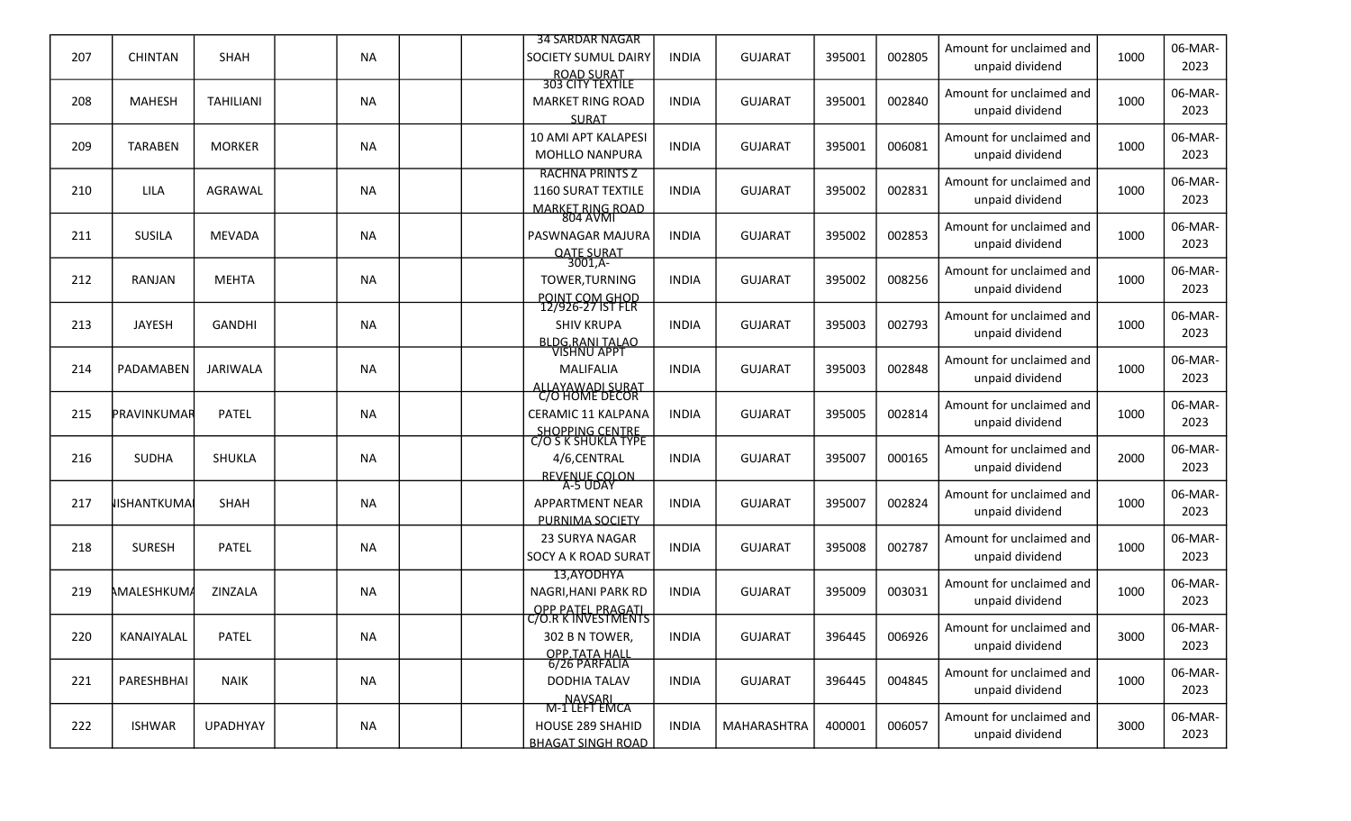| 207 | CHINTAN | SHAH | | NA | | | 34 SARDAR NAGAR SOCIETY SUMUL DAIRY ROAD SURAT | INDIA | GUJARAT | 395001 | 002805 | Amount for unclaimed and unpaid dividend | 1000 | 06-MAR-2023 |
|---|---|---|---|---|---|---|---|---|---|---|---|---|---|---|
| 208 | MAHESH | TAHILIANI | | NA | | | 303 CITY TEXTILE MARKET RING ROAD SURAT | INDIA | GUJARAT | 395001 | 002840 | Amount for unclaimed and unpaid dividend | 1000 | 06-MAR-2023 |
| 209 | TARABEN | MORKER | | NA | | | 10 AMI APT KALAPESI MOHLLO NANPURA | INDIA | GUJARAT | 395001 | 006081 | Amount for unclaimed and unpaid dividend | 1000 | 06-MAR-2023 |
| 210 | LILA | AGRAWAL | | NA | | | RACHNA PRINTS Z 1160 SURAT TEXTILE MARKET RING ROAD | INDIA | GUJARAT | 395002 | 002831 | Amount for unclaimed and unpaid dividend | 1000 | 06-MAR-2023 |
| 211 | SUSILA | MEVADA | | NA | | | 804 AVMI PASWNAGAR MAJURA QATE SURAT | INDIA | GUJARAT | 395002 | 002853 | Amount for unclaimed and unpaid dividend | 1000 | 06-MAR-2023 |
| 212 | RANJAN | MEHTA | | NA | | | 3001,A-TOWER,TURNING POINT COM GHOD | INDIA | GUJARAT | 395002 | 008256 | Amount for unclaimed and unpaid dividend | 1000 | 06-MAR-2023 |
| 213 | JAYESH | GANDHI | | NA | | | 12/926-27 IST FLR SHIV KRUPA BLDG RANI TALAO | INDIA | GUJARAT | 395003 | 002793 | Amount for unclaimed and unpaid dividend | 1000 | 06-MAR-2023 |
| 214 | PADAMABEN | JARIWALA | | NA | | | VISHNU APPT MALIFALIA ALLAYAWADI SURAT | INDIA | GUJARAT | 395003 | 002848 | Amount for unclaimed and unpaid dividend | 1000 | 06-MAR-2023 |
| 215 | PRAVINKUMAR | PATEL | | NA | | | C/O HOME DECOR CERAMIC 11 KALPANA SHOPPING CENTRE | INDIA | GUJARAT | 395005 | 002814 | Amount for unclaimed and unpaid dividend | 1000 | 06-MAR-2023 |
| 216 | SUDHA | SHUKLA | | NA | | | C/O S K SHUKLA TYPE 4/6,CENTRAL REVENUE COLON | INDIA | GUJARAT | 395007 | 000165 | Amount for unclaimed and unpaid dividend | 2000 | 06-MAR-2023 |
| 217 | NISHANTKUMAI | SHAH | | NA | | | A-5 UDAY APPARTMENT NEAR PURNIMA SOCIETY | INDIA | GUJARAT | 395007 | 002824 | Amount for unclaimed and unpaid dividend | 1000 | 06-MAR-2023 |
| 218 | SURESH | PATEL | | NA | | | 23 SURYA NAGAR SOCY A K ROAD SURAT | INDIA | GUJARAT | 395008 | 002787 | Amount for unclaimed and unpaid dividend | 1000 | 06-MAR-2023 |
| 219 | AMALESHKUMA | ZINZALA | | NA | | | 13,AYODHYA NAGRI,HANI PARK RD OPP PATEL PRAGATI | INDIA | GUJARAT | 395009 | 003031 | Amount for unclaimed and unpaid dividend | 1000 | 06-MAR-2023 |
| 220 | KANAIYALAL | PATEL | | NA | | | C/O.R K INVESTMENTS 302 B N TOWER, OPP.TATA HALL | INDIA | GUJARAT | 396445 | 006926 | Amount for unclaimed and unpaid dividend | 3000 | 06-MAR-2023 |
| 221 | PARESHBHAI | NAIK | | NA | | | 6/26 PARFALIA DODHIA TALAV NAVSARI | INDIA | GUJARAT | 396445 | 004845 | Amount for unclaimed and unpaid dividend | 1000 | 06-MAR-2023 |
| 222 | ISHWAR | UPADHYAY | | NA | | | M-1 LEFT EMCA HOUSE 289 SHAHID BHAGAT SINGH ROAD | INDIA | MAHARASHTRA | 400001 | 006057 | Amount for unclaimed and unpaid dividend | 3000 | 06-MAR-2023 |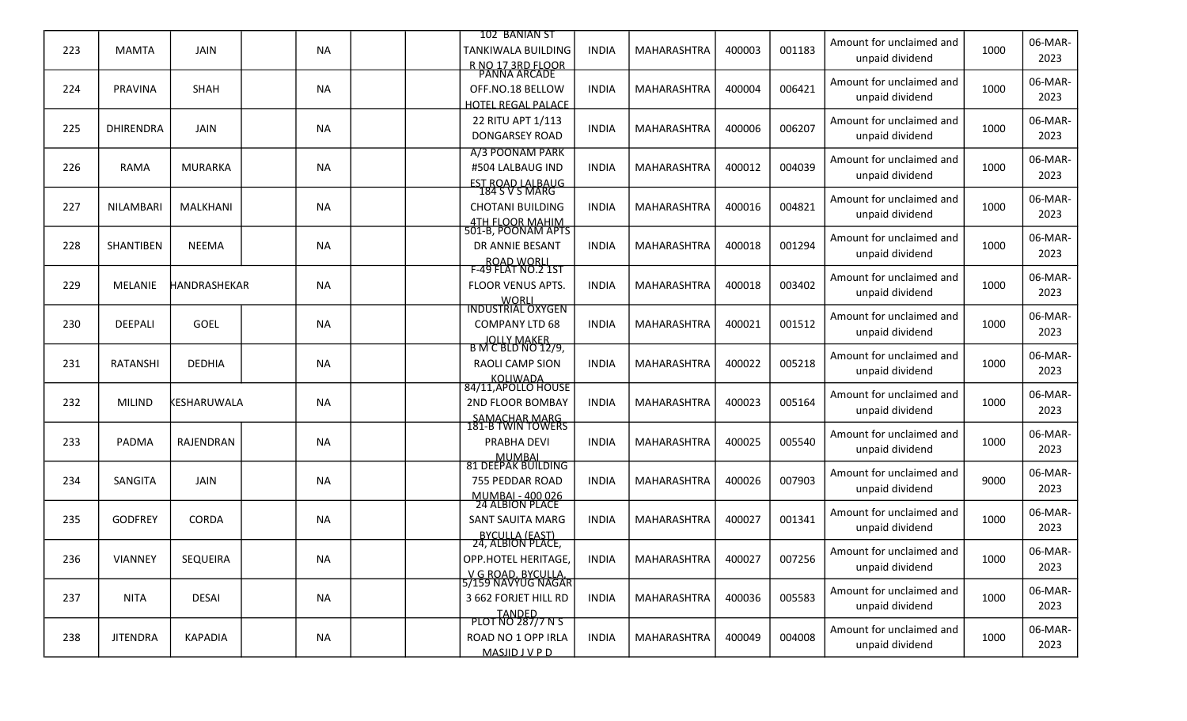| 223 | MAMTA | JAIN | | NA | | | 102 BANIAN ST TANKIWALA BUILDING R NO 17 3RD FLOOR | INDIA | MAHARASHTRA | 400003 | 001183 | Amount for unclaimed and unpaid dividend | 1000 | 06-MAR-2023 |
|---|---|---|---|---|---|---|---|---|---|---|---|---|---|---|
| 224 | PRAVINA | SHAH | | NA | | | PANNA ARCADE OFF.NO.18 BELLOW HOTEL REGAL PALACE | INDIA | MAHARASHTRA | 400004 | 006421 | Amount for unclaimed and unpaid dividend | 1000 | 06-MAR-2023 |
| 225 | DHIRENDRA | JAIN | | NA | | | 22 RITU APT 1/113 DONGARSEY ROAD | INDIA | MAHARASHTRA | 400006 | 006207 | Amount for unclaimed and unpaid dividend | 1000 | 06-MAR-2023 |
| 226 | RAMA | MURARKA | | NA | | | A/3 POONAM PARK #504 LALBAUG IND EST ROAD LALBAUG | INDIA | MAHARASHTRA | 400012 | 004039 | Amount for unclaimed and unpaid dividend | 1000 | 06-MAR-2023 |
| 227 | NILAMBARI | MALKHANI | | NA | | | 184 S V S MARG CHOTANI BUILDING 4TH FLOOR MAHIM | INDIA | MAHARASHTRA | 400016 | 004821 | Amount for unclaimed and unpaid dividend | 1000 | 06-MAR-2023 |
| 228 | SHANTIBEN | NEEMA | | NA | | | 501-B, POONAM APTS DR ANNIE BESANT ROAD WORLI | INDIA | MAHARASHTRA | 400018 | 001294 | Amount for unclaimed and unpaid dividend | 1000 | 06-MAR-2023 |
| 229 | MELANIE | HANDRASHEKAR | | NA | | | F-49 FLAT NO.2 1ST FLOOR VENUS APTS. WORLI | INDIA | MAHARASHTRA | 400018 | 003402 | Amount for unclaimed and unpaid dividend | 1000 | 06-MAR-2023 |
| 230 | DEEPALI | GOEL | | NA | | | INDUSTRIAL OXYGEN COMPANY LTD 68 JOLLY MAKER | INDIA | MAHARASHTRA | 400021 | 001512 | Amount for unclaimed and unpaid dividend | 1000 | 06-MAR-2023 |
| 231 | RATANSHI | DEDHIA | | NA | | | B M C BLD NO 12/9, RAOLI CAMP SION KOLIWADA | INDIA | MAHARASHTRA | 400022 | 005218 | Amount for unclaimed and unpaid dividend | 1000 | 06-MAR-2023 |
| 232 | MILIND | KESHARUWALA | | NA | | | 84/11,APOLLO HOUSE 2ND FLOOR BOMBAY SAMACHAR MARG | INDIA | MAHARASHTRA | 400023 | 005164 | Amount for unclaimed and unpaid dividend | 1000 | 06-MAR-2023 |
| 233 | PADMA | RAJENDRAN | | NA | | | 181-B TWIN TOWERS PRABHA DEVI MUMBAI | INDIA | MAHARASHTRA | 400025 | 005540 | Amount for unclaimed and unpaid dividend | 1000 | 06-MAR-2023 |
| 234 | SANGITA | JAIN | | NA | | | 81 DEEPAK BUILDING 755 PEDDAR ROAD MUMBAI - 400 026 | INDIA | MAHARASHTRA | 400026 | 007903 | Amount for unclaimed and unpaid dividend | 9000 | 06-MAR-2023 |
| 235 | GODFREY | CORDA | | NA | | | 24 ALBION PLACE SANT SAUITA MARG BYCULLA (EAST) | INDIA | MAHARASHTRA | 400027 | 001341 | Amount for unclaimed and unpaid dividend | 1000 | 06-MAR-2023 |
| 236 | VIANNEY | SEQUEIRA | | NA | | | 24, ALBION PLACE, OPP.HOTEL HERITAGE, V G ROAD, BYCULLA, | INDIA | MAHARASHTRA | 400027 | 007256 | Amount for unclaimed and unpaid dividend | 1000 | 06-MAR-2023 |
| 237 | NITA | DESAI | | NA | | | 5/159 NAVYUG NAGAR 3 662 FORJET HILL RD TANDED | INDIA | MAHARASHTRA | 400036 | 005583 | Amount for unclaimed and unpaid dividend | 1000 | 06-MAR-2023 |
| 238 | JITENDRA | KAPADIA | | NA | | | PLOT NO 287/7 N S ROAD NO 1 OPP IRLA MASJID J V P D | INDIA | MAHARASHTRA | 400049 | 004008 | Amount for unclaimed and unpaid dividend | 1000 | 06-MAR-2023 |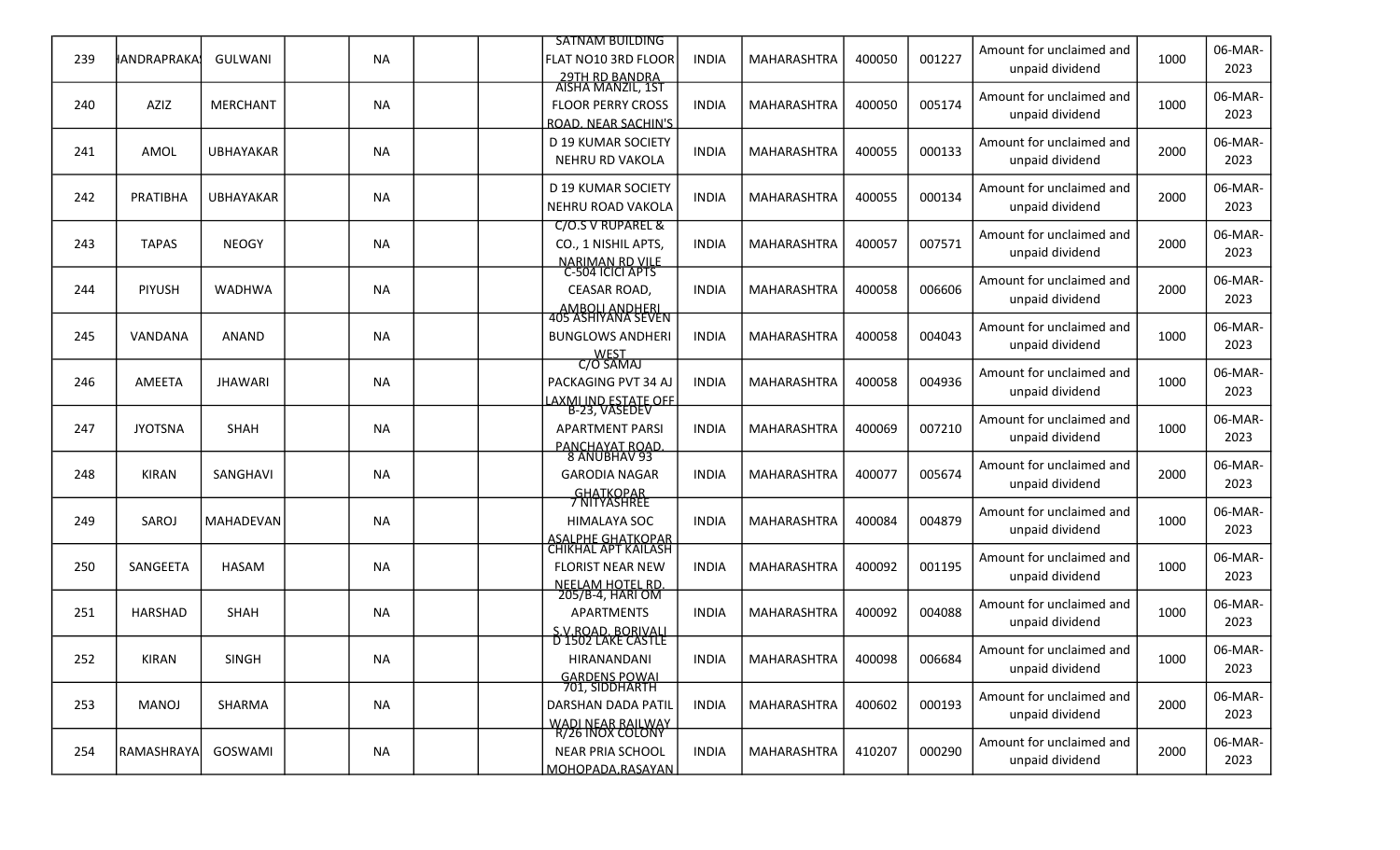| 239 | IANDRAPRAKA | GULWANI | | NA | | | SATNAM BUILDING FLAT NO10 3RD FLOOR 29TH RD BANDRA | INDIA | MAHARASHTRA | 400050 | 001227 | Amount for unclaimed and unpaid dividend | 1000 | 06-MAR-2023 |
|---|---|---|---|---|---|---|---|---|---|---|---|---|---|---|
| 240 | AZIZ | MERCHANT | | NA | | | AISHA MANZIL, 1ST FLOOR PERRY CROSS ROAD, NEAR SACHIN'S | INDIA | MAHARASHTRA | 400050 | 005174 | Amount for unclaimed and unpaid dividend | 1000 | 06-MAR-2023 |
| 241 | AMOL | UBHAYAKAR | | NA | | | D 19 KUMAR SOCIETY NEHRU RD VAKOLA | INDIA | MAHARASHTRA | 400055 | 000133 | Amount for unclaimed and unpaid dividend | 2000 | 06-MAR-2023 |
| 242 | PRATIBHA | UBHAYAKAR | | NA | | | D 19 KUMAR SOCIETY NEHRU ROAD VAKOLA | INDIA | MAHARASHTRA | 400055 | 000134 | Amount for unclaimed and unpaid dividend | 2000 | 06-MAR-2023 |
| 243 | TAPAS | NEOGY | | NA | | | C/O.S V RUPAREL & CO., 1 NISHIL APTS, NARIMAN RD VILE | INDIA | MAHARASHTRA | 400057 | 007571 | Amount for unclaimed and unpaid dividend | 2000 | 06-MAR-2023 |
| 244 | PIYUSH | WADHWA | | NA | | | C-504 ICICI APTS CEASAR ROAD, AMBOLI ANDHERI | INDIA | MAHARASHTRA | 400058 | 006606 | Amount for unclaimed and unpaid dividend | 2000 | 06-MAR-2023 |
| 245 | VANDANA | ANAND | | NA | | | 405 ASHIYANA SEVEN BUNGLOWS ANDHERI WEST | INDIA | MAHARASHTRA | 400058 | 004043 | Amount for unclaimed and unpaid dividend | 1000 | 06-MAR-2023 |
| 246 | AMEETA | JHAWARI | | NA | | | C/O SAMAJ PACKAGING PVT 34 AJ LAXMI IND ESTATE OFF | INDIA | MAHARASHTRA | 400058 | 004936 | Amount for unclaimed and unpaid dividend | 1000 | 06-MAR-2023 |
| 247 | JYOTSNA | SHAH | | NA | | | B-23, VASEDEV APARTMENT PARSI PANCHAYAT ROAD, | INDIA | MAHARASHTRA | 400069 | 007210 | Amount for unclaimed and unpaid dividend | 1000 | 06-MAR-2023 |
| 248 | KIRAN | SANGHAVI | | NA | | | 8 ANUBHAV 93 GARODIA NAGAR GHATKOPAR | INDIA | MAHARASHTRA | 400077 | 005674 | Amount for unclaimed and unpaid dividend | 2000 | 06-MAR-2023 |
| 249 | SAROJ | MAHADEVAN | | NA | | | 7 NITYASHREE HIMALAYA SOC ASALPHE GHATKOPAR | INDIA | MAHARASHTRA | 400084 | 004879 | Amount for unclaimed and unpaid dividend | 1000 | 06-MAR-2023 |
| 250 | SANGEETA | HASAM | | NA | | | CHIKHAL APT KAILASH FLORIST NEAR NEW NEELAM HOTEL RD. | INDIA | MAHARASHTRA | 400092 | 001195 | Amount for unclaimed and unpaid dividend | 1000 | 06-MAR-2023 |
| 251 | HARSHAD | SHAH | | NA | | | 205/B-4, HARI OM APARTMENTS S.V.ROAD, BORIVALI | INDIA | MAHARASHTRA | 400092 | 004088 | Amount for unclaimed and unpaid dividend | 1000 | 06-MAR-2023 |
| 252 | KIRAN | SINGH | | NA | | | D 1502 LAKE CASTLE HIRANANDANI GARDENS POWAI | INDIA | MAHARASHTRA | 400098 | 006684 | Amount for unclaimed and unpaid dividend | 1000 | 06-MAR-2023 |
| 253 | MANOJ | SHARMA | | NA | | | 701, SIDDHARTH DARSHAN DADA PATIL WADI NEAR RAILWAY | INDIA | MAHARASHTRA | 400602 | 000193 | Amount for unclaimed and unpaid dividend | 2000 | 06-MAR-2023 |
| 254 | RAMASHRAYA | GOSWAMI | | NA | | | R/26 INOX COLONY NEAR PRIA SCHOOL MOHOPADA,RASAYAN | INDIA | MAHARASHTRA | 410207 | 000290 | Amount for unclaimed and unpaid dividend | 2000 | 06-MAR-2023 |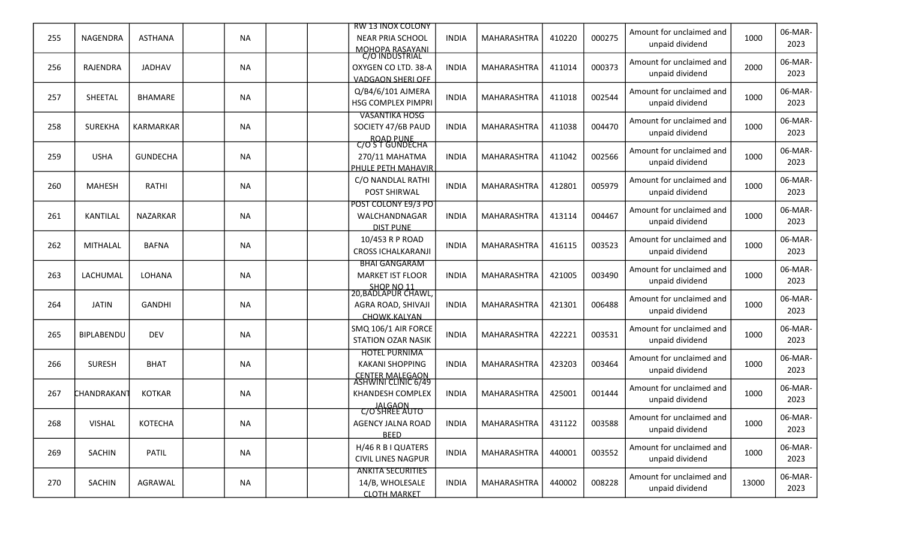| 255 | NAGENDRA | ASTHANA | | NA | | | RW 13 INOX COLONY NEAR PRIA SCHOOL MOHOPA RASAYANI | INDIA | MAHARASHTRA | 410220 | 000275 | Amount for unclaimed and unpaid dividend | 1000 | 06-MAR-2023 |
|---|---|---|---|---|---|---|---|---|---|---|---|---|---|---|
| 256 | RAJENDRA | JADHAV | | NA | | | C/O INDUSTRIAL OXYGEN CO LTD. 38-A VADGAON SHERI OFF | INDIA | MAHARASHTRA | 411014 | 000373 | Amount for unclaimed and unpaid dividend | 2000 | 06-MAR-2023 |
| 257 | SHEETAL | BHAMARE | | NA | | | Q/B4/6/101 AJMERA HSG COMPLEX PIMPRI | INDIA | MAHARASHTRA | 411018 | 002544 | Amount for unclaimed and unpaid dividend | 1000 | 06-MAR-2023 |
| 258 | SUREKHA | KARMARKAR | | NA | | | VASANTIKA HOSG SOCIETY 47/6B PAUD ROAD PUNE | INDIA | MAHARASHTRA | 411038 | 004470 | Amount for unclaimed and unpaid dividend | 1000 | 06-MAR-2023 |
| 259 | USHA | GUNDECHA | | NA | | | C/O S T GUNDECHA 270/11 MAHATMA PHULE PETH MAHAVIR | INDIA | MAHARASHTRA | 411042 | 002566 | Amount for unclaimed and unpaid dividend | 1000 | 06-MAR-2023 |
| 260 | MAHESH | RATHI | | NA | | | C/O NANDLAL RATHI POST SHIRWAL | INDIA | MAHARASHTRA | 412801 | 005979 | Amount for unclaimed and unpaid dividend | 1000 | 06-MAR-2023 |
| 261 | KANTILAL | NAZARKAR | | NA | | | POST COLONY E9/3 PO WALCHANDNAGAR DIST PUNE | INDIA | MAHARASHTRA | 413114 | 004467 | Amount for unclaimed and unpaid dividend | 1000 | 06-MAR-2023 |
| 262 | MITHALAL | BAFNA | | NA | | | 10/453 R P ROAD CROSS ICHALKARANJI | INDIA | MAHARASHTRA | 416115 | 003523 | Amount for unclaimed and unpaid dividend | 1000 | 06-MAR-2023 |
| 263 | LACHUMAL | LOHANA | | NA | | | BHAI GANGARAM MARKET IST FLOOR SHOP NO 11 | INDIA | MAHARASHTRA | 421005 | 003490 | Amount for unclaimed and unpaid dividend | 1000 | 06-MAR-2023 |
| 264 | JATIN | GANDHI | | NA | | | 20,BADLAPUR CHAWL, AGRA ROAD, SHIVAJI CHOWK,KALYAN | INDIA | MAHARASHTRA | 421301 | 006488 | Amount for unclaimed and unpaid dividend | 1000 | 06-MAR-2023 |
| 265 | BIPLABENDU | DEV | | NA | | | SMQ 106/1 AIR FORCE STATION OZAR NASIK | INDIA | MAHARASHTRA | 422221 | 003531 | Amount for unclaimed and unpaid dividend | 1000 | 06-MAR-2023 |
| 266 | SURESH | BHAT | | NA | | | HOTEL PURNIMA KAKANI SHOPPING CENTER MALEGAON | INDIA | MAHARASHTRA | 423203 | 003464 | Amount for unclaimed and unpaid dividend | 1000 | 06-MAR-2023 |
| 267 | CHANDRAKANT | KOTKAR | | NA | | | ASHWINI CLINIC 6/49 KHANDESH COMPLEX JALGAON | INDIA | MAHARASHTRA | 425001 | 001444 | Amount for unclaimed and unpaid dividend | 1000 | 06-MAR-2023 |
| 268 | VISHAL | KOTECHA | | NA | | | C/O SHREE AUTO AGENCY JALNA ROAD BEED | INDIA | MAHARASHTRA | 431122 | 003588 | Amount for unclaimed and unpaid dividend | 1000 | 06-MAR-2023 |
| 269 | SACHIN | PATIL | | NA | | | H/46 R B I QUATERS CIVIL LINES NAGPUR | INDIA | MAHARASHTRA | 440001 | 003552 | Amount for unclaimed and unpaid dividend | 1000 | 06-MAR-2023 |
| 270 | SACHIN | AGRAWAL | | NA | | | ANKITA SECURITIES 14/B, WHOLESALE CLOTH MARKET | INDIA | MAHARASHTRA | 440002 | 008228 | Amount for unclaimed and unpaid dividend | 13000 | 06-MAR-2023 |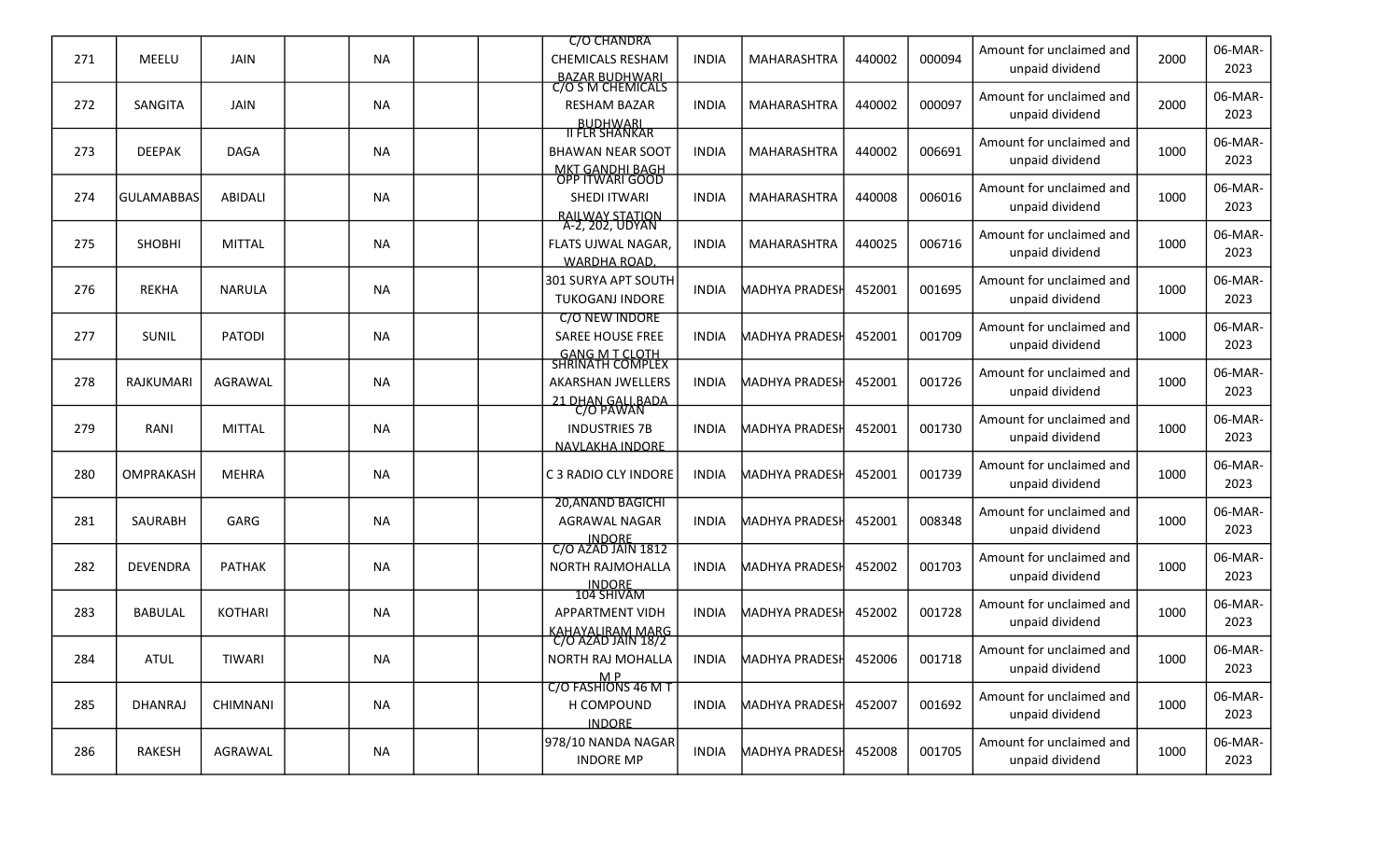| 271 | MEELU | JAIN | | NA | | | C/O CHANDRA CHEMICALS RESHAM BAZAR BUDHWARI | INDIA | MAHARASHTRA | 440002 | 000094 | Amount for unclaimed and unpaid dividend | 2000 | 06-MAR-2023 |
|---|---|---|---|---|---|---|---|---|---|---|---|---|---|---|
| 272 | SANGITA | JAIN | | NA | | | C/O S M CHEMICALS RESHAM BAZAR BUDHWARI | INDIA | MAHARASHTRA | 440002 | 000097 | Amount for unclaimed and unpaid dividend | 2000 | 06-MAR-2023 |
| 273 | DEEPAK | DAGA | | NA | | | II FLR SHANKAR BHAWAN NEAR SOOT MKT GANDHI BAGH | INDIA | MAHARASHTRA | 440002 | 006691 | Amount for unclaimed and unpaid dividend | 1000 | 06-MAR-2023 |
| 274 | GULAMABBAS | ABIDALI | | NA | | | OPP ITWARI GOOD SHEDI ITWARI RAILWAY STATION | INDIA | MAHARASHTRA | 440008 | 006016 | Amount for unclaimed and unpaid dividend | 1000 | 06-MAR-2023 |
| 275 | SHOBHI | MITTAL | | NA | | | A-2, 202, UDYAN FLATS UJWAL NAGAR, WARDHA ROAD, | INDIA | MAHARASHTRA | 440025 | 006716 | Amount for unclaimed and unpaid dividend | 1000 | 06-MAR-2023 |
| 276 | REKHA | NARULA | | NA | | | 301 SURYA APT SOUTH TUKOGANJ INDORE | INDIA | MADHYA PRADESH | 452001 | 001695 | Amount for unclaimed and unpaid dividend | 1000 | 06-MAR-2023 |
| 277 | SUNIL | PATODI | | NA | | | C/O NEW INDORE SAREE HOUSE FREE GANG M T CLOTH | INDIA | MADHYA PRADESH | 452001 | 001709 | Amount for unclaimed and unpaid dividend | 1000 | 06-MAR-2023 |
| 278 | RAJKUMARI | AGRAWAL | | NA | | | SHRINATH COMPLEX AKARSHAN JWELLERS 21 DHAN GALI BADA | INDIA | MADHYA PRADESH | 452001 | 001726 | Amount for unclaimed and unpaid dividend | 1000 | 06-MAR-2023 |
| 279 | RANI | MITTAL | | NA | | | C/O PAWAN INDUSTRIES 7B NAVLAKHA INDORE | INDIA | MADHYA PRADESH | 452001 | 001730 | Amount for unclaimed and unpaid dividend | 1000 | 06-MAR-2023 |
| 280 | OMPRAKASH | MEHRA | | NA | | | C 3 RADIO CLY INDORE | INDIA | MADHYA PRADESH | 452001 | 001739 | Amount for unclaimed and unpaid dividend | 1000 | 06-MAR-2023 |
| 281 | SAURABH | GARG | | NA | | | 20,ANAND BAGICHI AGRAWAL NAGAR INDORE | INDIA | MADHYA PRADESH | 452001 | 008348 | Amount for unclaimed and unpaid dividend | 1000 | 06-MAR-2023 |
| 282 | DEVENDRA | PATHAK | | NA | | | C/O AZAD JAIN 1812 NORTH RAJMOHALLA INDORE | INDIA | MADHYA PRADESH | 452002 | 001703 | Amount for unclaimed and unpaid dividend | 1000 | 06-MAR-2023 |
| 283 | BABULAL | KOTHARI | | NA | | | 104 SHIVAM APPARTMENT VIDH KAHAYALIRAM MARG | INDIA | MADHYA PRADESH | 452002 | 001728 | Amount for unclaimed and unpaid dividend | 1000 | 06-MAR-2023 |
| 284 | ATUL | TIWARI | | NA | | | C/O AZAD JAIN 18/2 NORTH RAJ MOHALLA M P | INDIA | MADHYA PRADESH | 452006 | 001718 | Amount for unclaimed and unpaid dividend | 1000 | 06-MAR-2023 |
| 285 | DHANRAJ | CHIMNANI | | NA | | | C/O FASHIONS 46 M T H COMPOUND INDORE | INDIA | MADHYA PRADESH | 452007 | 001692 | Amount for unclaimed and unpaid dividend | 1000 | 06-MAR-2023 |
| 286 | RAKESH | AGRAWAL | | NA | | | 978/10 NANDA NAGAR INDORE MP | INDIA | MADHYA PRADESH | 452008 | 001705 | Amount for unclaimed and unpaid dividend | 1000 | 06-MAR-2023 |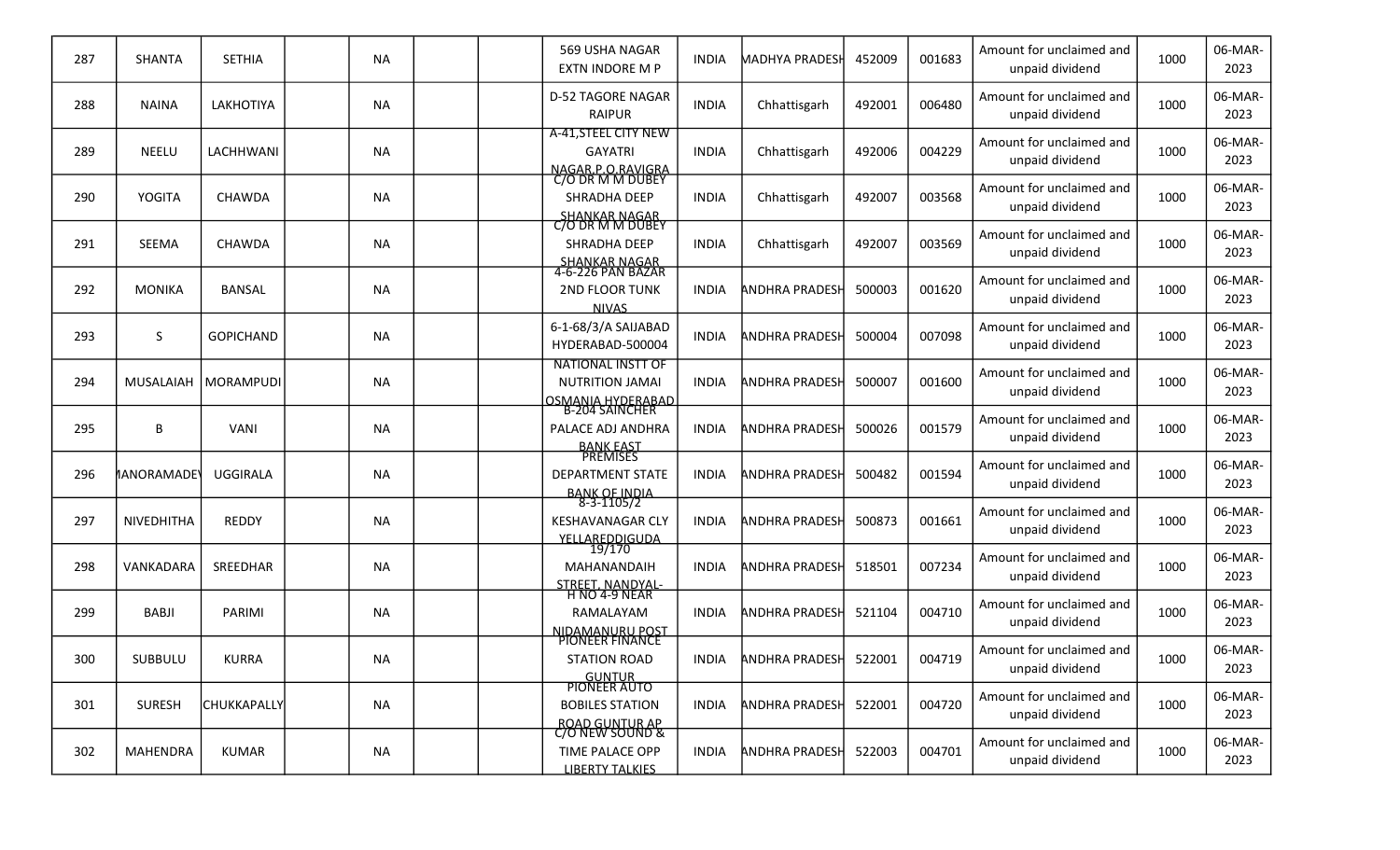| 287 | SHANTA | SETHIA | | NA | | | 569 USHA NAGAR EXTN INDORE M P | INDIA | MADHYA PRADESH | 452009 | 001683 | Amount for unclaimed and unpaid dividend | 1000 | 06-MAR-2023 |
|---|---|---|---|---|---|---|---|---|---|---|---|---|---|---|
| 288 | NAINA | LAKHOTIYA | | NA | | | D-52 TAGORE NAGAR RAIPUR | INDIA | Chhattisgarh | 492001 | 006480 | Amount for unclaimed and unpaid dividend | 1000 | 06-MAR-2023 |
| 289 | NEELU | LACHHWANI | | NA | | | A-41,STEEL CITY NEW GAYATRI NAGAR P.O.RAVIGRA | INDIA | Chhattisgarh | 492006 | 004229 | Amount for unclaimed and unpaid dividend | 1000 | 06-MAR-2023 |
| 290 | YOGITA | CHAWDA | | NA | | | C/O DR M M DUBEY SHRADHA DEEP SHANKAR NAGAR | INDIA | Chhattisgarh | 492007 | 003568 | Amount for unclaimed and unpaid dividend | 1000 | 06-MAR-2023 |
| 291 | SEEMA | CHAWDA | | NA | | | C/O DR M M DUBEY SHRADHA DEEP SHANKAR NAGAR | INDIA | Chhattisgarh | 492007 | 003569 | Amount for unclaimed and unpaid dividend | 1000 | 06-MAR-2023 |
| 292 | MONIKA | BANSAL | | NA | | | 4-6-226 PAN BAZAR 2ND FLOOR TUNK NIVAS | INDIA | ANDHRA PRADESH | 500003 | 001620 | Amount for unclaimed and unpaid dividend | 1000 | 06-MAR-2023 |
| 293 | S | GOPICHAND | | NA | | | 6-1-68/3/A SAIJABAD HYDERABAD-500004 | INDIA | ANDHRA PRADESH | 500004 | 007098 | Amount for unclaimed and unpaid dividend | 1000 | 06-MAR-2023 |
| 294 | MUSALAIAH | MORAMPUDI | | NA | | | NATIONAL INSTT OF NUTRITION JAMAI OSMANIA HYDERABAD | INDIA | ANDHRA PRADESH | 500007 | 001600 | Amount for unclaimed and unpaid dividend | 1000 | 06-MAR-2023 |
| 295 | B | VANI | | NA | | | B-204 SAINCHER PALACE ADJ ANDHRA BANK EAST | INDIA | ANDHRA PRADESH | 500026 | 001579 | Amount for unclaimed and unpaid dividend | 1000 | 06-MAR-2023 |
| 296 | MANORAMADEV | UGGIRALA | | NA | | | PREMISES DEPARTMENT STATE BANK OF INDIA | INDIA | ANDHRA PRADESH | 500482 | 001594 | Amount for unclaimed and unpaid dividend | 1000 | 06-MAR-2023 |
| 297 | NIVEDHITHA | REDDY | | NA | | | 8-3-1105/2 KESHAVANAGAR CLY YELLAREDDIGUDA | INDIA | ANDHRA PRADESH | 500873 | 001661 | Amount for unclaimed and unpaid dividend | 1000 | 06-MAR-2023 |
| 298 | VANKADARA | SREEDHAR | | NA | | | 19/170 MAHANANDAIH STREET, NANDYAL- | INDIA | ANDHRA PRADESH | 518501 | 007234 | Amount for unclaimed and unpaid dividend | 1000 | 06-MAR-2023 |
| 299 | BABJI | PARIMI | | NA | | | H NO 4-9 NEAR RAMALAYAM NIDAMANURU POST | INDIA | ANDHRA PRADESH | 521104 | 004710 | Amount for unclaimed and unpaid dividend | 1000 | 06-MAR-2023 |
| 300 | SUBBULU | KURRA | | NA | | | PIONEER FINANCE STATION ROAD GUNTUR | INDIA | ANDHRA PRADESH | 522001 | 004719 | Amount for unclaimed and unpaid dividend | 1000 | 06-MAR-2023 |
| 301 | SURESH | CHUKKAPALLY | | NA | | | PIONEER AUTO BOBILES STATION ROAD GUNTUR AP | INDIA | ANDHRA PRADESH | 522001 | 004720 | Amount for unclaimed and unpaid dividend | 1000 | 06-MAR-2023 |
| 302 | MAHENDRA | KUMAR | | NA | | | C/O NEW SOUND & TIME PALACE OPP LIBERTY TALKIES | INDIA | ANDHRA PRADESH | 522003 | 004701 | Amount for unclaimed and unpaid dividend | 1000 | 06-MAR-2023 |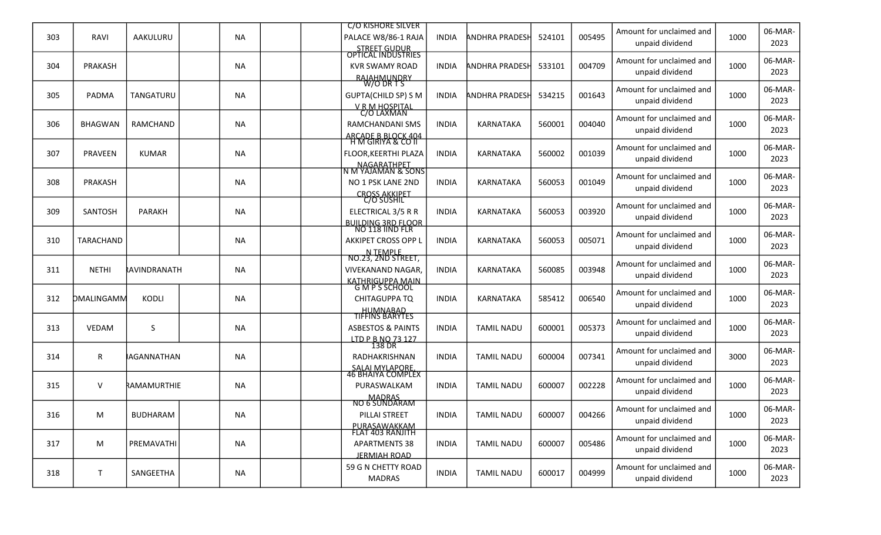| 303 | RAVI | AAKULURU | | NA | | | C/O KISHORE SILVER PALACE W8/86-1 RAJA STREET GUDUR | INDIA | ANDHRA PRADESH | 524101 | 005495 | Amount for unclaimed and unpaid dividend | 1000 | 06-MAR-2023 |
|---|---|---|---|---|---|---|---|---|---|---|---|---|---|---|
| 304 | PRAKASH | | | NA | | | OPTICAL INDUSTRIES KVR SWAMY ROAD RAJAHMUNDRY | INDIA | ANDHRA PRADESH | 533101 | 004709 | Amount for unclaimed and unpaid dividend | 1000 | 06-MAR-2023 |
| 305 | PADMA | TANGATURU | | NA | | | W/O DR T S GUPTA(CHILD SP) S M V R M HOSPITAL | INDIA | ANDHRA PRADESH | 534215 | 001643 | Amount for unclaimed and unpaid dividend | 1000 | 06-MAR-2023 |
| 306 | BHAGWAN | RAMCHAND | | NA | | | C/O LAXMAN RAMCHANDANI SMS ARCADE B BLOCK 404 | INDIA | KARNATAKA | 560001 | 004040 | Amount for unclaimed and unpaid dividend | 1000 | 06-MAR-2023 |
| 307 | PRAVEEN | KUMAR | | NA | | | H M GIRIYA & CO II FLOOR,KEERTHI PLAZA NAGARATHPET | INDIA | KARNATAKA | 560002 | 001039 | Amount for unclaimed and unpaid dividend | 1000 | 06-MAR-2023 |
| 308 | PRAKASH | | | NA | | | N M YAJAMAN & SONS NO 1 PSK LANE 2ND CROSS AKKIPET | INDIA | KARNATAKA | 560053 | 001049 | Amount for unclaimed and unpaid dividend | 1000 | 06-MAR-2023 |
| 309 | SANTOSH | PARAKH | | NA | | | C/O SUSHIL ELECTRICAL 3/5 R R BUILDING 3RD FLOOR | INDIA | KARNATAKA | 560053 | 003920 | Amount for unclaimed and unpaid dividend | 1000 | 06-MAR-2023 |
| 310 | TARACHAND | | | NA | | | NO 118 IIND FLR AKKIPET CROSS OPP L N TEMPLE | INDIA | KARNATAKA | 560053 | 005071 | Amount for unclaimed and unpaid dividend | 1000 | 06-MAR-2023 |
| 311 | NETHI | RAVINDRANATH | | NA | | | NO.23, 2ND STREET, VIVEKANAND NAGAR, KATHRIGUPPA MAIN | INDIA | KARNATAKA | 560085 | 003948 | Amount for unclaimed and unpaid dividend | 1000 | 06-MAR-2023 |
| 312 | SOMALINGAMMA | KODLI | | NA | | | G M P S SCHOOL CHITAGUPPA TQ HUMNABAD | INDIA | KARNATAKA | 585412 | 006540 | Amount for unclaimed and unpaid dividend | 1000 | 06-MAR-2023 |
| 313 | VEDAM | S | | NA | | | TIFFINS BARYTES ASBESTOS & PAINTS LTD P B NO 73 127 | INDIA | TAMIL NADU | 600001 | 005373 | Amount for unclaimed and unpaid dividend | 1000 | 06-MAR-2023 |
| 314 | R | JAGANNATHAN | | NA | | | 138 DR RADHAKRISHNAN SALAI MYLAPORE, | INDIA | TAMIL NADU | 600004 | 007341 | Amount for unclaimed and unpaid dividend | 3000 | 06-MAR-2023 |
| 315 | V | RAMAMURTHIE | | NA | | | 46 BHAIYA COMPLEX PURASWALKAM MADRAS | INDIA | TAMIL NADU | 600007 | 002228 | Amount for unclaimed and unpaid dividend | 1000 | 06-MAR-2023 |
| 316 | M | BUDHARAM | | NA | | | NO 6 SUNDARAM PILLAI STREET PURASAWAKKAM | INDIA | TAMIL NADU | 600007 | 004266 | Amount for unclaimed and unpaid dividend | 1000 | 06-MAR-2023 |
| 317 | M | PREMAVATHI | | NA | | | FLAT 403 RANJITH APARTMENTS 38 JERMIAH ROAD | INDIA | TAMIL NADU | 600007 | 005486 | Amount for unclaimed and unpaid dividend | 1000 | 06-MAR-2023 |
| 318 | T | SANGEETHA | | NA | | | 59 G N CHETTY ROAD MADRAS | INDIA | TAMIL NADU | 600017 | 004999 | Amount for unclaimed and unpaid dividend | 1000 | 06-MAR-2023 |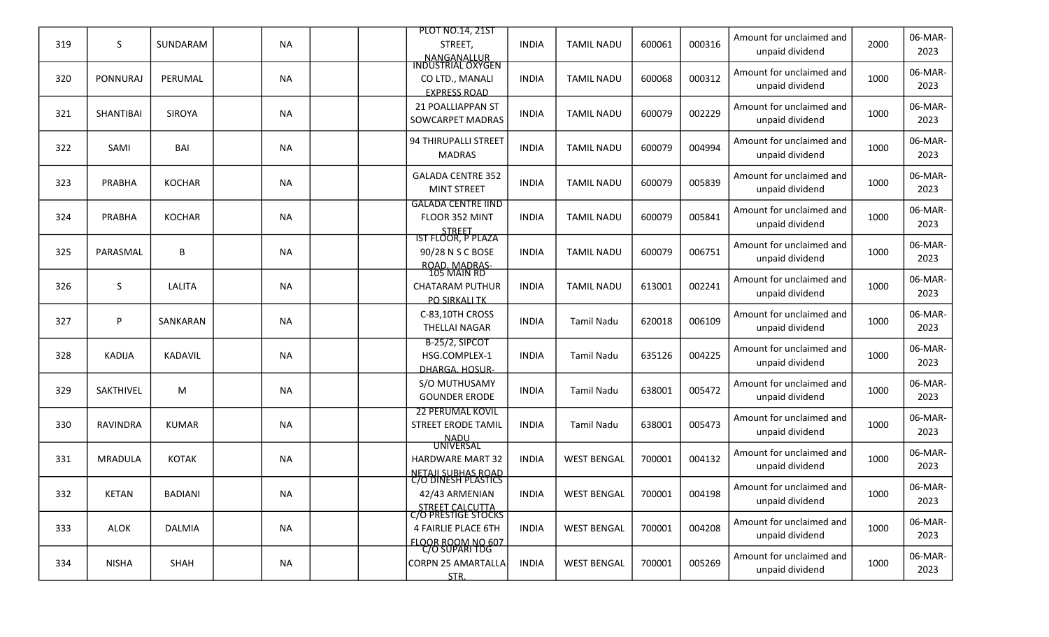| 319 | S | SUNDARAM | | NA | | | PLOT NO.14, 21ST STREET, NANGANALLUR | INDIA | TAMIL NADU | 600061 | 000316 | Amount for unclaimed and unpaid dividend | 2000 | 06-MAR-2023 |
|---|---|---|---|---|---|---|---|---|---|---|---|---|---|---|
| 320 | PONNURAJ | PERUMAL | | NA | | | INDUSTRIAL OXYGEN CO LTD., MANALI EXPRESS ROAD | INDIA | TAMIL NADU | 600068 | 000312 | Amount for unclaimed and unpaid dividend | 1000 | 06-MAR-2023 |
| 321 | SHANTIBAI | SIROYA | | NA | | | 21 POALLIAPPAN ST SOWCARPET MADRAS | INDIA | TAMIL NADU | 600079 | 002229 | Amount for unclaimed and unpaid dividend | 1000 | 06-MAR-2023 |
| 322 | SAMI | BAI | | NA | | | 94 THIRUPALLI STREET MADRAS | INDIA | TAMIL NADU | 600079 | 004994 | Amount for unclaimed and unpaid dividend | 1000 | 06-MAR-2023 |
| 323 | PRABHA | KOCHAR | | NA | | | GALADA CENTRE 352 MINT STREET | INDIA | TAMIL NADU | 600079 | 005839 | Amount for unclaimed and unpaid dividend | 1000 | 06-MAR-2023 |
| 324 | PRABHA | KOCHAR | | NA | | | GALADA CENTRE IIND FLOOR 352 MINT STREET | INDIA | TAMIL NADU | 600079 | 005841 | Amount for unclaimed and unpaid dividend | 1000 | 06-MAR-2023 |
| 325 | PARASMAL | B | | NA | | | IST FLOOR, P PLAZA 90/28 N S C BOSE ROAD, MADRAS- | INDIA | TAMIL NADU | 600079 | 006751 | Amount for unclaimed and unpaid dividend | 1000 | 06-MAR-2023 |
| 326 | S | LALITA | | NA | | | 105 MAIN RD CHATARAM PUTHUR PO SIRKALI TK | INDIA | TAMIL NADU | 613001 | 002241 | Amount for unclaimed and unpaid dividend | 1000 | 06-MAR-2023 |
| 327 | P | SANKARAN | | NA | | | C-83,10TH CROSS THELLAI NAGAR | INDIA | Tamil Nadu | 620018 | 006109 | Amount for unclaimed and unpaid dividend | 1000 | 06-MAR-2023 |
| 328 | KADIJA | KADAVIL | | NA | | | B-25/2, SIPCOT HSG.COMPLEX-1 DHARGA, HOSUR- | INDIA | Tamil Nadu | 635126 | 004225 | Amount for unclaimed and unpaid dividend | 1000 | 06-MAR-2023 |
| 329 | SAKTHIVEL | M | | NA | | | S/O MUTHUSAMY GOUNDER ERODE | INDIA | Tamil Nadu | 638001 | 005472 | Amount for unclaimed and unpaid dividend | 1000 | 06-MAR-2023 |
| 330 | RAVINDRA | KUMAR | | NA | | | 22 PERUMAL KOVIL STREET ERODE TAMIL NADU | INDIA | Tamil Nadu | 638001 | 005473 | Amount for unclaimed and unpaid dividend | 1000 | 06-MAR-2023 |
| 331 | MRADULA | KOTAK | | NA | | | UNIVERSAL HARDWARE MART 32 NETAJI SUBHAS ROAD | INDIA | WEST BENGAL | 700001 | 004132 | Amount for unclaimed and unpaid dividend | 1000 | 06-MAR-2023 |
| 332 | KETAN | BADIANI | | NA | | | C/O DINESH PLASTICS 42/43 ARMENIAN STREET CALCUTTA | INDIA | WEST BENGAL | 700001 | 004198 | Amount for unclaimed and unpaid dividend | 1000 | 06-MAR-2023 |
| 333 | ALOK | DALMIA | | NA | | | C/O PRESTIGE STOCKS 4 FAIRLIE PLACE 6TH FLOOR ROOM NO 607 | INDIA | WEST BENGAL | 700001 | 004208 | Amount for unclaimed and unpaid dividend | 1000 | 06-MAR-2023 |
| 334 | NISHA | SHAH | | NA | | | C/O SUPARI TDG CORPN 25 AMARTALLA STR. | INDIA | WEST BENGAL | 700001 | 005269 | Amount for unclaimed and unpaid dividend | 1000 | 06-MAR-2023 |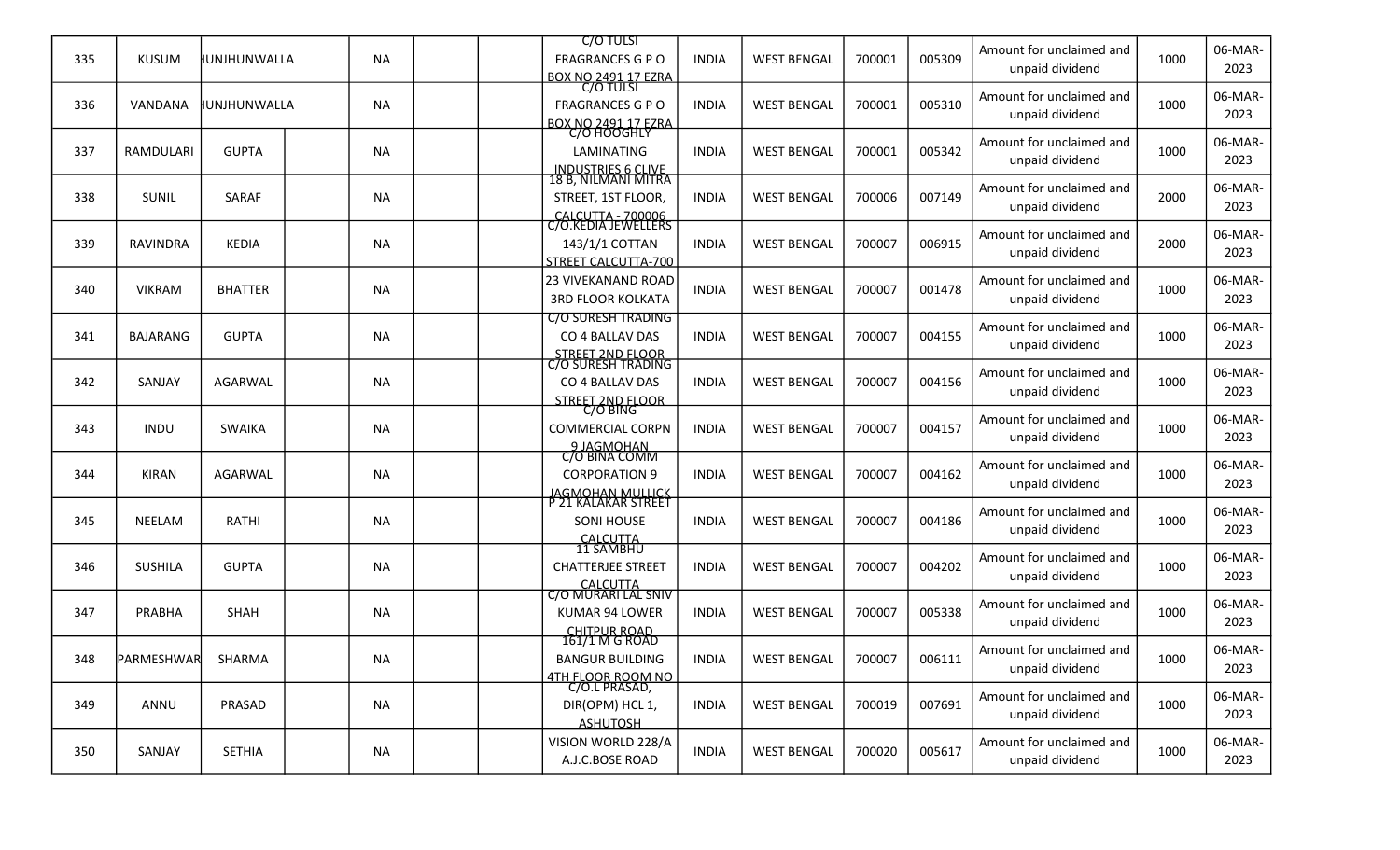| 335 | KUSUM | JHUNJHUNWALLA | | NA | | | C/O TULSI FRAGRANCES G P O BOX NO 2491 17 EZRA | INDIA | WEST BENGAL | 700001 | 005309 | Amount for unclaimed and unpaid dividend | 1000 | 06-MAR-2023 |
|---|---|---|---|---|---|---|---|---|---|---|---|---|---|---|
| 336 | VANDANA | JHUNJHUNWALLA | | NA | | | C/O TULSI FRAGRANCES G P O BOX NO 2491 17 EZRA | INDIA | WEST BENGAL | 700001 | 005310 | Amount for unclaimed and unpaid dividend | 1000 | 06-MAR-2023 |
| 337 | RAMDULARI | GUPTA | | NA | | | C/O HOOGHLY LAMINATING INDUSTRIES 6 CLIVE | INDIA | WEST BENGAL | 700001 | 005342 | Amount for unclaimed and unpaid dividend | 1000 | 06-MAR-2023 |
| 338 | SUNIL | SARAF | | NA | | | 18 B, NILMANI MITRA STREET, 1ST FLOOR, CALCUTTA - 700006 | INDIA | WEST BENGAL | 700006 | 007149 | Amount for unclaimed and unpaid dividend | 2000 | 06-MAR-2023 |
| 339 | RAVINDRA | KEDIA | | NA | | | C/O.KEDIA JEWELLERS 143/1/1 COTTAN STREET CALCUTTA-700 | INDIA | WEST BENGAL | 700007 | 006915 | Amount for unclaimed and unpaid dividend | 2000 | 06-MAR-2023 |
| 340 | VIKRAM | BHATTER | | NA | | | 23 VIVEKANAND ROAD 3RD FLOOR KOLKATA | INDIA | WEST BENGAL | 700007 | 001478 | Amount for unclaimed and unpaid dividend | 1000 | 06-MAR-2023 |
| 341 | BAJARANG | GUPTA | | NA | | | C/O SURESH TRADING CO 4 BALLAV DAS STREET 2ND FLOOR | INDIA | WEST BENGAL | 700007 | 004155 | Amount for unclaimed and unpaid dividend | 1000 | 06-MAR-2023 |
| 342 | SANJAY | AGARWAL | | NA | | | C/O SURESH TRADING CO 4 BALLAV DAS STREET 2ND FLOOR | INDIA | WEST BENGAL | 700007 | 004156 | Amount for unclaimed and unpaid dividend | 1000 | 06-MAR-2023 |
| 343 | INDU | SWAIKA | | NA | | | C/O BING COMMERCIAL CORPN 9 JAGMOHAN | INDIA | WEST BENGAL | 700007 | 004157 | Amount for unclaimed and unpaid dividend | 1000 | 06-MAR-2023 |
| 344 | KIRAN | AGARWAL | | NA | | | C/O BINA COMM CORPORATION 9 JAGMOHAN MULLICK | INDIA | WEST BENGAL | 700007 | 004162 | Amount for unclaimed and unpaid dividend | 1000 | 06-MAR-2023 |
| 345 | NEELAM | RATHI | | NA | | | P 21 KALAKAR STREET SONI HOUSE CALCUTTA | INDIA | WEST BENGAL | 700007 | 004186 | Amount for unclaimed and unpaid dividend | 1000 | 06-MAR-2023 |
| 346 | SUSHILA | GUPTA | | NA | | | 11 SAMBHU CHATTERJEE STREET CALCUTTA | INDIA | WEST BENGAL | 700007 | 004202 | Amount for unclaimed and unpaid dividend | 1000 | 06-MAR-2023 |
| 347 | PRABHA | SHAH | | NA | | | C/O MURARI LAL SNIV KUMAR 94 LOWER CHITPUR ROAD | INDIA | WEST BENGAL | 700007 | 005338 | Amount for unclaimed and unpaid dividend | 1000 | 06-MAR-2023 |
| 348 | PARMESHWAR | SHARMA | | NA | | | 161/1 M G ROAD BANGUR BUILDING 4TH FLOOR ROOM NO | INDIA | WEST BENGAL | 700007 | 006111 | Amount for unclaimed and unpaid dividend | 1000 | 06-MAR-2023 |
| 349 | ANNU | PRASAD | | NA | | | C/O.L PRASAD, DIR(OPM) HCL 1, ASHUTOSH | INDIA | WEST BENGAL | 700019 | 007691 | Amount for unclaimed and unpaid dividend | 1000 | 06-MAR-2023 |
| 350 | SANJAY | SETHIA | | NA | | | VISION WORLD 228/A A.J.C.BOSE ROAD | INDIA | WEST BENGAL | 700020 | 005617 | Amount for unclaimed and unpaid dividend | 1000 | 06-MAR-2023 |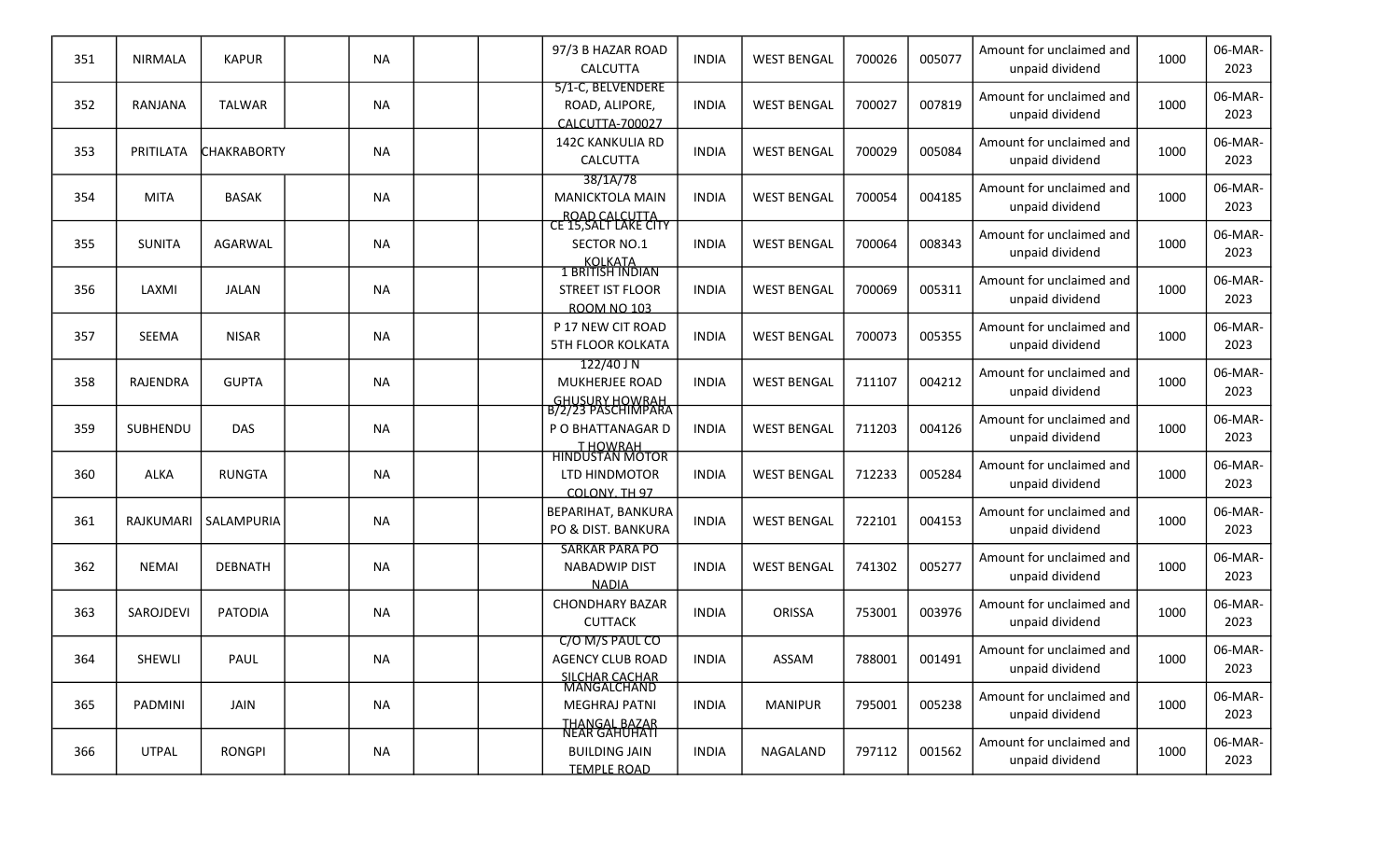| | | | | | | | | | | | | | | |
|---|---|---|---|---|---|---|---|---|---|---|---|---|---|---|
| 351 | NIRMALA | KAPUR | | NA | | | 97/3 B HAZAR ROAD CALCUTTA | INDIA | WEST BENGAL | 700026 | 005077 | Amount for unclaimed and unpaid dividend | 1000 | 06-MAR-2023 |
| 352 | RANJANA | TALWAR | | NA | | | 5/1-C, BELVENDERE ROAD, ALIPORE, CALCUTTA-700027 | INDIA | WEST BENGAL | 700027 | 007819 | Amount for unclaimed and unpaid dividend | 1000 | 06-MAR-2023 |
| 353 | PRITILATA | CHAKRABORTY | | NA | | | 142C KANKULIA RD CALCUTTA | INDIA | WEST BENGAL | 700029 | 005084 | Amount for unclaimed and unpaid dividend | 1000 | 06-MAR-2023 |
| 354 | MITA | BASAK | | NA | | | 38/1A/78 MANICKTOLA MAIN ROAD CALCUTTA | INDIA | WEST BENGAL | 700054 | 004185 | Amount for unclaimed and unpaid dividend | 1000 | 06-MAR-2023 |
| 355 | SUNITA | AGARWAL | | NA | | | CE 15,SALT LAKE CITY SECTOR NO.1 KOLKATA | INDIA | WEST BENGAL | 700064 | 008343 | Amount for unclaimed and unpaid dividend | 1000 | 06-MAR-2023 |
| 356 | LAXMI | JALAN | | NA | | | 1 BRITISH INDIAN STREET IST FLOOR ROOM NO 103 | INDIA | WEST BENGAL | 700069 | 005311 | Amount for unclaimed and unpaid dividend | 1000 | 06-MAR-2023 |
| 357 | SEEMA | NISAR | | NA | | | P 17 NEW CIT ROAD 5TH FLOOR KOLKATA | INDIA | WEST BENGAL | 700073 | 005355 | Amount for unclaimed and unpaid dividend | 1000 | 06-MAR-2023 |
| 358 | RAJENDRA | GUPTA | | NA | | | 122/40 J N MUKHERJEE ROAD GHUSURY HOWRAH | INDIA | WEST BENGAL | 711107 | 004212 | Amount for unclaimed and unpaid dividend | 1000 | 06-MAR-2023 |
| 359 | SUBHENDU | DAS | | NA | | | B/2/23 PASCHIMPARA P O BHATTANAGAR D T HOWRAH | INDIA | WEST BENGAL | 711203 | 004126 | Amount for unclaimed and unpaid dividend | 1000 | 06-MAR-2023 |
| 360 | ALKA | RUNGTA | | NA | | | HINDUSTAN MOTOR LTD HINDMOTOR COLONY, TH 97 | INDIA | WEST BENGAL | 712233 | 005284 | Amount for unclaimed and unpaid dividend | 1000 | 06-MAR-2023 |
| 361 | RAJKUMARI | SALAMPURIA | | NA | | | BEPARIHAT, BANKURA PO & DIST. BANKURA | INDIA | WEST BENGAL | 722101 | 004153 | Amount for unclaimed and unpaid dividend | 1000 | 06-MAR-2023 |
| 362 | NEMAI | DEBNATH | | NA | | | SARKAR PARA PO NABADWIP DIST NADIA | INDIA | WEST BENGAL | 741302 | 005277 | Amount for unclaimed and unpaid dividend | 1000 | 06-MAR-2023 |
| 363 | SAROJDEVI | PATODIA | | NA | | | CHONDHARY BAZAR CUTTACK | INDIA | ORISSA | 753001 | 003976 | Amount for unclaimed and unpaid dividend | 1000 | 06-MAR-2023 |
| 364 | SHEWLI | PAUL | | NA | | | C/O M/S PAUL CO AGENCY CLUB ROAD SILCHAR CACHAR | INDIA | ASSAM | 788001 | 001491 | Amount for unclaimed and unpaid dividend | 1000 | 06-MAR-2023 |
| 365 | PADMINI | JAIN | | NA | | | MANGALCHAND MEGHRAJ PATNI THANGAL BAZAR | INDIA | MANIPUR | 795001 | 005238 | Amount for unclaimed and unpaid dividend | 1000 | 06-MAR-2023 |
| 366 | UTPAL | RONGPI | | NA | | | NEAR GAHUHATI BUILDING JAIN TEMPLE ROAD | INDIA | NAGALAND | 797112 | 001562 | Amount for unclaimed and unpaid dividend | 1000 | 06-MAR-2023 |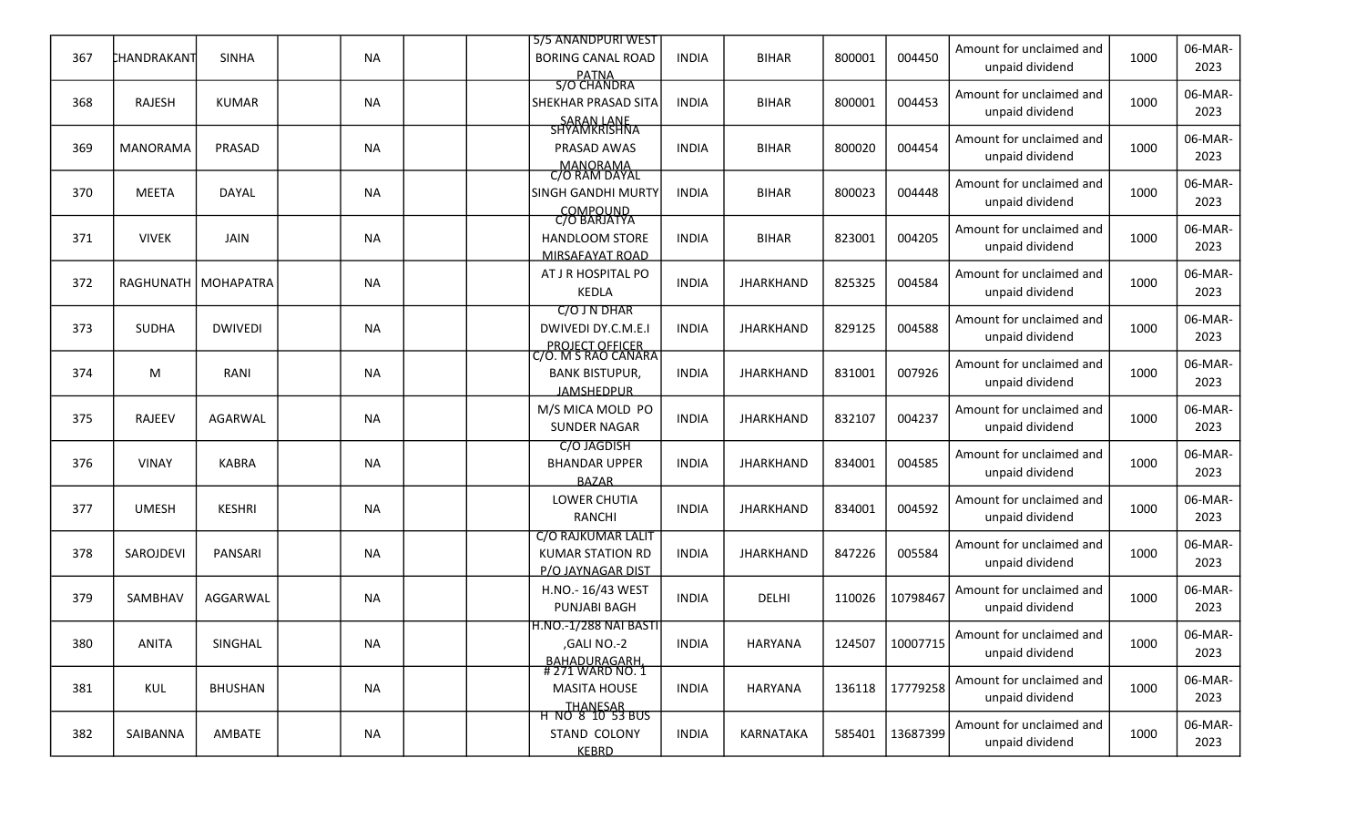| 367 | CHANDRAKANT | SINHA | | NA | | | 5/5 ANANDPURI WEST BORING CANAL ROAD PATNA | INDIA | BIHAR | 800001 | 004450 | Amount for unclaimed and unpaid dividend | 1000 | 06-MAR-2023 |
|---|---|---|---|---|---|---|---|---|---|---|---|---|---|---|
| 368 | RAJESH | KUMAR | | NA | | | S/O CHANDRA SHEKHAR PRASAD SITA SARAN LANE | INDIA | BIHAR | 800001 | 004453 | Amount for unclaimed and unpaid dividend | 1000 | 06-MAR-2023 |
| 369 | MANORAMA | PRASAD | | NA | | | SHYAMKRISHNA PRASAD AWAS MANORAMA | INDIA | BIHAR | 800020 | 004454 | Amount for unclaimed and unpaid dividend | 1000 | 06-MAR-2023 |
| 370 | MEETA | DAYAL | | NA | | | C/O RAM DAYAL SINGH GANDHI MURTY COMPOUND | INDIA | BIHAR | 800023 | 004448 | Amount for unclaimed and unpaid dividend | 1000 | 06-MAR-2023 |
| 371 | VIVEK | JAIN | | NA | | | C/O BARJATYA HANDLOOM STORE MIRSAFAYAT ROAD | INDIA | BIHAR | 823001 | 004205 | Amount for unclaimed and unpaid dividend | 1000 | 06-MAR-2023 |
| 372 | RAGHUNATH | MOHAPATRA | | NA | | | AT J R HOSPITAL PO KEDLA | INDIA | JHARKHAND | 825325 | 004584 | Amount for unclaimed and unpaid dividend | 1000 | 06-MAR-2023 |
| 373 | SUDHA | DWIVEDI | | NA | | | C/O J N DHAR DWIVEDI DY.C.M.E.I PROJECT OFFICER | INDIA | JHARKHAND | 829125 | 004588 | Amount for unclaimed and unpaid dividend | 1000 | 06-MAR-2023 |
| 374 | M | RANI | | NA | | | C/O. M S RAO CANARA BANK BISTUPUR, JAMSHEDPUR | INDIA | JHARKHAND | 831001 | 007926 | Amount for unclaimed and unpaid dividend | 1000 | 06-MAR-2023 |
| 375 | RAJEEV | AGARWAL | | NA | | | M/S MICA MOLD PO SUNDER NAGAR | INDIA | JHARKHAND | 832107 | 004237 | Amount for unclaimed and unpaid dividend | 1000 | 06-MAR-2023 |
| 376 | VINAY | KABRA | | NA | | | C/O JAGDISH BHANDAR UPPER BAZAR | INDIA | JHARKHAND | 834001 | 004585 | Amount for unclaimed and unpaid dividend | 1000 | 06-MAR-2023 |
| 377 | UMESH | KESHRI | | NA | | | LOWER CHUTIA RANCHI | INDIA | JHARKHAND | 834001 | 004592 | Amount for unclaimed and unpaid dividend | 1000 | 06-MAR-2023 |
| 378 | SAROJDEVI | PANSARI | | NA | | | C/O RAJKUMAR LALIT KUMAR STATION RD P/O JAYNAGAR DIST | INDIA | JHARKHAND | 847226 | 005584 | Amount for unclaimed and unpaid dividend | 1000 | 06-MAR-2023 |
| 379 | SAMBHAV | AGGARWAL | | NA | | | H.NO.- 16/43 WEST PUNJABI BAGH | INDIA | DELHI | 110026 | 10798467 | Amount for unclaimed and unpaid dividend | 1000 | 06-MAR-2023 |
| 380 | ANITA | SINGHAL | | NA | | | H.NO.-1/288 NAI BASTI ,GALI NO.-2 BAHADURAGARH, | INDIA | HARYANA | 124507 | 10007715 | Amount for unclaimed and unpaid dividend | 1000 | 06-MAR-2023 |
| 381 | KUL | BHUSHAN | | NA | | | # 271 WARD NO. 1 MASITA HOUSE THANESAR | INDIA | HARYANA | 136118 | 17779258 | Amount for unclaimed and unpaid dividend | 1000 | 06-MAR-2023 |
| 382 | SAIBANNA | AMBATE | | NA | | | H NO 8 10 53 BUS STAND COLONY KEBRD | INDIA | KARNATAKA | 585401 | 13687399 | Amount for unclaimed and unpaid dividend | 1000 | 06-MAR-2023 |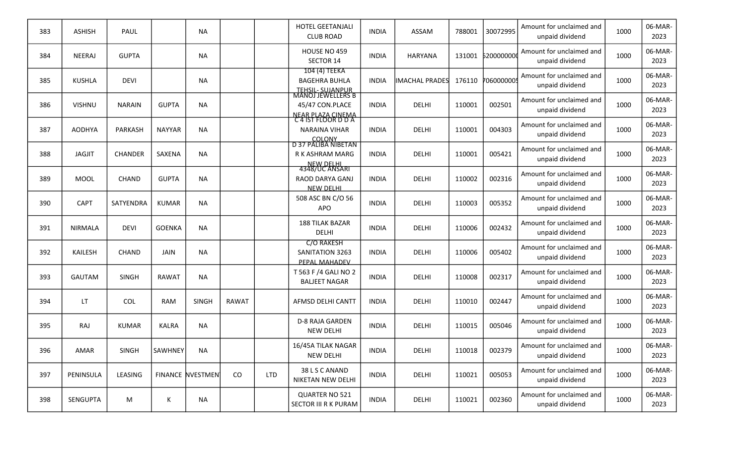| 383 | ASHISH | PAUL | | NA | | | HOTEL GEETANJALI CLUB ROAD | INDIA | ASSAM | 788001 | 30072995 | Amount for unclaimed and unpaid dividend | 1000 | 06-MAR-2023 |
|---|---|---|---|---|---|---|---|---|---|---|---|---|---|---|
| 384 | NEERAJ | GUPTA | | NA | | | HOUSE NO 459 SECTOR 14 | INDIA | HARYANA | 131001 | 5200000000 | Amount for unclaimed and unpaid dividend | 1000 | 06-MAR-2023 |
| 385 | KUSHLA | DEVI | | NA | | | 104 (4) TEEKA BAGEHRA BUHLA TEHSIL- SUJANPUR | INDIA | IMACHAL PRADES | 176110 | 7060000005 | Amount for unclaimed and unpaid dividend | 1000 | 06-MAR-2023 |
| 386 | VISHNU | NARAIN | GUPTA | NA | | | MANOJ JEWELLERS B 45/47 CON.PLACE NEAR PLAZA CINEMA | INDIA | DELHI | 110001 | 002501 | Amount for unclaimed and unpaid dividend | 1000 | 06-MAR-2023 |
| 387 | AODHYA | PARKASH | NAYYAR | NA | | | C 4 IST FLOOR D D A NARAINA VIHAR COLONY | INDIA | DELHI | 110001 | 004303 | Amount for unclaimed and unpaid dividend | 1000 | 06-MAR-2023 |
| 388 | JAGJIT | CHANDER | SAXENA | NA | | | D 37 PALIBA NIBETAN R K ASHRAM MARG NEW DELHI | INDIA | DELHI | 110001 | 005421 | Amount for unclaimed and unpaid dividend | 1000 | 06-MAR-2023 |
| 389 | MOOL | CHAND | GUPTA | NA | | | 4348/UC ANSARI RAOD DARYA GANJ NEW DELHI | INDIA | DELHI | 110002 | 002316 | Amount for unclaimed and unpaid dividend | 1000 | 06-MAR-2023 |
| 390 | CAPT | SATYENDRA | KUMAR | NA | | | 508 ASC BN C/O 56 APO | INDIA | DELHI | 110003 | 005352 | Amount for unclaimed and unpaid dividend | 1000 | 06-MAR-2023 |
| 391 | NIRMALA | DEVI | GOENKA | NA | | | 188 TILAK BAZAR DELHI | INDIA | DELHI | 110006 | 002432 | Amount for unclaimed and unpaid dividend | 1000 | 06-MAR-2023 |
| 392 | KAILESH | CHAND | JAIN | NA | | | C/O RAKESH SANITATION 3263 PEPAL MAHADEV | INDIA | DELHI | 110006 | 005402 | Amount for unclaimed and unpaid dividend | 1000 | 06-MAR-2023 |
| 393 | GAUTAM | SINGH | RAWAT | NA | | | T 563 F /4 GALI NO 2 BALJEET NAGAR | INDIA | DELHI | 110008 | 002317 | Amount for unclaimed and unpaid dividend | 1000 | 06-MAR-2023 |
| 394 | LT | COL | RAM | SINGH | RAWAT | | AFMSD DELHI CANTT | INDIA | DELHI | 110010 | 002447 | Amount for unclaimed and unpaid dividend | 1000 | 06-MAR-2023 |
| 395 | RAJ | KUMAR | KALRA | NA | | | D-8 RAJA GARDEN NEW DELHI | INDIA | DELHI | 110015 | 005046 | Amount for unclaimed and unpaid dividend | 1000 | 06-MAR-2023 |
| 396 | AMAR | SINGH | SAWHNEY | NA | | | 16/45A TILAK NAGAR NEW DELHI | INDIA | DELHI | 110018 | 002379 | Amount for unclaimed and unpaid dividend | 1000 | 06-MAR-2023 |
| 397 | PENINSULA | LEASING | FINANCE | NVESTMEN | CO | LTD | 38 L S C ANAND NIKETAN NEW DELHI | INDIA | DELHI | 110021 | 005053 | Amount for unclaimed and unpaid dividend | 1000 | 06-MAR-2023 |
| 398 | SENGUPTA | M | K | NA | | | QUARTER NO 521 SECTOR III R K PURAM | INDIA | DELHI | 110021 | 002360 | Amount for unclaimed and unpaid dividend | 1000 | 06-MAR-2023 |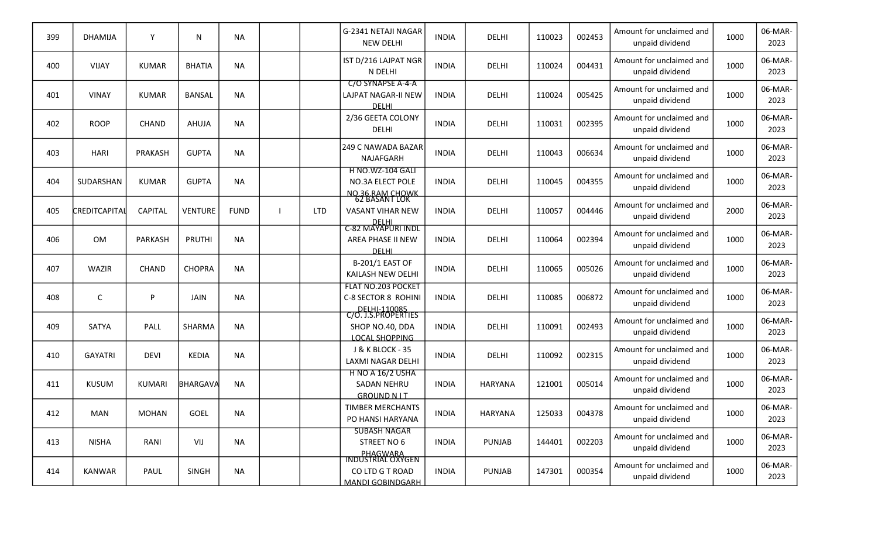| 399 | DHAMIJA | Y | N | NA | | | G-2341 NETAJI NAGAR NEW DELHI | INDIA | DELHI | 110023 | 002453 | Amount for unclaimed and unpaid dividend | 1000 | 06-MAR-2023 |
|---|---|---|---|---|---|---|---|---|---|---|---|---|---|---|
| 400 | VIJAY | KUMAR | BHATIA | NA | | | IST D/216 LAJPAT NGR N DELHI | INDIA | DELHI | 110024 | 004431 | Amount for unclaimed and unpaid dividend | 1000 | 06-MAR-2023 |
| 401 | VINAY | KUMAR | BANSAL | NA | | | C/O SYNAPSE A-4-A LAJPAT NAGAR-II NEW DELHI | INDIA | DELHI | 110024 | 005425 | Amount for unclaimed and unpaid dividend | 1000 | 06-MAR-2023 |
| 402 | ROOP | CHAND | AHUJA | NA | | | 2/36 GEETA COLONY DELHI | INDIA | DELHI | 110031 | 002395 | Amount for unclaimed and unpaid dividend | 1000 | 06-MAR-2023 |
| 403 | HARI | PRAKASH | GUPTA | NA | | | 249 C NAWADA BAZAR NAJAFGARH | INDIA | DELHI | 110043 | 006634 | Amount for unclaimed and unpaid dividend | 1000 | 06-MAR-2023 |
| 404 | SUDARSHAN | KUMAR | GUPTA | NA | | | H NO.WZ-104 GALI NO.3A ELECT POLE NO.36 RAM CHOWK | INDIA | DELHI | 110045 | 004355 | Amount for unclaimed and unpaid dividend | 1000 | 06-MAR-2023 |
| 405 | CREDITCAPITAL | CAPITAL | VENTURE | FUND | I | LTD | 62 BASANT LOK VASANT VIHAR NEW DELHI | INDIA | DELHI | 110057 | 004446 | Amount for unclaimed and unpaid dividend | 2000 | 06-MAR-2023 |
| 406 | OM | PARKASH | PRUTHI | NA | | | C-82 MAYAPURI INDL AREA PHASE II NEW DELHI | INDIA | DELHI | 110064 | 002394 | Amount for unclaimed and unpaid dividend | 1000 | 06-MAR-2023 |
| 407 | WAZIR | CHAND | CHOPRA | NA | | | B-201/1 EAST OF KAILASH NEW DELHI | INDIA | DELHI | 110065 | 005026 | Amount for unclaimed and unpaid dividend | 1000 | 06-MAR-2023 |
| 408 | C | P | JAIN | NA | | | FLAT NO.203 POCKET C-8 SECTOR 8 ROHINI DELHI-110085 | INDIA | DELHI | 110085 | 006872 | Amount for unclaimed and unpaid dividend | 1000 | 06-MAR-2023 |
| 409 | SATYA | PALL | SHARMA | NA | | | C/O. J.S.PROPERTIES SHOP NO.40, DDA LOCAL SHOPPING | INDIA | DELHI | 110091 | 002493 | Amount for unclaimed and unpaid dividend | 1000 | 06-MAR-2023 |
| 410 | GAYATRI | DEVI | KEDIA | NA | | | J & K BLOCK - 35 LAXMI NAGAR DELHI | INDIA | DELHI | 110092 | 002315 | Amount for unclaimed and unpaid dividend | 1000 | 06-MAR-2023 |
| 411 | KUSUM | KUMARI | BHARGAVA | NA | | | H NO A 16/2 USHA SADAN NEHRU GROUND N I T | INDIA | HARYANA | 121001 | 005014 | Amount for unclaimed and unpaid dividend | 1000 | 06-MAR-2023 |
| 412 | MAN | MOHAN | GOEL | NA | | | TIMBER MERCHANTS PO HANSI HARYANA | INDIA | HARYANA | 125033 | 004378 | Amount for unclaimed and unpaid dividend | 1000 | 06-MAR-2023 |
| 413 | NISHA | RANI | VIJ | NA | | | SUBASH NAGAR STREET NO 6 PHAGWARA | INDIA | PUNJAB | 144401 | 002203 | Amount for unclaimed and unpaid dividend | 1000 | 06-MAR-2023 |
| 414 | KANWAR | PAUL | SINGH | NA | | | INDUSTRIAL OXYGEN CO LTD G T ROAD MANDI GOBINDGARH | INDIA | PUNJAB | 147301 | 000354 | Amount for unclaimed and unpaid dividend | 1000 | 06-MAR-2023 |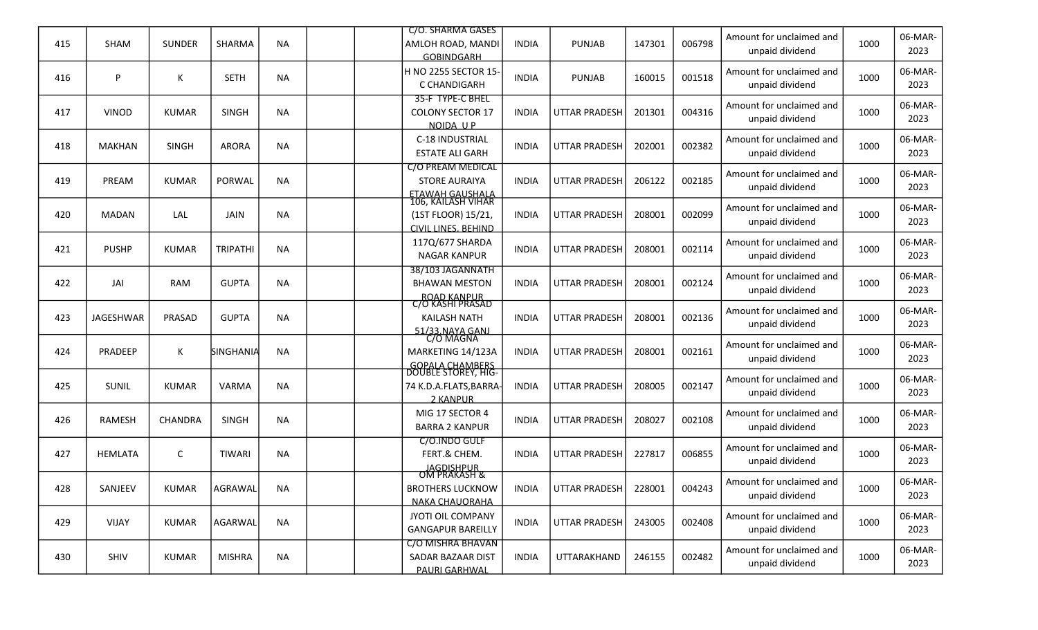| | | | | | | | | | | | | | | |
|---|---|---|---|---|---|---|---|---|---|---|---|---|---|---|
| 415 | SHAM | SUNDER | SHARMA | NA | | | C/O. SHARMA GASES AMLOH ROAD, MANDI GOBINDGARH | INDIA | PUNJAB | 147301 | 006798 | Amount for unclaimed and unpaid dividend | 1000 | 06-MAR-2023 |
| 416 | P | K | SETH | NA | | | H NO 2255 SECTOR 15-C CHANDIGARH | INDIA | PUNJAB | 160015 | 001518 | Amount for unclaimed and unpaid dividend | 1000 | 06-MAR-2023 |
| 417 | VINOD | KUMAR | SINGH | NA | | | 35-F TYPE-C BHEL COLONY SECTOR 17 NOIDA U P | INDIA | UTTAR PRADESH | 201301 | 004316 | Amount for unclaimed and unpaid dividend | 1000 | 06-MAR-2023 |
| 418 | MAKHAN | SINGH | ARORA | NA | | | C-18 INDUSTRIAL ESTATE ALI GARH | INDIA | UTTAR PRADESH | 202001 | 002382 | Amount for unclaimed and unpaid dividend | 1000 | 06-MAR-2023 |
| 419 | PREAM | KUMAR | PORWAL | NA | | | C/O PREAM MEDICAL STORE AURAIYA ETAWAH GAUSHALA | INDIA | UTTAR PRADESH | 206122 | 002185 | Amount for unclaimed and unpaid dividend | 1000 | 06-MAR-2023 |
| 420 | MADAN | LAL | JAIN | NA | | | 106, KAILASH VIHAR (1ST FLOOR) 15/21, CIVIL LINES, BEHIND | INDIA | UTTAR PRADESH | 208001 | 002099 | Amount for unclaimed and unpaid dividend | 1000 | 06-MAR-2023 |
| 421 | PUSHP | KUMAR | TRIPATHI | NA | | | 117Q/677 SHARDA NAGAR KANPUR | INDIA | UTTAR PRADESH | 208001 | 002114 | Amount for unclaimed and unpaid dividend | 1000 | 06-MAR-2023 |
| 422 | JAI | RAM | GUPTA | NA | | | 38/103 JAGANNATH BHAWAN MESTON ROAD KANPUR | INDIA | UTTAR PRADESH | 208001 | 002124 | Amount for unclaimed and unpaid dividend | 1000 | 06-MAR-2023 |
| 423 | JAGESHWAR | PRASAD | GUPTA | NA | | | C/O KASHI PRASAD KAILASH NATH 51/33,NAYA GANJ | INDIA | UTTAR PRADESH | 208001 | 002136 | Amount for unclaimed and unpaid dividend | 1000 | 06-MAR-2023 |
| 424 | PRADEEP | K | SINGHANIA | NA | | | C/O MAGNA MARKETING 14/123A GOPALA CHAMBERS | INDIA | UTTAR PRADESH | 208001 | 002161 | Amount for unclaimed and unpaid dividend | 1000 | 06-MAR-2023 |
| 425 | SUNIL | KUMAR | VARMA | NA | | | DOUBLE STOREY, HIG-74 K.D.A.FLATS,BARRA-2 KANPUR | INDIA | UTTAR PRADESH | 208005 | 002147 | Amount for unclaimed and unpaid dividend | 1000 | 06-MAR-2023 |
| 426 | RAMESH | CHANDRA | SINGH | NA | | | MIG 17 SECTOR 4 BARRA 2 KANPUR | INDIA | UTTAR PRADESH | 208027 | 002108 | Amount for unclaimed and unpaid dividend | 1000 | 06-MAR-2023 |
| 427 | HEMLATA | C | TIWARI | NA | | | C/O.INDO GULF FERT.& CHEM. JAGDISHPUR | INDIA | UTTAR PRADESH | 227817 | 006855 | Amount for unclaimed and unpaid dividend | 1000 | 06-MAR-2023 |
| 428 | SANJEEV | KUMAR | AGRAWAL | NA | | | OM PRAKASH & BROTHERS LUCKNOW NAKA CHAURAHA | INDIA | UTTAR PRADESH | 228001 | 004243 | Amount for unclaimed and unpaid dividend | 1000 | 06-MAR-2023 |
| 429 | VIJAY | KUMAR | AGARWAL | NA | | | JYOTI OIL COMPANY GANGAPUR BAREILLY | INDIA | UTTAR PRADESH | 243005 | 002408 | Amount for unclaimed and unpaid dividend | 1000 | 06-MAR-2023 |
| 430 | SHIV | KUMAR | MISHRA | NA | | | C/O MISHRA BHAVAN SADAR BAZAAR DIST PAURI GARHWAL | INDIA | UTTARAKHAND | 246155 | 002482 | Amount for unclaimed and unpaid dividend | 1000 | 06-MAR-2023 |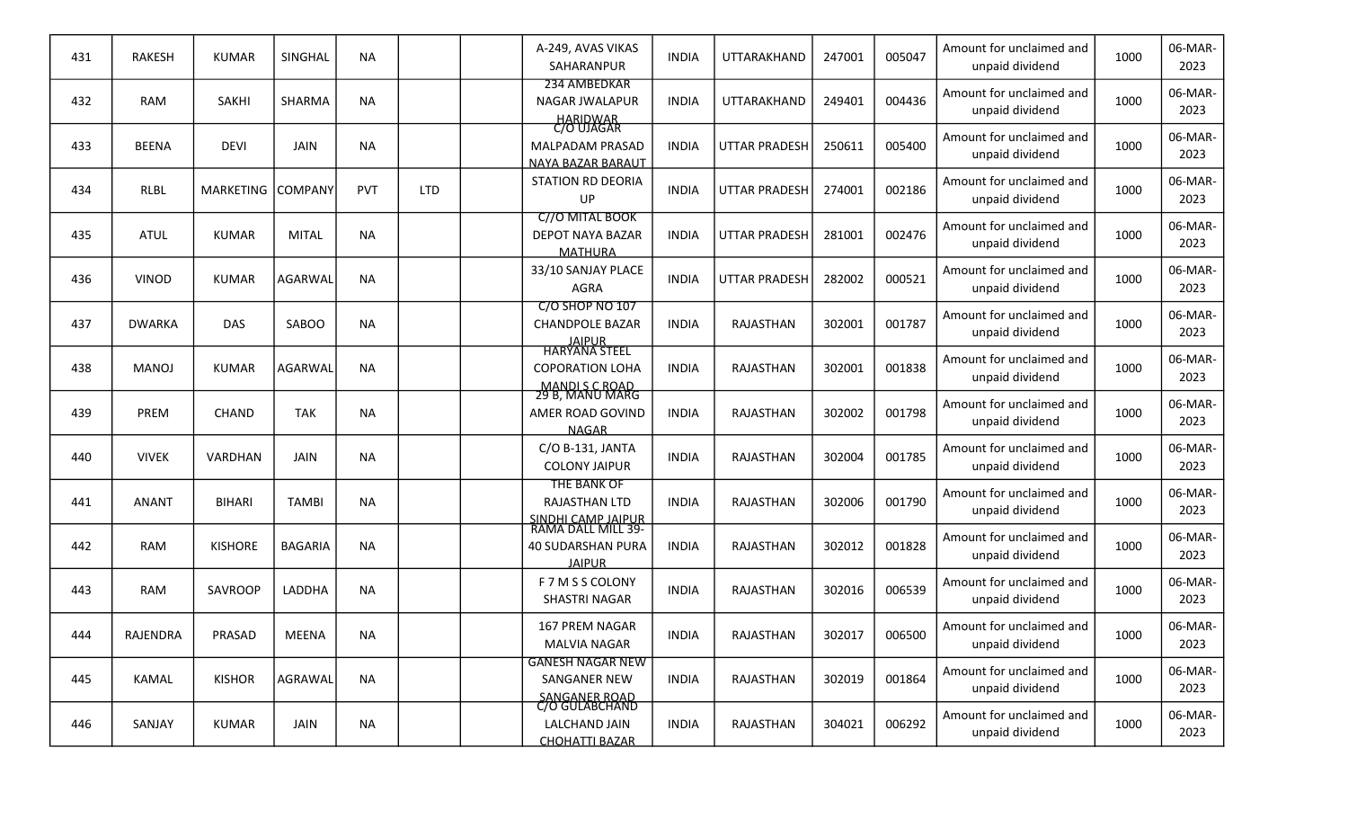| 431 | RAKESH | KUMAR | SINGHAL | NA | | | A-249, AVAS VIKAS SAHARANPUR | INDIA | UTTARAKHAND | 247001 | 005047 | Amount for unclaimed and unpaid dividend | 1000 | 06-MAR-2023 |
|---|---|---|---|---|---|---|---|---|---|---|---|---|---|---|
| 432 | RAM | SAKHI | SHARMA | NA | | | 234 AMBEDKAR NAGAR JWALAPUR HARIDWAR | INDIA | UTTARAKHAND | 249401 | 004436 | Amount for unclaimed and unpaid dividend | 1000 | 06-MAR-2023 |
| 433 | BEENA | DEVI | JAIN | NA | | | C/O UJAGAR MALPADAM PRASAD NAYA BAZAR BARAUT | INDIA | UTTAR PRADESH | 250611 | 005400 | Amount for unclaimed and unpaid dividend | 1000 | 06-MAR-2023 |
| 434 | RLBL | MARKETING | COMPANY | PVT | LTD | | STATION RD DEORIA UP | INDIA | UTTAR PRADESH | 274001 | 002186 | Amount for unclaimed and unpaid dividend | 1000 | 06-MAR-2023 |
| 435 | ATUL | KUMAR | MITAL | NA | | | C//O MITAL BOOK DEPOT NAYA BAZAR MATHURA | INDIA | UTTAR PRADESH | 281001 | 002476 | Amount for unclaimed and unpaid dividend | 1000 | 06-MAR-2023 |
| 436 | VINOD | KUMAR | AGARWAL | NA | | | 33/10 SANJAY PLACE AGRA | INDIA | UTTAR PRADESH | 282002 | 000521 | Amount for unclaimed and unpaid dividend | 1000 | 06-MAR-2023 |
| 437 | DWARKA | DAS | SABOO | NA | | | C/O SHOP NO 107 CHANDPOLE BAZAR JAIPUR | INDIA | RAJASTHAN | 302001 | 001787 | Amount for unclaimed and unpaid dividend | 1000 | 06-MAR-2023 |
| 438 | MANOJ | KUMAR | AGARWAL | NA | | | HARYANA STEEL COPORATION LOHA MANDI S C ROAD | INDIA | RAJASTHAN | 302001 | 001838 | Amount for unclaimed and unpaid dividend | 1000 | 06-MAR-2023 |
| 439 | PREM | CHAND | TAK | NA | | | 29 B, MANU MARG AMER ROAD GOVIND NAGAR | INDIA | RAJASTHAN | 302002 | 001798 | Amount for unclaimed and unpaid dividend | 1000 | 06-MAR-2023 |
| 440 | VIVEK | VARDHAN | JAIN | NA | | | C/O B-131, JANTA COLONY JAIPUR | INDIA | RAJASTHAN | 302004 | 001785 | Amount for unclaimed and unpaid dividend | 1000 | 06-MAR-2023 |
| 441 | ANANT | BIHARI | TAMBI | NA | | | THE BANK OF RAJASTHAN LTD SINDHI CAMP JAIPUR | INDIA | RAJASTHAN | 302006 | 001790 | Amount for unclaimed and unpaid dividend | 1000 | 06-MAR-2023 |
| 442 | RAM | KISHORE | BAGARIA | NA | | | RAMA DALL MILL 39-40 SUDARSHAN PURA JAIPUR | INDIA | RAJASTHAN | 302012 | 001828 | Amount for unclaimed and unpaid dividend | 1000 | 06-MAR-2023 |
| 443 | RAM | SAVROOP | LADDHA | NA | | | F 7 M S S COLONY SHASTRI NAGAR | INDIA | RAJASTHAN | 302016 | 006539 | Amount for unclaimed and unpaid dividend | 1000 | 06-MAR-2023 |
| 444 | RAJENDRA | PRASAD | MEENA | NA | | | 167 PREM NAGAR MALVIA NAGAR | INDIA | RAJASTHAN | 302017 | 006500 | Amount for unclaimed and unpaid dividend | 1000 | 06-MAR-2023 |
| 445 | KAMAL | KISHOR | AGRAWAL | NA | | | GANESH NAGAR NEW SANGANER NEW SANGANER ROAD | INDIA | RAJASTHAN | 302019 | 001864 | Amount for unclaimed and unpaid dividend | 1000 | 06-MAR-2023 |
| 446 | SANJAY | KUMAR | JAIN | NA | | | C/O GULABCHAND LALCHAND JAIN CHOHATTI BAZAR | INDIA | RAJASTHAN | 304021 | 006292 | Amount for unclaimed and unpaid dividend | 1000 | 06-MAR-2023 |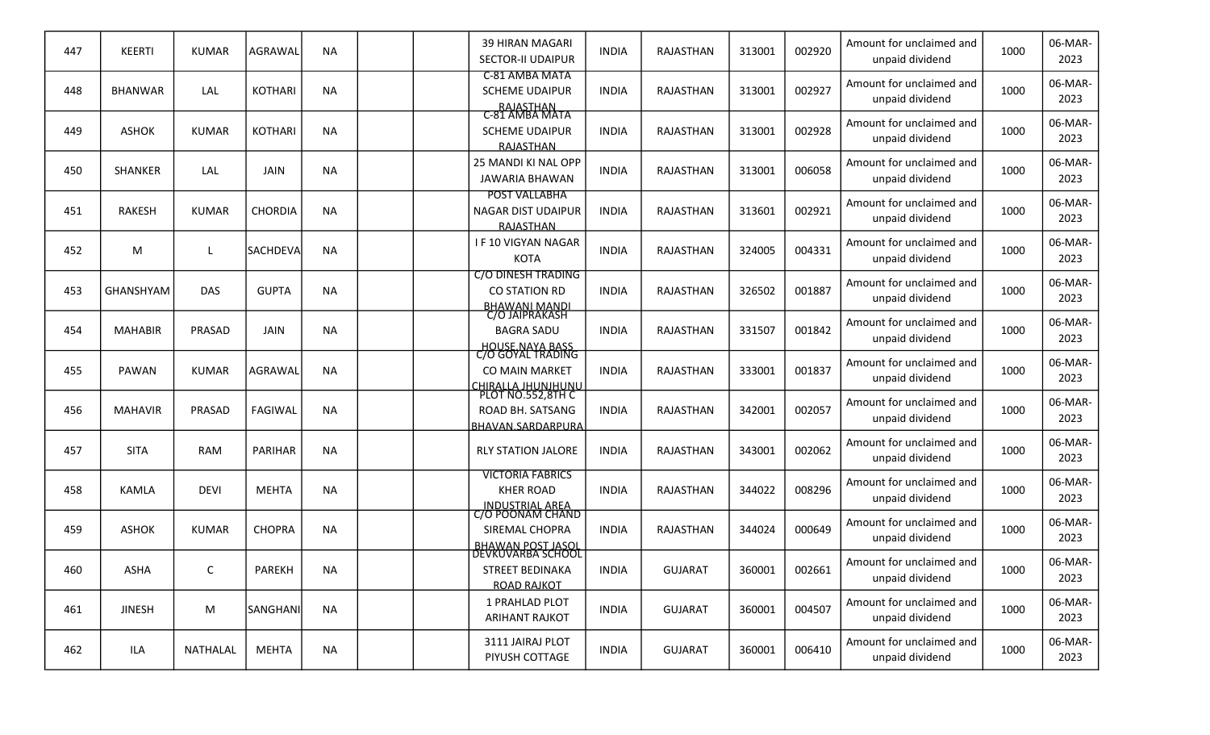| 447 | KEERTI | KUMAR | AGRAWAL | NA | | | 39 HIRAN MAGARI SECTOR-II UDAIPUR | INDIA | RAJASTHAN | 313001 | 002920 | Amount for unclaimed and unpaid dividend | 1000 | 06-MAR-2023 |
|---|---|---|---|---|---|---|---|---|---|---|---|---|---|---|
| 448 | BHANWAR | LAL | KOTHARI | NA | | | C-81 AMBA MATA SCHEME UDAIPUR RAJASTHAN | INDIA | RAJASTHAN | 313001 | 002927 | Amount for unclaimed and unpaid dividend | 1000 | 06-MAR-2023 |
| 449 | ASHOK | KUMAR | KOTHARI | NA | | | C-81 AMBA MATA SCHEME UDAIPUR RAJASTHAN | INDIA | RAJASTHAN | 313001 | 002928 | Amount for unclaimed and unpaid dividend | 1000 | 06-MAR-2023 |
| 450 | SHANKER | LAL | JAIN | NA | | | 25 MANDI KI NAL OPP JAWARIA BHAWAN | INDIA | RAJASTHAN | 313001 | 006058 | Amount for unclaimed and unpaid dividend | 1000 | 06-MAR-2023 |
| 451 | RAKESH | KUMAR | CHORDIA | NA | | | POST VALLABHA NAGAR DIST UDAIPUR RAJASTHAN | INDIA | RAJASTHAN | 313601 | 002921 | Amount for unclaimed and unpaid dividend | 1000 | 06-MAR-2023 |
| 452 | M | L | SACHDEVA | NA | | | I F 10 VIGYAN NAGAR KOTA | INDIA | RAJASTHAN | 324005 | 004331 | Amount for unclaimed and unpaid dividend | 1000 | 06-MAR-2023 |
| 453 | GHANSHYAM | DAS | GUPTA | NA | | | C/O DINESH TRADING CO STATION RD BHAWANI MANDI | INDIA | RAJASTHAN | 326502 | 001887 | Amount for unclaimed and unpaid dividend | 1000 | 06-MAR-2023 |
| 454 | MAHABIR | PRASAD | JAIN | NA | | | C/O JAIPRAKASH BAGRA SADU HOUSE,NAYA BASS | INDIA | RAJASTHAN | 331507 | 001842 | Amount for unclaimed and unpaid dividend | 1000 | 06-MAR-2023 |
| 455 | PAWAN | KUMAR | AGRAWAL | NA | | | C/O GOYAL TRADING CO MAIN MARKET CHIRALLA JHUNJHUNU | INDIA | RAJASTHAN | 333001 | 001837 | Amount for unclaimed and unpaid dividend | 1000 | 06-MAR-2023 |
| 456 | MAHAVIR | PRASAD | FAGIWAL | NA | | | PLOT NO.552,8TH C ROAD BH. SATSANG BHAVAN,SARDARPURA | INDIA | RAJASTHAN | 342001 | 002057 | Amount for unclaimed and unpaid dividend | 1000 | 06-MAR-2023 |
| 457 | SITA | RAM | PARIHAR | NA | | | RLY STATION JALORE | INDIA | RAJASTHAN | 343001 | 002062 | Amount for unclaimed and unpaid dividend | 1000 | 06-MAR-2023 |
| 458 | KAMLA | DEVI | MEHTA | NA | | | VICTORIA FABRICS KHER ROAD INDUSTRIAL AREA | INDIA | RAJASTHAN | 344022 | 008296 | Amount for unclaimed and unpaid dividend | 1000 | 06-MAR-2023 |
| 459 | ASHOK | KUMAR | CHOPRA | NA | | | C/O POONAM CHAND SIREMAL CHOPRA BHAWAN POST JASOL | INDIA | RAJASTHAN | 344024 | 000649 | Amount for unclaimed and unpaid dividend | 1000 | 06-MAR-2023 |
| 460 | ASHA | C | PAREKH | NA | | | DEVKUVARBA SCHOOL STREET BEDINAKA ROAD RAJKOT | INDIA | GUJARAT | 360001 | 002661 | Amount for unclaimed and unpaid dividend | 1000 | 06-MAR-2023 |
| 461 | JINESH | M | SANGHANI | NA | | | 1 PRAHLAD PLOT ARIHANT RAJKOT | INDIA | GUJARAT | 360001 | 004507 | Amount for unclaimed and unpaid dividend | 1000 | 06-MAR-2023 |
| 462 | ILA | NATHALAL | MEHTA | NA | | | 3111 JAIRAJ PLOT PIYUSH COTTAGE | INDIA | GUJARAT | 360001 | 006410 | Amount for unclaimed and unpaid dividend | 1000 | 06-MAR-2023 |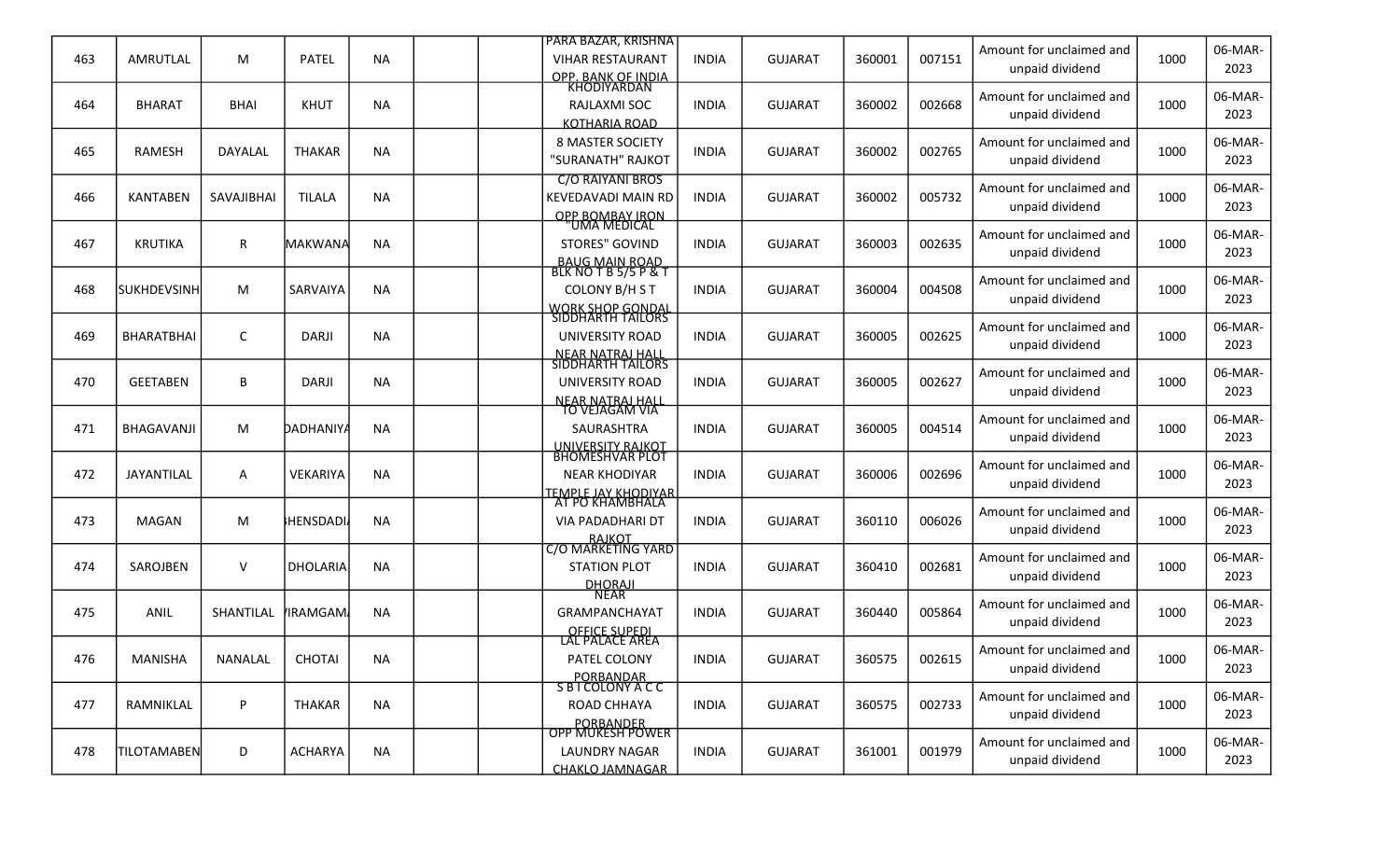| 463 | AMRUTLAL | M | PATEL | NA | | | PARA BAZAR, KRISHNA VIHAR RESTAURANT OPP. BANK OF INDIA | INDIA | GUJARAT | 360001 | 007151 | Amount for unclaimed and unpaid dividend | 1000 | 06-MAR-2023 |
|---|---|---|---|---|---|---|---|---|---|---|---|---|---|---|
| 464 | BHARAT | BHAI | KHUT | NA | | | KHODIYARDAN RAJLAXMI SOC KOTHARIA ROAD | INDIA | GUJARAT | 360002 | 002668 | Amount for unclaimed and unpaid dividend | 1000 | 06-MAR-2023 |
| 465 | RAMESH | DAYALAL | THAKAR | NA | | | 8 MASTER SOCIETY "SURANATH" RAJKOT | INDIA | GUJARAT | 360002 | 002765 | Amount for unclaimed and unpaid dividend | 1000 | 06-MAR-2023 |
| 466 | KANTABEN | SAVAJIBHAI | TILALA | NA | | | C/O RAIYANI BROS KEVEDAVADI MAIN RD OPP BOMBAY IRON | INDIA | GUJARAT | 360002 | 005732 | Amount for unclaimed and unpaid dividend | 1000 | 06-MAR-2023 |
| 467 | KRUTIKA | R | MAKWANA | NA | | | "UMA MEDICAL STORES" GOVIND BAUG MAIN ROAD | INDIA | GUJARAT | 360003 | 002635 | Amount for unclaimed and unpaid dividend | 1000 | 06-MAR-2023 |
| 468 | SUKHDEVSINH | M | SARVAIYA | NA | | | BLK NO T B 5/5 P & T COLONY B/H S T WORK SHOP GONDAL | INDIA | GUJARAT | 360004 | 004508 | Amount for unclaimed and unpaid dividend | 1000 | 06-MAR-2023 |
| 469 | BHARATBHAI | C | DARJI | NA | | | SIDDHARTH TAILORS UNIVERSITY ROAD NEAR NATRAJ HALL | INDIA | GUJARAT | 360005 | 002625 | Amount for unclaimed and unpaid dividend | 1000 | 06-MAR-2023 |
| 470 | GEETABEN | B | DARJI | NA | | | SIDDHARTH TAILORS UNIVERSITY ROAD NEAR NATRAJ HALL | INDIA | GUJARAT | 360005 | 002627 | Amount for unclaimed and unpaid dividend | 1000 | 06-MAR-2023 |
| 471 | BHAGAVANJI | M | DADHANIYA | NA | | | TO VEJAGAM VIA SAURASHTRA UNIVERSITY RAJKOT | INDIA | GUJARAT | 360005 | 004514 | Amount for unclaimed and unpaid dividend | 1000 | 06-MAR-2023 |
| 472 | JAYANTILAL | A | VEKARIYA | NA | | | BHOMESHVAR PLOT NEAR KHODIYAR TEMPLE JAY KHODIYAR | INDIA | GUJARAT | 360006 | 002696 | Amount for unclaimed and unpaid dividend | 1000 | 06-MAR-2023 |
| 473 | MAGAN | M | HENSDADI | NA | | | AT PO KHAMBHALA VIA PADADHARI DT RAJKOT | INDIA | GUJARAT | 360110 | 006026 | Amount for unclaimed and unpaid dividend | 1000 | 06-MAR-2023 |
| 474 | SAROJBEN | V | DHOLARIA | NA | | | C/O MARKETING YARD STATION PLOT DHORAJI | INDIA | GUJARAT | 360410 | 002681 | Amount for unclaimed and unpaid dividend | 1000 | 06-MAR-2023 |
| 475 | ANIL | SHANTILAL | IRAMGAM | NA | | | NEAR GRAMPANCHAYAT OFFICE SUPEDI | INDIA | GUJARAT | 360440 | 005864 | Amount for unclaimed and unpaid dividend | 1000 | 06-MAR-2023 |
| 476 | MANISHA | NANALAL | CHOTAI | NA | | | LAL PALACE AREA PATEL COLONY PORBANDAR | INDIA | GUJARAT | 360575 | 002615 | Amount for unclaimed and unpaid dividend | 1000 | 06-MAR-2023 |
| 477 | RAMNIKLAL | P | THAKAR | NA | | | S B I COLONY A C C ROAD CHHAYA PORBANDER | INDIA | GUJARAT | 360575 | 002733 | Amount for unclaimed and unpaid dividend | 1000 | 06-MAR-2023 |
| 478 | TILOTAMABEN | D | ACHARYA | NA | | | OPP MUKESH POWER LAUNDRY NAGAR CHAKLO JAMNAGAR | INDIA | GUJARAT | 361001 | 001979 | Amount for unclaimed and unpaid dividend | 1000 | 06-MAR-2023 |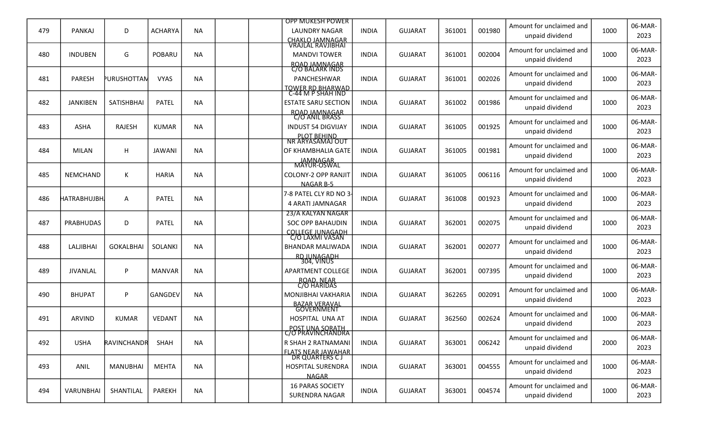| | | | | | | | | | | | | | | |
|---|---|---|---|---|---|---|---|---|---|---|---|---|---|---|
| 479 | PANKAJ | D | ACHARYA | NA | | | OPP MUKESH POWER LAUNDRY NAGAR CHAKLO JAMNAGAR | INDIA | GUJARAT | 361001 | 001980 | Amount for unclaimed and unpaid dividend | 1000 | 06-MAR-2023 |
| 480 | INDUBEN | G | POBARU | NA | | | VRAJLAL RAVJIBHAI MANDVI TOWER ROAD JAMNAGAR | INDIA | GUJARAT | 361001 | 002004 | Amount for unclaimed and unpaid dividend | 1000 | 06-MAR-2023 |
| 481 | PARESH | PURUSHOTTAM | VYAS | NA | | | C/O BALARK INDS PANCHESHWAR TOWER RD BHARWAD | INDIA | GUJARAT | 361001 | 002026 | Amount for unclaimed and unpaid dividend | 1000 | 06-MAR-2023 |
| 482 | JANKIBEN | SATISHBHAI | PATEL | NA | | | C-44 M P SHAH IND ESTATE SARU SECTION ROAD JAMNAGAR | INDIA | GUJARAT | 361002 | 001986 | Amount for unclaimed and unpaid dividend | 1000 | 06-MAR-2023 |
| 483 | ASHA | RAJESH | KUMAR | NA | | | C/O ANIL BRASS INDUST 54 DIGVIJAY PLOT BEHIND | INDIA | GUJARAT | 361005 | 001925 | Amount for unclaimed and unpaid dividend | 1000 | 06-MAR-2023 |
| 484 | MILAN | H | JAWANI | NA | | | NR ARYASAMAJ OUT OF KHAMBHALIA GATE JAMNAGAR | INDIA | GUJARAT | 361005 | 001981 | Amount for unclaimed and unpaid dividend | 1000 | 06-MAR-2023 |
| 485 | NEMCHAND | K | HARIA | NA | | | MAYUR-OSWAL COLONY-2 OPP RANJIT NAGAR B-5 | INDIA | GUJARAT | 361005 | 006116 | Amount for unclaimed and unpaid dividend | 1000 | 06-MAR-2023 |
| 486 | HATRABHUJBH | A | PATEL | NA | | | 7-8 PATEL CLY RD NO 3-4 ARATI JAMNAGAR | INDIA | GUJARAT | 361008 | 001923 | Amount for unclaimed and unpaid dividend | 1000 | 06-MAR-2023 |
| 487 | PRABHUDAS | D | PATEL | NA | | | 23/A KALYAN NAGAR SOC OPP BAHAUDIN COLLEGE JUNAGADH | INDIA | GUJARAT | 362001 | 002075 | Amount for unclaimed and unpaid dividend | 1000 | 06-MAR-2023 |
| 488 | LALJIBHAI | GOKALBHAI | SOLANKI | NA | | | C/O LAXMI VASAN BHANDAR MALIWADA RD JUNAGADH | INDIA | GUJARAT | 362001 | 002077 | Amount for unclaimed and unpaid dividend | 1000 | 06-MAR-2023 |
| 489 | JIVANLAL | P | MANVAR | NA | | | 304, VINUS APARTMENT COLLEGE ROAD, NEAR | INDIA | GUJARAT | 362001 | 007395 | Amount for unclaimed and unpaid dividend | 1000 | 06-MAR-2023 |
| 490 | BHUPAT | P | GANGDEV | NA | | | C/O HARIDAS MONJIBHAI VAKHARIA BAZAR VERAVAL | INDIA | GUJARAT | 362265 | 002091 | Amount for unclaimed and unpaid dividend | 1000 | 06-MAR-2023 |
| 491 | ARVIND | KUMAR | VEDANT | NA | | | GOVERNMENT HOSPITAL UNA AT POST UNA SORATH | INDIA | GUJARAT | 362560 | 002624 | Amount for unclaimed and unpaid dividend | 1000 | 06-MAR-2023 |
| 492 | USHA | RAVINCHANDR | SHAH | NA | | | C/O PRAVINCHANDRA R SHAH 2 RATNAMANI FLATS NEAR JAWAHAR | INDIA | GUJARAT | 363001 | 006242 | Amount for unclaimed and unpaid dividend | 2000 | 06-MAR-2023 |
| 493 | ANIL | MANUBHAI | MEHTA | NA | | | DR QUARTERS C J HOSPITAL SURENDRA NAGAR | INDIA | GUJARAT | 363001 | 004555 | Amount for unclaimed and unpaid dividend | 1000 | 06-MAR-2023 |
| 494 | VARUNBHAI | SHANTILAL | PAREKH | NA | | | 16 PARAS SOCIETY SURENDRA NAGAR | INDIA | GUJARAT | 363001 | 004574 | Amount for unclaimed and unpaid dividend | 1000 | 06-MAR-2023 |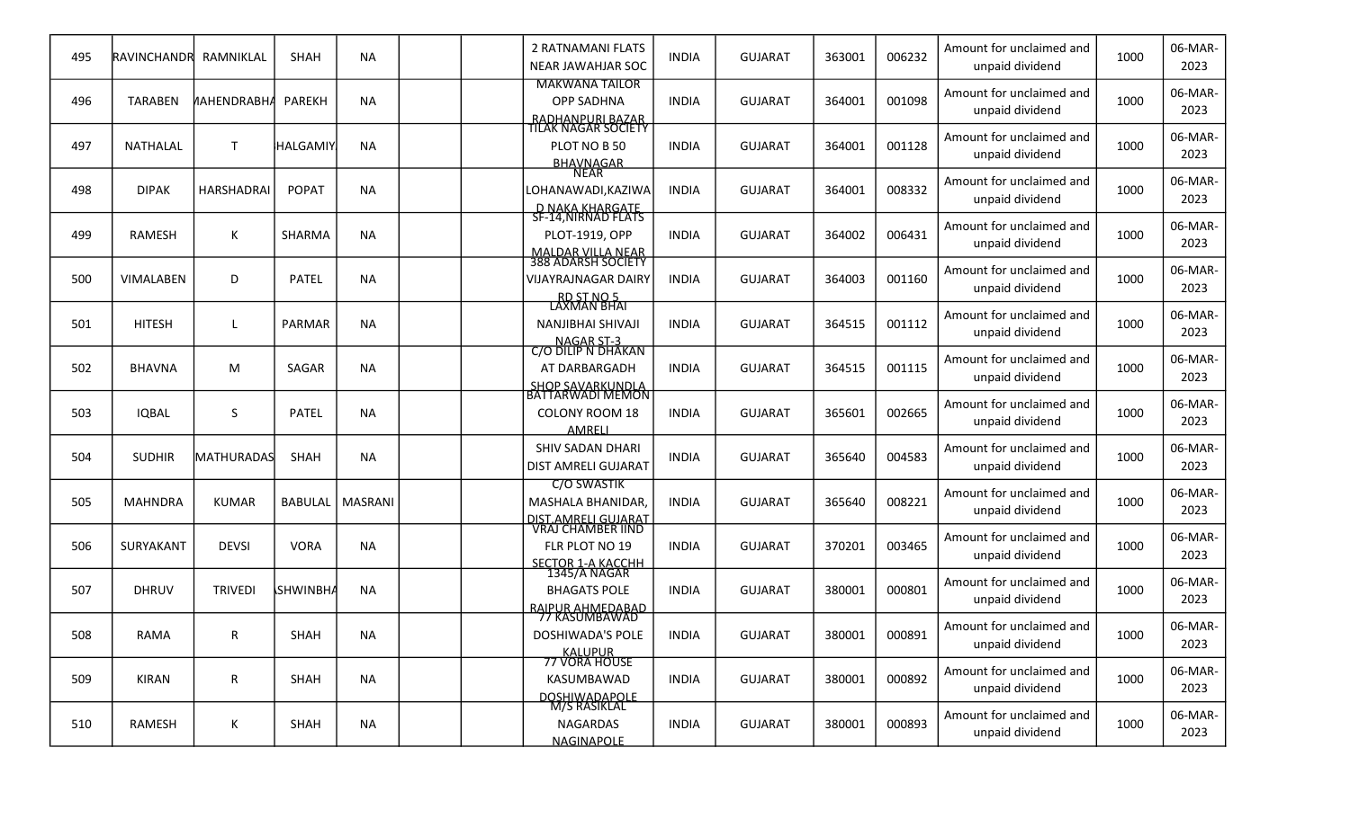| 495 | RAVINCHANDR | RAMNIKLAL | SHAH | NA | | | 2 RATNAMANI FLATS NEAR JAWAHJAR SOC | INDIA | GUJARAT | 363001 | 006232 | Amount for unclaimed and unpaid dividend | 1000 | 06-MAR-2023 |
|---|---|---|---|---|---|---|---|---|---|---|---|---|---|---|
| 496 | TARABEN | MAHENDRABHA | PAREKH | NA | | | MAKWANA TAILOR OPP SADHNA RADHANPURI BAZAR | INDIA | GUJARAT | 364001 | 001098 | Amount for unclaimed and unpaid dividend | 1000 | 06-MAR-2023 |
| 497 | NATHALAL | T | HALGAMIY | NA | | | TILAK NAGAR SOCIETY PLOT NO B 50 BHAVNAGAR | INDIA | GUJARAT | 364001 | 001128 | Amount for unclaimed and unpaid dividend | 1000 | 06-MAR-2023 |
| 498 | DIPAK | HARSHADRAI | POPAT | NA | | | NEAR LOHANAWADI,KAZIWA D NAKA KHARGATE | INDIA | GUJARAT | 364001 | 008332 | Amount for unclaimed and unpaid dividend | 1000 | 06-MAR-2023 |
| 499 | RAMESH | K | SHARMA | NA | | | SF-14,NIRNAD FLATS PLOT-1919, OPP MALDAR VILLA NEAR | INDIA | GUJARAT | 364002 | 006431 | Amount for unclaimed and unpaid dividend | 1000 | 06-MAR-2023 |
| 500 | VIMALABEN | D | PATEL | NA | | | 388 ADARSH SOCIETY VIJAYRAJNAGAR DAIRY RD ST NO 5 | INDIA | GUJARAT | 364003 | 001160 | Amount for unclaimed and unpaid dividend | 1000 | 06-MAR-2023 |
| 501 | HITESH | L | PARMAR | NA | | | LAXMAN BHAI NANJIBHAI SHIVAJI NAGAR ST-3 | INDIA | GUJARAT | 364515 | 001112 | Amount for unclaimed and unpaid dividend | 1000 | 06-MAR-2023 |
| 502 | BHAVNA | M | SAGAR | NA | | | C/O DILIP N DHAKAN AT DARBARGADH SHOP SAVARKUNDLA | INDIA | GUJARAT | 364515 | 001115 | Amount for unclaimed and unpaid dividend | 1000 | 06-MAR-2023 |
| 503 | IQBAL | S | PATEL | NA | | | BATTARWADI MEMON COLONY ROOM 18 AMRELI | INDIA | GUJARAT | 365601 | 002665 | Amount for unclaimed and unpaid dividend | 1000 | 06-MAR-2023 |
| 504 | SUDHIR | MATHURADAS | SHAH | NA | | | SHIV SADAN DHARI DIST AMRELI GUJARAT | INDIA | GUJARAT | 365640 | 004583 | Amount for unclaimed and unpaid dividend | 1000 | 06-MAR-2023 |
| 505 | MAHNDRA | KUMAR | BABULAL | MASRANI | | | C/O SWASTIK MASHALA BHANIDAR, DIST.AMRELI GUJARAT | INDIA | GUJARAT | 365640 | 008221 | Amount for unclaimed and unpaid dividend | 1000 | 06-MAR-2023 |
| 506 | SURYAKANT | DEVSI | VORA | NA | | | VRAJ CHAMBER IIND FLR PLOT NO 19 SECTOR 1-A KACCHH | INDIA | GUJARAT | 370201 | 003465 | Amount for unclaimed and unpaid dividend | 1000 | 06-MAR-2023 |
| 507 | DHRUV | TRIVEDI | ASHWINBHA | NA | | | 1345/A NAGAR BHAGATS POLE RAIPUR AHMEDABAD | INDIA | GUJARAT | 380001 | 000801 | Amount for unclaimed and unpaid dividend | 1000 | 06-MAR-2023 |
| 508 | RAMA | R | SHAH | NA | | | 77 KASUMBAWAD DOSHIWADA'S POLE KALUPUR | INDIA | GUJARAT | 380001 | 000891 | Amount for unclaimed and unpaid dividend | 1000 | 06-MAR-2023 |
| 509 | KIRAN | R | SHAH | NA | | | 77 VORA HOUSE KASUMBAWAD DOSHIWADAPOLE | INDIA | GUJARAT | 380001 | 000892 | Amount for unclaimed and unpaid dividend | 1000 | 06-MAR-2023 |
| 510 | RAMESH | K | SHAH | NA | | | M/S RASIKLAL NAGARDAS NAGINAPOLE | INDIA | GUJARAT | 380001 | 000893 | Amount for unclaimed and unpaid dividend | 1000 | 06-MAR-2023 |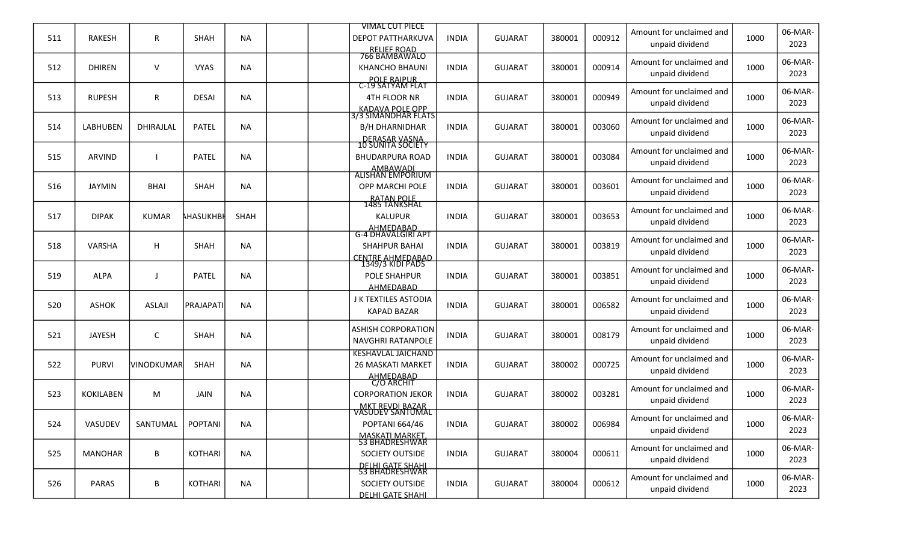| 511 | RAKESH | R | SHAH | NA | | | VIMAL CUT PIECE DEPOT PATTHARKUVA RELIEF ROAD | INDIA | GUJARAT | 380001 | 000912 | Amount for unclaimed and unpaid dividend | 1000 | 06-MAR-2023 |
|---|---|---|---|---|---|---|---|---|---|---|---|---|---|---|
| 512 | DHIREN | V | VYAS | NA | | | 766 BAMBAWALO KHANCHO BHAUNI POLE RAIPUR | INDIA | GUJARAT | 380001 | 000914 | Amount for unclaimed and unpaid dividend | 1000 | 06-MAR-2023 |
| 513 | RUPESH | R | DESAI | NA | | | C-19 SATYAM FLAT 4TH FLOOR NR KADAVA POLE OPP | INDIA | GUJARAT | 380001 | 000949 | Amount for unclaimed and unpaid dividend | 1000 | 06-MAR-2023 |
| 514 | LABHUBEN | DHIRAJLAL | PATEL | NA | | | 3/3 SIMANDHAR FLATS B/H DHARNIDHAR DERASAR VASNA | INDIA | GUJARAT | 380001 | 003060 | Amount for unclaimed and unpaid dividend | 1000 | 06-MAR-2023 |
| 515 | ARVIND | I | PATEL | NA | | | 10 SUNITA SOCIETY BHUDARPURA ROAD AMBAWADI | INDIA | GUJARAT | 380001 | 003084 | Amount for unclaimed and unpaid dividend | 1000 | 06-MAR-2023 |
| 516 | JAYMIN | BHAI | SHAH | NA | | | ALISHAN EMPORIUM OPP MARCHI POLE RATAN POLE | INDIA | GUJARAT | 380001 | 003601 | Amount for unclaimed and unpaid dividend | 1000 | 06-MAR-2023 |
| 517 | DIPAK | KUMAR | AHASUKHBH | SHAH | | | 1485 TANKSHAL KALUPUR AHMEDABAD | INDIA | GUJARAT | 380001 | 003653 | Amount for unclaimed and unpaid dividend | 1000 | 06-MAR-2023 |
| 518 | VARSHA | H | SHAH | NA | | | G-4 DHAVALGIRI APT SHAHPUR BAHAI CENTRE AHMEDABAD | INDIA | GUJARAT | 380001 | 003819 | Amount for unclaimed and unpaid dividend | 1000 | 06-MAR-2023 |
| 519 | ALPA | J | PATEL | NA | | | 1349/3 KIDI PADS POLE SHAHPUR AHMEDABAD | INDIA | GUJARAT | 380001 | 003851 | Amount for unclaimed and unpaid dividend | 1000 | 06-MAR-2023 |
| 520 | ASHOK | ASLAJI | PRAJAPATI | NA | | | J K TEXTILES ASTODIA KAPAD BAZAR | INDIA | GUJARAT | 380001 | 006582 | Amount for unclaimed and unpaid dividend | 1000 | 06-MAR-2023 |
| 521 | JAYESH | C | SHAH | NA | | | ASHISH CORPORATION NAVGHRI RATANPOLE | INDIA | GUJARAT | 380001 | 008179 | Amount for unclaimed and unpaid dividend | 1000 | 06-MAR-2023 |
| 522 | PURVI | VINODKUMAR | SHAH | NA | | | KESHAVLAL JAICHAND 26 MASKATI MARKET AHMEDABAD | INDIA | GUJARAT | 380002 | 000725 | Amount for unclaimed and unpaid dividend | 1000 | 06-MAR-2023 |
| 523 | KOKILABEN | M | JAIN | NA | | | C/O ARCHIT CORPORATION JEKOR MKT REVDI BAZAR | INDIA | GUJARAT | 380002 | 003281 | Amount for unclaimed and unpaid dividend | 1000 | 06-MAR-2023 |
| 524 | VASUDEV | SANTUMAL | POPTANI | NA | | | VASUDEV SANTUMAL POPTANI 664/46 MASKATI MARKET | INDIA | GUJARAT | 380002 | 006984 | Amount for unclaimed and unpaid dividend | 1000 | 06-MAR-2023 |
| 525 | MANOHAR | B | KOTHARI | NA | | | 53 BHADRESHWAR SOCIETY OUTSIDE DELHI GATE SHAHI | INDIA | GUJARAT | 380004 | 000611 | Amount for unclaimed and unpaid dividend | 1000 | 06-MAR-2023 |
| 526 | PARAS | B | KOTHARI | NA | | | 53 BHADRESHWAR SOCIETY OUTSIDE DELHI GATE SHAHI | INDIA | GUJARAT | 380004 | 000612 | Amount for unclaimed and unpaid dividend | 1000 | 06-MAR-2023 |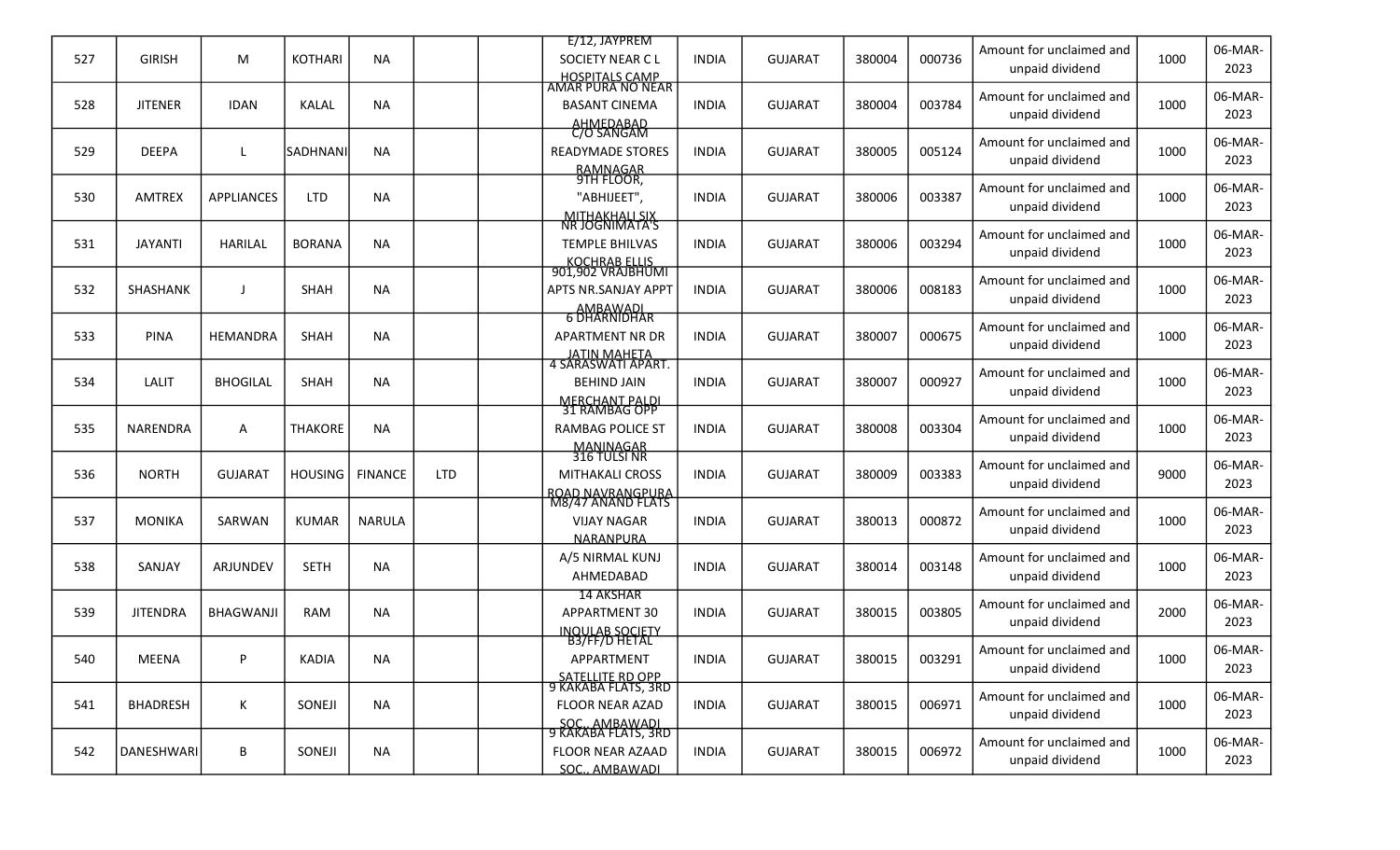| | | | | | | | | | | | | | | |
|---|---|---|---|---|---|---|---|---|---|---|---|---|---|---|
| 527 | GIRISH | M | KOTHARI | NA | | | E/12, JAYPREM SOCIETY NEAR C L HOSPITALS CAMP | INDIA | GUJARAT | 380004 | 000736 | Amount for unclaimed and unpaid dividend | 1000 | 06-MAR-2023 |
| 528 | JITENER | IDAN | KALAL | NA | | | AMAR PURA NO NEAR BASANT CINEMA AHMEDABAD | INDIA | GUJARAT | 380004 | 003784 | Amount for unclaimed and unpaid dividend | 1000 | 06-MAR-2023 |
| 529 | DEEPA | L | SADHNANI | NA | | | C/O SANGAM READYMADE STORES RAMNAGAR | INDIA | GUJARAT | 380005 | 005124 | Amount for unclaimed and unpaid dividend | 1000 | 06-MAR-2023 |
| 530 | AMTREX | APPLIANCES | LTD | NA | | | 9TH FLOOR, "ABHIJEET", MITHAKHALI SIX | INDIA | GUJARAT | 380006 | 003387 | Amount for unclaimed and unpaid dividend | 1000 | 06-MAR-2023 |
| 531 | JAYANTI | HARILAL | BORANA | NA | | | NR JOGNIMATA'S TEMPLE BHILVAS KOCHRAB ELLIS | INDIA | GUJARAT | 380006 | 003294 | Amount for unclaimed and unpaid dividend | 1000 | 06-MAR-2023 |
| 532 | SHASHANK | J | SHAH | NA | | | 901,902 VRAJBHUMI APTS NR.SANJAY APPT AMBAWADI | INDIA | GUJARAT | 380006 | 008183 | Amount for unclaimed and unpaid dividend | 1000 | 06-MAR-2023 |
| 533 | PINA | HEMANDRA | SHAH | NA | | | 6 DHARNIDHAR APARTMENT NR DR JATIN MAHETA | INDIA | GUJARAT | 380007 | 000675 | Amount for unclaimed and unpaid dividend | 1000 | 06-MAR-2023 |
| 534 | LALIT | BHOGILAL | SHAH | NA | | | 4 SARASWATI APART. BEHIND JAIN MERCHANT PALDI | INDIA | GUJARAT | 380007 | 000927 | Amount for unclaimed and unpaid dividend | 1000 | 06-MAR-2023 |
| 535 | NARENDRA | A | THAKORE | NA | | | 31 RAMBAG OPP RAMBAG POLICE ST MANINAGAR | INDIA | GUJARAT | 380008 | 003304 | Amount for unclaimed and unpaid dividend | 1000 | 06-MAR-2023 |
| 536 | NORTH | GUJARAT | HOUSING | FINANCE | LTD | | 316 TULSI NR MITHAKALI CROSS ROAD NAVRANGPURA | INDIA | GUJARAT | 380009 | 003383 | Amount for unclaimed and unpaid dividend | 9000 | 06-MAR-2023 |
| 537 | MONIKA | SARWAN | KUMAR | NARULA | | | M8/47 ANAND FLATS VIJAY NAGAR NARANPURA | INDIA | GUJARAT | 380013 | 000872 | Amount for unclaimed and unpaid dividend | 1000 | 06-MAR-2023 |
| 538 | SANJAY | ARJUNDEV | SETH | NA | | | A/5 NIRMAL KUNJ AHMEDABAD | INDIA | GUJARAT | 380014 | 003148 | Amount for unclaimed and unpaid dividend | 1000 | 06-MAR-2023 |
| 539 | JITENDRA | BHAGWANJI | RAM | NA | | | 14 AKSHAR APPARTMENT 30 INQULAB SOCIETY | INDIA | GUJARAT | 380015 | 003805 | Amount for unclaimed and unpaid dividend | 2000 | 06-MAR-2023 |
| 540 | MEENA | P | KADIA | NA | | | B3/FF/D HETAL APPARTMENT SATELLITE RD OPP | INDIA | GUJARAT | 380015 | 003291 | Amount for unclaimed and unpaid dividend | 1000 | 06-MAR-2023 |
| 541 | BHADRESH | K | SONEJI | NA | | | 9 KAKABA FLATS, 3RD FLOOR NEAR AZAD SOC., AMBAWADI | INDIA | GUJARAT | 380015 | 006971 | Amount for unclaimed and unpaid dividend | 1000 | 06-MAR-2023 |
| 542 | DANESHWARI | B | SONEJI | NA | | | 9 KAKABA FLATS, 3RD FLOOR NEAR AZAAD SOC., AMBAWADI | INDIA | GUJARAT | 380015 | 006972 | Amount for unclaimed and unpaid dividend | 1000 | 06-MAR-2023 |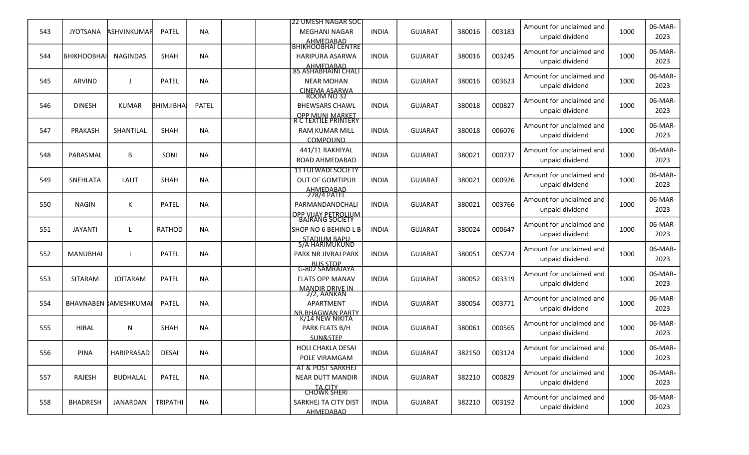| 543 | JYOTSANA | ASHVINKUMAR | PATEL | NA | | | 22 UMESH NAGAR SOC MEGHANI NAGAR AHMEDABAD | INDIA | GUJARAT | 380016 | 003183 | Amount for unclaimed and unpaid dividend | 1000 | 06-MAR-2023 |
|---|---|---|---|---|---|---|---|---|---|---|---|---|---|---|
| 544 | BHIKHOOBHAI | NAGINDAS | SHAH | NA | | | BHIKHOOBHAI CENTRE HARIPURA ASARWA AHMEDABAD | INDIA | GUJARAT | 380016 | 003245 | Amount for unclaimed and unpaid dividend | 1000 | 06-MAR-2023 |
| 545 | ARVIND | J | PATEL | NA | | | 85 ASHABHAINI CHALI NEAR MOHAN CINEMA ASARWA | INDIA | GUJARAT | 380016 | 003623 | Amount for unclaimed and unpaid dividend | 1000 | 06-MAR-2023 |
| 546 | DINESH | KUMAR | BHIMJIBHAI | PATEL | | | ROOM NO 32 BHEWSARS CHAWL OPP MUNI MARKET | INDIA | GUJARAT | 380018 | 000827 | Amount for unclaimed and unpaid dividend | 1000 | 06-MAR-2023 |
| 547 | PRAKASH | SHANTILAL | SHAH | NA | | | R C TEXTILE PRINTERY RAM KUMAR MILL COMPOUND | INDIA | GUJARAT | 380018 | 006076 | Amount for unclaimed and unpaid dividend | 1000 | 06-MAR-2023 |
| 548 | PARASMAL | B | SONI | NA | | | 441/11 RAKHIYAL ROAD AHMEDABAD | INDIA | GUJARAT | 380021 | 000737 | Amount for unclaimed and unpaid dividend | 1000 | 06-MAR-2023 |
| 549 | SNEHLATA | LALIT | SHAH | NA | | | 11 FULWADI SOCIETY OUT OF GOMTIPUR AHMEDABAD | INDIA | GUJARAT | 380021 | 000926 | Amount for unclaimed and unpaid dividend | 1000 | 06-MAR-2023 |
| 550 | NAGIN | K | PATEL | NA | | | 278/4 PATEL PARMANANDANDCHALI OPP VIJAY PETROLIUM | INDIA | GUJARAT | 380021 | 003766 | Amount for unclaimed and unpaid dividend | 1000 | 06-MAR-2023 |
| 551 | JAYANTI | L | RATHOD | NA | | | BAJRANG SOCIETY SHOP NO 6 BEHIND L B STADIUM BAPU | INDIA | GUJARAT | 380024 | 000647 | Amount for unclaimed and unpaid dividend | 1000 | 06-MAR-2023 |
| 552 | MANUBHAI | I | PATEL | NA | | | 5/A HARIMUKUND PARK NR JIVRAJ PARK BUS STOP | INDIA | GUJARAT | 380051 | 005724 | Amount for unclaimed and unpaid dividend | 1000 | 06-MAR-2023 |
| 553 | SITARAM | JOITARAM | PATEL | NA | | | G-802 SAMRAJAYA FLATS OPP MANAV MANDIR DRIVE IN | INDIA | GUJARAT | 380052 | 003319 | Amount for unclaimed and unpaid dividend | 1000 | 06-MAR-2023 |
| 554 | BHAVNABEN | RAMESHKUMAR | PATEL | NA | | | 2/2, AANKAN APARTMENT NR.BHAGWAN PARTY | INDIA | GUJARAT | 380054 | 003771 | Amount for unclaimed and unpaid dividend | 1000 | 06-MAR-2023 |
| 555 | HIRAL | N | SHAH | NA | | | K/14 NEW NIKITA PARK FLATS B/H SUN&STEP | INDIA | GUJARAT | 380061 | 000565 | Amount for unclaimed and unpaid dividend | 1000 | 06-MAR-2023 |
| 556 | PINA | HARIPRASAD | DESAI | NA | | | HOLI CHAKLA DESAI POLE VIRAMGAM | INDIA | GUJARAT | 382150 | 003124 | Amount for unclaimed and unpaid dividend | 1000 | 06-MAR-2023 |
| 557 | RAJESH | BUDHALAL | PATEL | NA | | | AT & POST SARKHEJ NEAR DUTT MANDIR TA CITY | INDIA | GUJARAT | 382210 | 000829 | Amount for unclaimed and unpaid dividend | 1000 | 06-MAR-2023 |
| 558 | BHADRESH | JANARDAN | TRIPATHI | NA | | | CHOWK SHERI SARKHEJ TA CITY DIST AHMEDABAD | INDIA | GUJARAT | 382210 | 003192 | Amount for unclaimed and unpaid dividend | 1000 | 06-MAR-2023 |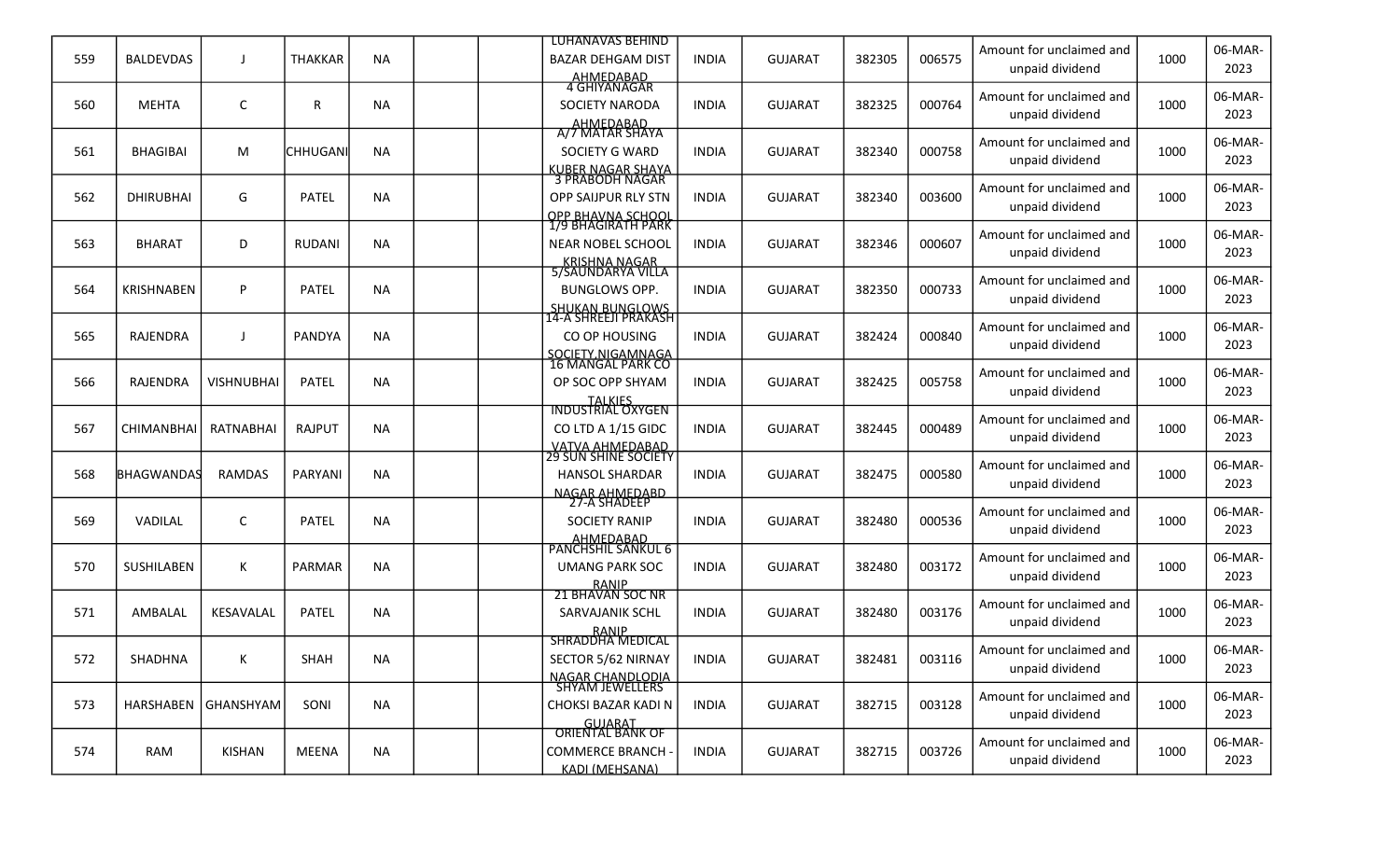| 559 | BALDEVDAS | J | THAKKAR | NA | | | LUHANAVAS BEHIND BAZAR DEHGAM DIST AHMEDABAD | INDIA | GUJARAT | 382305 | 006575 | Amount for unclaimed and unpaid dividend | 1000 | 06-MAR-2023 |
|---|---|---|---|---|---|---|---|---|---|---|---|---|---|---|
| 560 | MEHTA | C | R | NA | | | 4 GHIYANAGAR SOCIETY NARODA AHMEDABAD | INDIA | GUJARAT | 382325 | 000764 | Amount for unclaimed and unpaid dividend | 1000 | 06-MAR-2023 |
| 561 | BHAGIBAI | M | CHHUGANI | NA | | | A/7 MATAR SHAYA SOCIETY G WARD KUBER NAGAR SHAYA | INDIA | GUJARAT | 382340 | 000758 | Amount for unclaimed and unpaid dividend | 1000 | 06-MAR-2023 |
| 562 | DHIRUBHAI | G | PATEL | NA | | | 3 PRABODH NAGAR OPP SAIJPUR RLY STN OPP BHAVNA SCHOOL | INDIA | GUJARAT | 382340 | 003600 | Amount for unclaimed and unpaid dividend | 1000 | 06-MAR-2023 |
| 563 | BHARAT | D | RUDANI | NA | | | 1/9 BHAGIRATH PARK NEAR NOBEL SCHOOL KRISHNA NAGAR | INDIA | GUJARAT | 382346 | 000607 | Amount for unclaimed and unpaid dividend | 1000 | 06-MAR-2023 |
| 564 | KRISHNABEN | P | PATEL | NA | | | 5/SAUNDARYA VILLA BUNGLOWS OPP. SHUKAN BUNGLOWS | INDIA | GUJARAT | 382350 | 000733 | Amount for unclaimed and unpaid dividend | 1000 | 06-MAR-2023 |
| 565 | RAJENDRA | J | PANDYA | NA | | | 14-A SHREEJI PRAKASH CO OP HOUSING SOCIETY,NIGAMNAGA | INDIA | GUJARAT | 382424 | 000840 | Amount for unclaimed and unpaid dividend | 1000 | 06-MAR-2023 |
| 566 | RAJENDRA | VISHNUBHAI | PATEL | NA | | | 16 MANGAL PARK CO OP SOC OPP SHYAM TALKIES | INDIA | GUJARAT | 382425 | 005758 | Amount for unclaimed and unpaid dividend | 1000 | 06-MAR-2023 |
| 567 | CHIMANBHAI | RATNABHAI | RAJPUT | NA | | | INDUSTRIAL OXYGEN CO LTD A 1/15 GIDC VATVA AHMEDABAD | INDIA | GUJARAT | 382445 | 000489 | Amount for unclaimed and unpaid dividend | 1000 | 06-MAR-2023 |
| 568 | BHAGWANDAS | RAMDAS | PARYANI | NA | | | 29 SUN SHINE SOCIETY HANSOL SHARDAR NAGAR AHMEDABD | INDIA | GUJARAT | 382475 | 000580 | Amount for unclaimed and unpaid dividend | 1000 | 06-MAR-2023 |
| 569 | VADILAL | C | PATEL | NA | | | 27-A SHADEEP SOCIETY RANIP AHMEDABAD | INDIA | GUJARAT | 382480 | 000536 | Amount for unclaimed and unpaid dividend | 1000 | 06-MAR-2023 |
| 570 | SUSHILABEN | K | PARMAR | NA | | | PANCHSHIL SANKUL 6 UMANG PARK SOC RANIP | INDIA | GUJARAT | 382480 | 003172 | Amount for unclaimed and unpaid dividend | 1000 | 06-MAR-2023 |
| 571 | AMBALAL | KESAVALAL | PATEL | NA | | | 21 BHAVAN SOC NR SARVAJANIK SCHL RANIP | INDIA | GUJARAT | 382480 | 003176 | Amount for unclaimed and unpaid dividend | 1000 | 06-MAR-2023 |
| 572 | SHADHNA | K | SHAH | NA | | | SHRADDHA MEDICAL SECTOR 5/62 NIRNAY NAGAR CHANDLODIA | INDIA | GUJARAT | 382481 | 003116 | Amount for unclaimed and unpaid dividend | 1000 | 06-MAR-2023 |
| 573 | HARSHABEN | GHANSHYAM | SONI | NA | | | SHYAM JEWELLERS CHOKSI BAZAR KADI N GUJARAT | INDIA | GUJARAT | 382715 | 003128 | Amount for unclaimed and unpaid dividend | 1000 | 06-MAR-2023 |
| 574 | RAM | KISHAN | MEENA | NA | | | ORIENTAL BANK OF COMMERCE BRANCH - KADI (MEHSANA) | INDIA | GUJARAT | 382715 | 003726 | Amount for unclaimed and unpaid dividend | 1000 | 06-MAR-2023 |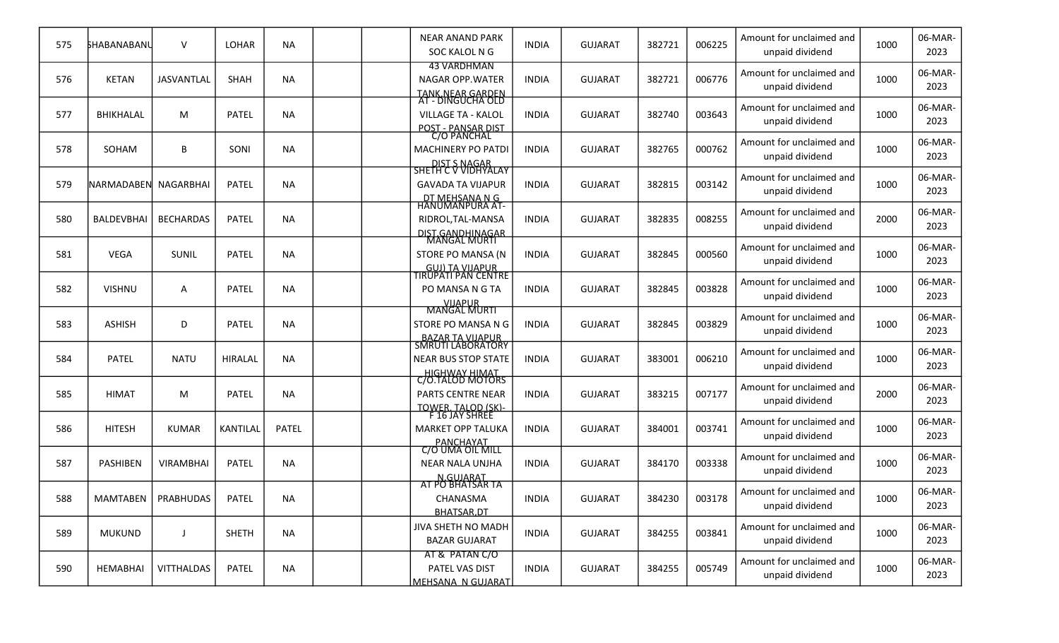| 575 | SHABANABANU | V | LOHAR | NA | | | NEAR ANAND PARK SOC KALOL N G | INDIA | GUJARAT | 382721 | 006225 | Amount for unclaimed and unpaid dividend | 1000 | 06-MAR-2023 |
|---|---|---|---|---|---|---|---|---|---|---|---|---|---|---|
| 576 | KETAN | JASVANTLAL | SHAH | NA | | | 43 VARDHMAN NAGAR OPP.WATER TANK,NEAR GARDEN | INDIA | GUJARAT | 382721 | 006776 | Amount for unclaimed and unpaid dividend | 1000 | 06-MAR-2023 |
| 577 | BHIKHALAL | M | PATEL | NA | | | AT - DINGUCHA OLD VILLAGE TA - KALOL POST - PANSAR DIST | INDIA | GUJARAT | 382740 | 003643 | Amount for unclaimed and unpaid dividend | 1000 | 06-MAR-2023 |
| 578 | SOHAM | B | SONI | NA | | | C/O PANCHAL MACHINERY PO PATDI DIST S NAGAR | INDIA | GUJARAT | 382765 | 000762 | Amount for unclaimed and unpaid dividend | 1000 | 06-MAR-2023 |
| 579 | NARMADABEN | NAGARBHAI | PATEL | NA | | | SHETH C V VIDHYALAY GAVADA TA VIJAPUR DT MEHSANA N G | INDIA | GUJARAT | 382815 | 003142 | Amount for unclaimed and unpaid dividend | 1000 | 06-MAR-2023 |
| 580 | BALDEVBHAI | BECHARDAS | PATEL | NA | | | HANUMANPURA AT-RIDROL,TAL-MANSA DIST.GANDHINAGAR | INDIA | GUJARAT | 382835 | 008255 | Amount for unclaimed and unpaid dividend | 2000 | 06-MAR-2023 |
| 581 | VEGA | SUNIL | PATEL | NA | | | MANGAL MURTI STORE PO MANSA (N GUJ) TA VIJAPUR | INDIA | GUJARAT | 382845 | 000560 | Amount for unclaimed and unpaid dividend | 1000 | 06-MAR-2023 |
| 582 | VISHNU | A | PATEL | NA | | | TIRUPATI PAN CENTRE PO MANSA N G TA VIJAPUR | INDIA | GUJARAT | 382845 | 003828 | Amount for unclaimed and unpaid dividend | 1000 | 06-MAR-2023 |
| 583 | ASHISH | D | PATEL | NA | | | MANGAL MURTI STORE PO MANSA N G BAZAR TA VIJAPUR | INDIA | GUJARAT | 382845 | 003829 | Amount for unclaimed and unpaid dividend | 1000 | 06-MAR-2023 |
| 584 | PATEL | NATU | HIRALAL | NA | | | SMRUTI LABORATORY NEAR BUS STOP STATE HIGHWAY HIMAT | INDIA | GUJARAT | 383001 | 006210 | Amount for unclaimed and unpaid dividend | 1000 | 06-MAR-2023 |
| 585 | HIMAT | M | PATEL | NA | | | C/O.TALOD MOTORS PARTS CENTRE NEAR TOWER, TALOD (SK)- | INDIA | GUJARAT | 383215 | 007177 | Amount for unclaimed and unpaid dividend | 2000 | 06-MAR-2023 |
| 586 | HITESH | KUMAR | KANTILAL | PATEL | | | F 16 JAY SHREE MARKET OPP TALUKA PANCHAYAT | INDIA | GUJARAT | 384001 | 003741 | Amount for unclaimed and unpaid dividend | 1000 | 06-MAR-2023 |
| 587 | PASHIBEN | VIRAMBHAI | PATEL | NA | | | C/O UMA OIL MILL NEAR NALA UNJHA N.GUJARAT | INDIA | GUJARAT | 384170 | 003338 | Amount for unclaimed and unpaid dividend | 1000 | 06-MAR-2023 |
| 588 | MAMTABEN | PRABHUDAS | PATEL | NA | | | AT PO BHATSAR TA CHANASMA BHATSAR,DT | INDIA | GUJARAT | 384230 | 003178 | Amount for unclaimed and unpaid dividend | 1000 | 06-MAR-2023 |
| 589 | MUKUND | J | SHETH | NA | | | JIVA SHETH NO MADH BAZAR GUJARAT | INDIA | GUJARAT | 384255 | 003841 | Amount for unclaimed and unpaid dividend | 1000 | 06-MAR-2023 |
| 590 | HEMABHAI | VITTHALDAS | PATEL | NA | | | AT & PATAN C/O PATEL VAS DIST MEHSANA N GUJARAT | INDIA | GUJARAT | 384255 | 005749 | Amount for unclaimed and unpaid dividend | 1000 | 06-MAR-2023 |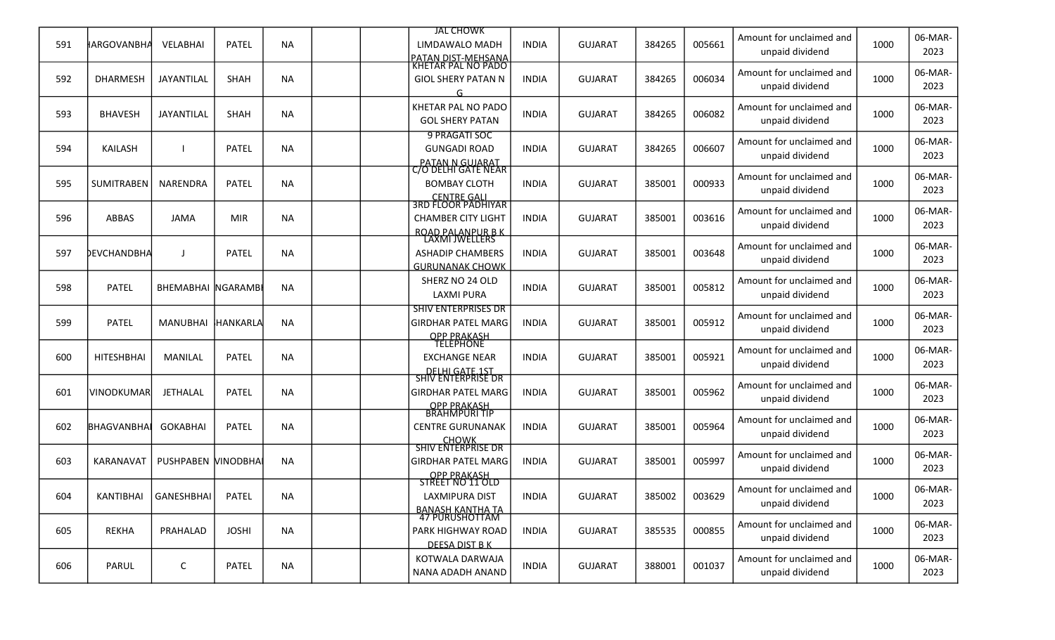| 591 | HARGOVANBHA | VELABHAI | PATEL | NA | | | JAL CHOWK LIMDAWALO MADH PATAN DIST-MEHSANA | INDIA | GUJARAT | 384265 | 005661 | Amount for unclaimed and unpaid dividend | 1000 | 06-MAR-2023 |
|---|---|---|---|---|---|---|---|---|---|---|---|---|---|---|
| 592 | DHARMESH | JAYANTILAL | SHAH | NA | | | KHETAR PAL NO PADO GIOL SHERY PATAN N G | INDIA | GUJARAT | 384265 | 006034 | Amount for unclaimed and unpaid dividend | 1000 | 06-MAR-2023 |
| 593 | BHAVESH | JAYANTILAL | SHAH | NA | | | KHETAR PAL NO PADO GOL SHERY PATAN | INDIA | GUJARAT | 384265 | 006082 | Amount for unclaimed and unpaid dividend | 1000 | 06-MAR-2023 |
| 594 | KAILASH | I | PATEL | NA | | | 9 PRAGATI SOC GUNGADI ROAD PATAN N GUJARAT | INDIA | GUJARAT | 384265 | 006607 | Amount for unclaimed and unpaid dividend | 1000 | 06-MAR-2023 |
| 595 | SUMITRABEN | NARENDRA | PATEL | NA | | | C/O DELHI GATE NEAR BOMBAY CLOTH CENTRE GALI | INDIA | GUJARAT | 385001 | 000933 | Amount for unclaimed and unpaid dividend | 1000 | 06-MAR-2023 |
| 596 | ABBAS | JAMA | MIR | NA | | | 3RD FLOOR PADHIYAR CHAMBER CITY LIGHT ROAD PALANPUR B K | INDIA | GUJARAT | 385001 | 003616 | Amount for unclaimed and unpaid dividend | 1000 | 06-MAR-2023 |
| 597 | DEVCHANDBHA | J | PATEL | NA | | | LAXMI JWELLERS ASHADIP CHAMBERS GURUNANAK CHOWK | INDIA | GUJARAT | 385001 | 003648 | Amount for unclaimed and unpaid dividend | 1000 | 06-MAR-2023 |
| 598 | PATEL | BHEMABHAI | NGARAMBI | NA | | | SHERZ NO 24 OLD LAXMI PURA | INDIA | GUJARAT | 385001 | 005812 | Amount for unclaimed and unpaid dividend | 1000 | 06-MAR-2023 |
| 599 | PATEL | MANUBHAI | HANKARLA | NA | | | SHIV ENTERPRISES DR GIRDHAR PATEL MARG OPP PRAKASH | INDIA | GUJARAT | 385001 | 005912 | Amount for unclaimed and unpaid dividend | 1000 | 06-MAR-2023 |
| 600 | HITESHBHAI | MANILAL | PATEL | NA | | | TELEPHONE EXCHANGE NEAR DELHI GATE 1ST | INDIA | GUJARAT | 385001 | 005921 | Amount for unclaimed and unpaid dividend | 1000 | 06-MAR-2023 |
| 601 | VINODKUMAR | JETHALAL | PATEL | NA | | | SHIV ENTERPRISE DR GIRDHAR PATEL MARG OPP PRAKASH | INDIA | GUJARAT | 385001 | 005962 | Amount for unclaimed and unpaid dividend | 1000 | 06-MAR-2023 |
| 602 | BHAGVANBHAI | GOKABHAI | PATEL | NA | | | BRAHMPURI TIP CENTRE GURUNANAK CHOWK | INDIA | GUJARAT | 385001 | 005964 | Amount for unclaimed and unpaid dividend | 1000 | 06-MAR-2023 |
| 603 | KARANAVAT | PUSHPABEN | VINODBHAI | NA | | | SHIV ENTERPRISE DR GIRDHAR PATEL MARG OPP PRAKASH | INDIA | GUJARAT | 385001 | 005997 | Amount for unclaimed and unpaid dividend | 1000 | 06-MAR-2023 |
| 604 | KANTIBHAI | GANESHBHAI | PATEL | NA | | | STREET NO 11 OLD LAXMIPURA DIST BANASH KANTHA TA | INDIA | GUJARAT | 385002 | 003629 | Amount for unclaimed and unpaid dividend | 1000 | 06-MAR-2023 |
| 605 | REKHA | PRAHALAD | JOSHI | NA | | | 47 PURUSHOTTAM PARK HIGHWAY ROAD DEESA DIST B K | INDIA | GUJARAT | 385535 | 000855 | Amount for unclaimed and unpaid dividend | 1000 | 06-MAR-2023 |
| 606 | PARUL | C | PATEL | NA | | | KOTWALA DARWAJA NANA ADADH ANAND | INDIA | GUJARAT | 388001 | 001037 | Amount for unclaimed and unpaid dividend | 1000 | 06-MAR-2023 |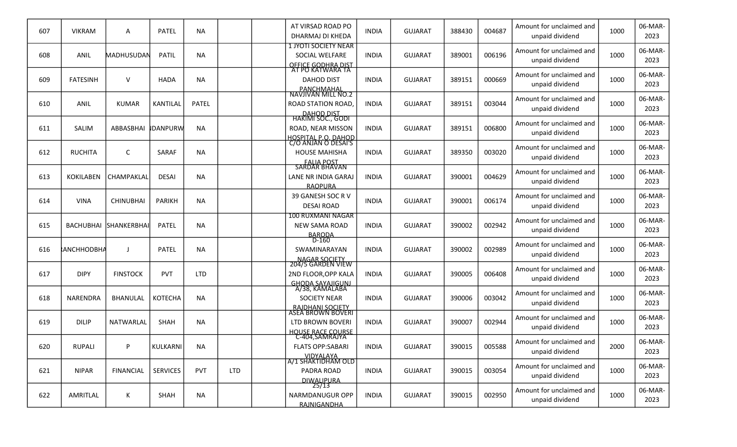| | | | | | | | | | | | | | | |
|---|---|---|---|---|---|---|---|---|---|---|---|---|---|---|
| 607 | VIKRAM | A | PATEL | NA | | | AT VIRSAD ROAD PO DHARMAJ DI KHEDA | INDIA | GUJARAT | 388430 | 004687 | Amount for unclaimed and unpaid dividend | 1000 | 06-MAR-2023 |
| 608 | ANIL | MADHUSUDAN | PATIL | NA | | | 1 JYOTI SOCIETY NEAR SOCIAL WELFARE OFFICE GODHRA DIST | INDIA | GUJARAT | 389001 | 006196 | Amount for unclaimed and unpaid dividend | 1000 | 06-MAR-2023 |
| 609 | FATESINH | V | HADA | NA | | | AT PO KATWARA TA DAHOD DIST PANCHMAHAL | INDIA | GUJARAT | 389151 | 000669 | Amount for unclaimed and unpaid dividend | 1000 | 06-MAR-2023 |
| 610 | ANIL | KUMAR | KANTILAL | PATEL | | | NAVJIVAN MILL NO.2 ROAD STATION ROAD, DAHOD DIST | INDIA | GUJARAT | 389151 | 003044 | Amount for unclaimed and unpaid dividend | 1000 | 06-MAR-2023 |
| 611 | SALIM | ABBASBHAI | IDANPURW | NA | | | HAKIMI SOC., GODI ROAD, NEAR MISSON HOSPITAL P.O. DAHOD | INDIA | GUJARAT | 389151 | 006800 | Amount for unclaimed and unpaid dividend | 1000 | 06-MAR-2023 |
| 612 | RUCHITA | C | SARAF | NA | | | C/O ANJAN O DESAI'S HOUSE MAHISHA FALIA POST | INDIA | GUJARAT | 389350 | 003020 | Amount for unclaimed and unpaid dividend | 1000 | 06-MAR-2023 |
| 613 | KOKILABEN | CHAMPAKLAL | DESAI | NA | | | SARDAR BHAVAN LANE NR INDIA GARAJ RAOPURA | INDIA | GUJARAT | 390001 | 004629 | Amount for unclaimed and unpaid dividend | 1000 | 06-MAR-2023 |
| 614 | VINA | CHINUBHAI | PARIKH | NA | | | 39 GANESH SOC R V DESAI ROAD | INDIA | GUJARAT | 390001 | 006174 | Amount for unclaimed and unpaid dividend | 1000 | 06-MAR-2023 |
| 615 | BACHUBHAI | SHANKERBHAI | PATEL | NA | | | 100 RUXMANI NAGAR NEW SAMA ROAD BARODA | INDIA | GUJARAT | 390002 | 002942 | Amount for unclaimed and unpaid dividend | 1000 | 06-MAR-2023 |
| 616 | RANCHHODBHA | J | PATEL | NA | | | D-160 SWAMINARAYAN NAGAR SOCIETY | INDIA | GUJARAT | 390002 | 002989 | Amount for unclaimed and unpaid dividend | 1000 | 06-MAR-2023 |
| 617 | DIPY | FINSTOCK | PVT | LTD | | | 204/5 GARDEN VIEW 2ND FLOOR,OPP KALA GHODA SAYAJIGUNJ | INDIA | GUJARAT | 390005 | 006408 | Amount for unclaimed and unpaid dividend | 1000 | 06-MAR-2023 |
| 618 | NARENDRA | BHANULAL | KOTECHA | NA | | | A/38, KAMALABA SOCIETY NEAR RAJDHANI SOCIETY | INDIA | GUJARAT | 390006 | 003042 | Amount for unclaimed and unpaid dividend | 1000 | 06-MAR-2023 |
| 619 | DILIP | NATWARLAL | SHAH | NA | | | ASEA BROWN BOVERI LTD BROWN BOVERI HOUSE RACE COURSE | INDIA | GUJARAT | 390007 | 002944 | Amount for unclaimed and unpaid dividend | 1000 | 06-MAR-2023 |
| 620 | RUPALI | P | KULKARNI | NA | | | C-404,SAMRAJYA FLATS OPP:SABARI VIDYALAYA | INDIA | GUJARAT | 390015 | 005588 | Amount for unclaimed and unpaid dividend | 2000 | 06-MAR-2023 |
| 621 | NIPAR | FINANCIAL | SERVICES | PVT | LTD | | A/1 SHAKTIDHAM OLD PADRA ROAD DIWALIPURA | INDIA | GUJARAT | 390015 | 003054 | Amount for unclaimed and unpaid dividend | 1000 | 06-MAR-2023 |
| 622 | AMRITLAL | K | SHAH | NA | | | 25/13 NARMDANUGUR OPP RAJNIGANDHA | INDIA | GUJARAT | 390015 | 002950 | Amount for unclaimed and unpaid dividend | 1000 | 06-MAR-2023 |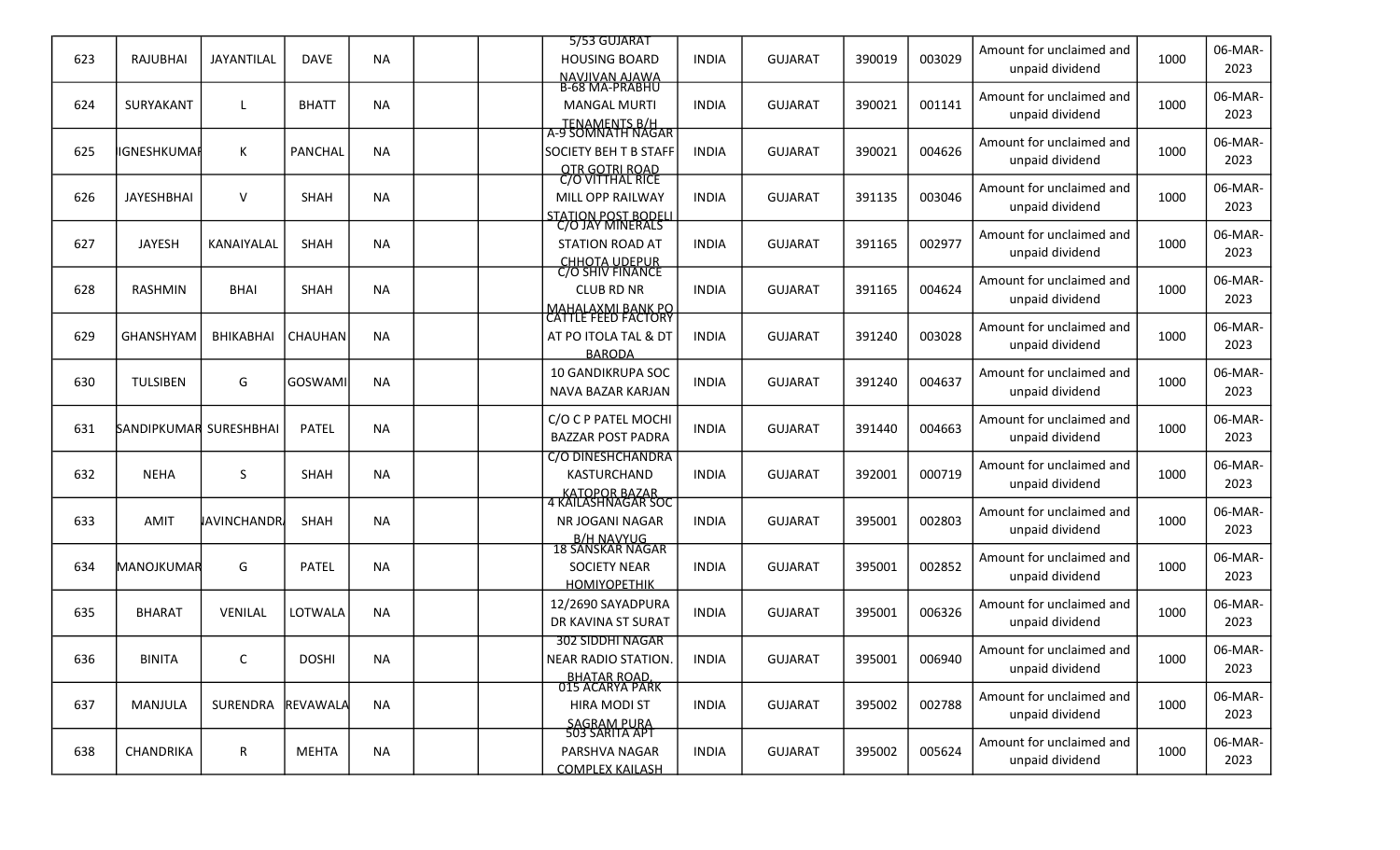| 623 | RAJUBHAI | JAYANTILAL | DAVE | NA | | | 5/53 GUJARAT HOUSING BOARD NAVJIVAN AJAWA | INDIA | GUJARAT | 390019 | 003029 | Amount for unclaimed and unpaid dividend | 1000 | 06-MAR-2023 |
|---|---|---|---|---|---|---|---|---|---|---|---|---|---|---|
| 624 | SURYAKANT | L | BHATT | NA | | | B-68 MA-PRABHU MANGAL MURTI TENAMENTS B/H | INDIA | GUJARAT | 390021 | 001141 | Amount for unclaimed and unpaid dividend | 1000 | 06-MAR-2023 |
| 625 | IGNESHKUMAR | K | PANCHAL | NA | | | A-9 SOMNATH NAGAR SOCIETY BEH T B STAFF QTR GOTRI ROAD | INDIA | GUJARAT | 390021 | 004626 | Amount for unclaimed and unpaid dividend | 1000 | 06-MAR-2023 |
| 626 | JAYESHBHAI | V | SHAH | NA | | | C/O VITTHAL RICE MILL OPP RAILWAY STATION POST BODELI | INDIA | GUJARAT | 391135 | 003046 | Amount for unclaimed and unpaid dividend | 1000 | 06-MAR-2023 |
| 627 | JAYESH | KANAIYALAL | SHAH | NA | | | C/O JAY MINERALS STATION ROAD AT CHHOTA UDEPUR | INDIA | GUJARAT | 391165 | 002977 | Amount for unclaimed and unpaid dividend | 1000 | 06-MAR-2023 |
| 628 | RASHMIN | BHAI | SHAH | NA | | | C/O SHIV FINANCE CLUB RD NR MAHALAXMI BANK PO | INDIA | GUJARAT | 391165 | 004624 | Amount for unclaimed and unpaid dividend | 1000 | 06-MAR-2023 |
| 629 | GHANSHYAM | BHIKABHAI | CHAUHAN | NA | | | CATTLE FEED FACTORY AT PO ITOLA TAL & DT BARODA | INDIA | GUJARAT | 391240 | 003028 | Amount for unclaimed and unpaid dividend | 1000 | 06-MAR-2023 |
| 630 | TULSIBEN | G | GOSWAMI | NA | | | 10 GANDIKRUPA SOC NAVA BAZAR KARJAN | INDIA | GUJARAT | 391240 | 004637 | Amount for unclaimed and unpaid dividend | 1000 | 06-MAR-2023 |
| 631 | SANDIPKUMAR | SURESHBHAI | PATEL | NA | | | C/O C P PATEL MOCHI BAZZAR POST PADRA | INDIA | GUJARAT | 391440 | 004663 | Amount for unclaimed and unpaid dividend | 1000 | 06-MAR-2023 |
| 632 | NEHA | S | SHAH | NA | | | C/O DINESHCHANDRA KASTURCHAND KATOPOR BAZAR | INDIA | GUJARAT | 392001 | 000719 | Amount for unclaimed and unpaid dividend | 1000 | 06-MAR-2023 |
| 633 | AMIT | IAVINCHANDRA | SHAH | NA | | | 4 KAILASHNAGAR SOC NR JOGANI NAGAR B/H NAVYUG | INDIA | GUJARAT | 395001 | 002803 | Amount for unclaimed and unpaid dividend | 1000 | 06-MAR-2023 |
| 634 | MANOJKUMAR | G | PATEL | NA | | | 18 SANSKAR NAGAR SOCIETY NEAR HOMIYOPETHIK | INDIA | GUJARAT | 395001 | 002852 | Amount for unclaimed and unpaid dividend | 1000 | 06-MAR-2023 |
| 635 | BHARAT | VENILAL | LOTWALA | NA | | | 12/2690 SAYADPURA DR KAVINA ST SURAT | INDIA | GUJARAT | 395001 | 006326 | Amount for unclaimed and unpaid dividend | 1000 | 06-MAR-2023 |
| 636 | BINITA | C | DOSHI | NA | | | 302 SIDDHI NAGAR NEAR RADIO STATION. BHATAR ROAD, | INDIA | GUJARAT | 395001 | 006940 | Amount for unclaimed and unpaid dividend | 1000 | 06-MAR-2023 |
| 637 | MANJULA | SURENDRA | REVAWALA | NA | | | 015 ACARYA PARK HIRA MODI ST SAGRAM PURA | INDIA | GUJARAT | 395002 | 002788 | Amount for unclaimed and unpaid dividend | 1000 | 06-MAR-2023 |
| 638 | CHANDRIKA | R | MEHTA | NA | | | 503 SARITA APT PARSHVA NAGAR COMPLEX KAILASH | INDIA | GUJARAT | 395002 | 005624 | Amount for unclaimed and unpaid dividend | 1000 | 06-MAR-2023 |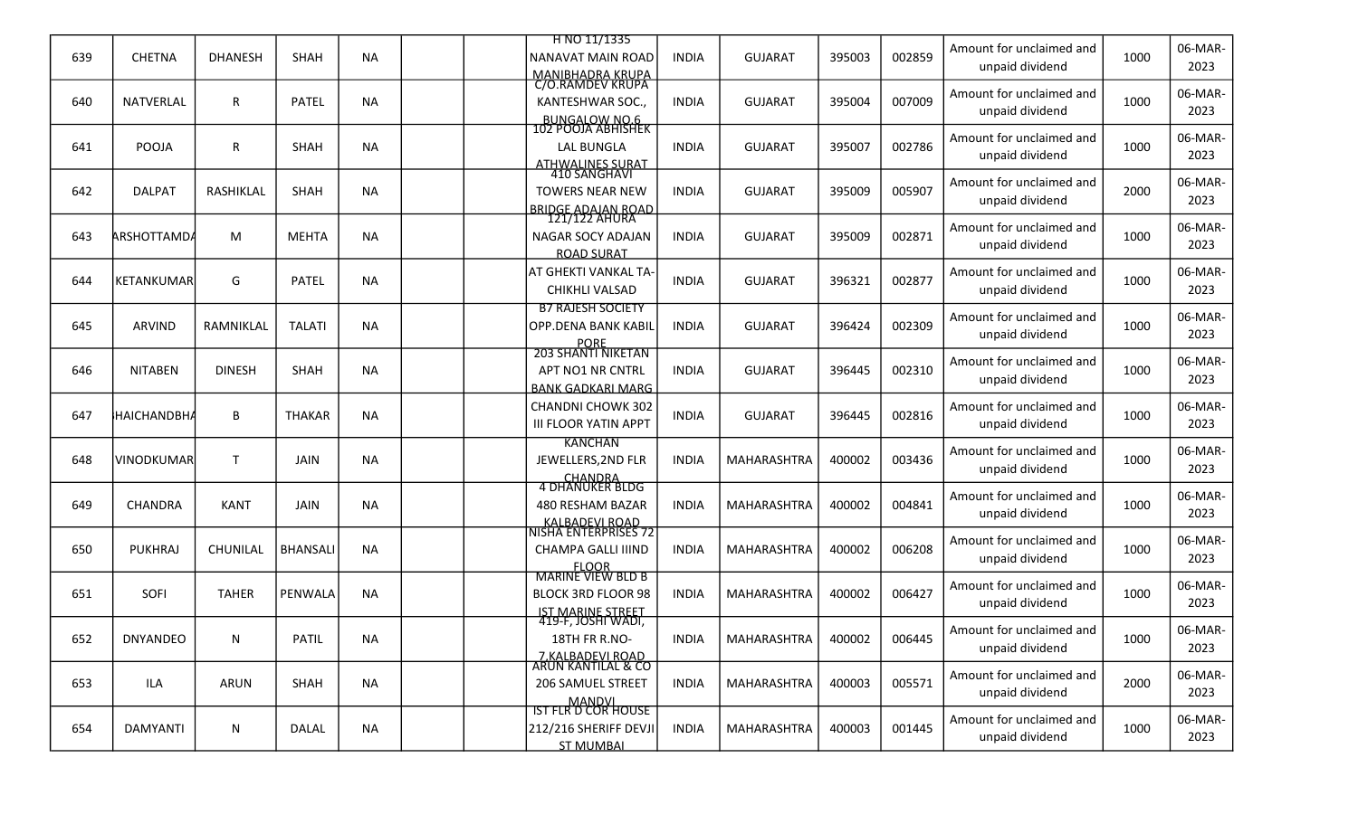| 639 | CHETNA | DHANESH | SHAH | NA | | | H NO 11/1335 NANAVAT MAIN ROAD MANIBHADRA KRUPA | INDIA | GUJARAT | 395003 | 002859 | Amount for unclaimed and unpaid dividend | 1000 | 06-MAR-2023 |
|---|---|---|---|---|---|---|---|---|---|---|---|---|---|---|
| 640 | NATVERLAL | R | PATEL | NA | | | C/O.RAMDEV KRUPA KANTESHWAR SOC., BUNGALOW NO.6 | INDIA | GUJARAT | 395004 | 007009 | Amount for unclaimed and unpaid dividend | 1000 | 06-MAR-2023 |
| 641 | POOJA | R | SHAH | NA | | | 102 POOJA ABHISHEK LAL BUNGLA ATHWALINES SURAT | INDIA | GUJARAT | 395007 | 002786 | Amount for unclaimed and unpaid dividend | 1000 | 06-MAR-2023 |
| 642 | DALPAT | RASHIKLAL | SHAH | NA | | | 410 SANGHAVI TOWERS NEAR NEW BRIDGE ADAJAN ROAD | INDIA | GUJARAT | 395009 | 005907 | Amount for unclaimed and unpaid dividend | 2000 | 06-MAR-2023 |
| 643 | ARSHOTTAMDA | M | MEHTA | NA | | | 121/122 AHURA NAGAR SOCY ADAJAN ROAD SURAT | INDIA | GUJARAT | 395009 | 002871 | Amount for unclaimed and unpaid dividend | 1000 | 06-MAR-2023 |
| 644 | KETANKUMAR | G | PATEL | NA | | | AT GHEKTI VANKAL TA-CHIKHLI VALSAD | INDIA | GUJARAT | 396321 | 002877 | Amount for unclaimed and unpaid dividend | 1000 | 06-MAR-2023 |
| 645 | ARVIND | RAMNIKLAL | TALATI | NA | | | B7 RAJESH SOCIETY OPP.DENA BANK KABIL PORE | INDIA | GUJARAT | 396424 | 002309 | Amount for unclaimed and unpaid dividend | 1000 | 06-MAR-2023 |
| 646 | NITABEN | DINESH | SHAH | NA | | | 203 SHANTI NIKETAN APT NO1 NR CNTRL BANK GADKARI MARG | INDIA | GUJARAT | 396445 | 002310 | Amount for unclaimed and unpaid dividend | 1000 | 06-MAR-2023 |
| 647 | HAICHANDBHA | B | THAKAR | NA | | | CHANDNI CHOWK 302 III FLOOR YATIN APPT | INDIA | GUJARAT | 396445 | 002816 | Amount for unclaimed and unpaid dividend | 1000 | 06-MAR-2023 |
| 648 | VINODKUMAR | T | JAIN | NA | | | KANCHAN JEWELLERS,2ND FLR CHANDRA | INDIA | MAHARASHTRA | 400002 | 003436 | Amount for unclaimed and unpaid dividend | 1000 | 06-MAR-2023 |
| 649 | CHANDRA | KANT | JAIN | NA | | | 4 DHANUKER BLDG 480 RESHAM BAZAR KALBADEVI ROAD | INDIA | MAHARASHTRA | 400002 | 004841 | Amount for unclaimed and unpaid dividend | 1000 | 06-MAR-2023 |
| 650 | PUKHRAJ | CHUNILAL | BHANSALI | NA | | | NISHA ENTERPRISES 72 CHAMPA GALLI IIIND FLOOR | INDIA | MAHARASHTRA | 400002 | 006208 | Amount for unclaimed and unpaid dividend | 1000 | 06-MAR-2023 |
| 651 | SOFI | TAHER | PENWALA | NA | | | MARINE VIEW BLD B BLOCK 3RD FLOOR 98 IST MARINE STREET | INDIA | MAHARASHTRA | 400002 | 006427 | Amount for unclaimed and unpaid dividend | 1000 | 06-MAR-2023 |
| 652 | DNYANDEO | N | PATIL | NA | | | 419-F, JOSHI WADI, 18TH FR R.NO-7,KALBADEVI ROAD | INDIA | MAHARASHTRA | 400002 | 006445 | Amount for unclaimed and unpaid dividend | 1000 | 06-MAR-2023 |
| 653 | ILA | ARUN | SHAH | NA | | | ARUN KANTILAL & CO 206 SAMUEL STREET MANDVI | INDIA | MAHARASHTRA | 400003 | 005571 | Amount for unclaimed and unpaid dividend | 2000 | 06-MAR-2023 |
| 654 | DAMYANTI | N | DALAL | NA | | | IST FLR D COR HOUSE 212/216 SHERIFF DEVJI ST MUMBAI | INDIA | MAHARASHTRA | 400003 | 001445 | Amount for unclaimed and unpaid dividend | 1000 | 06-MAR-2023 |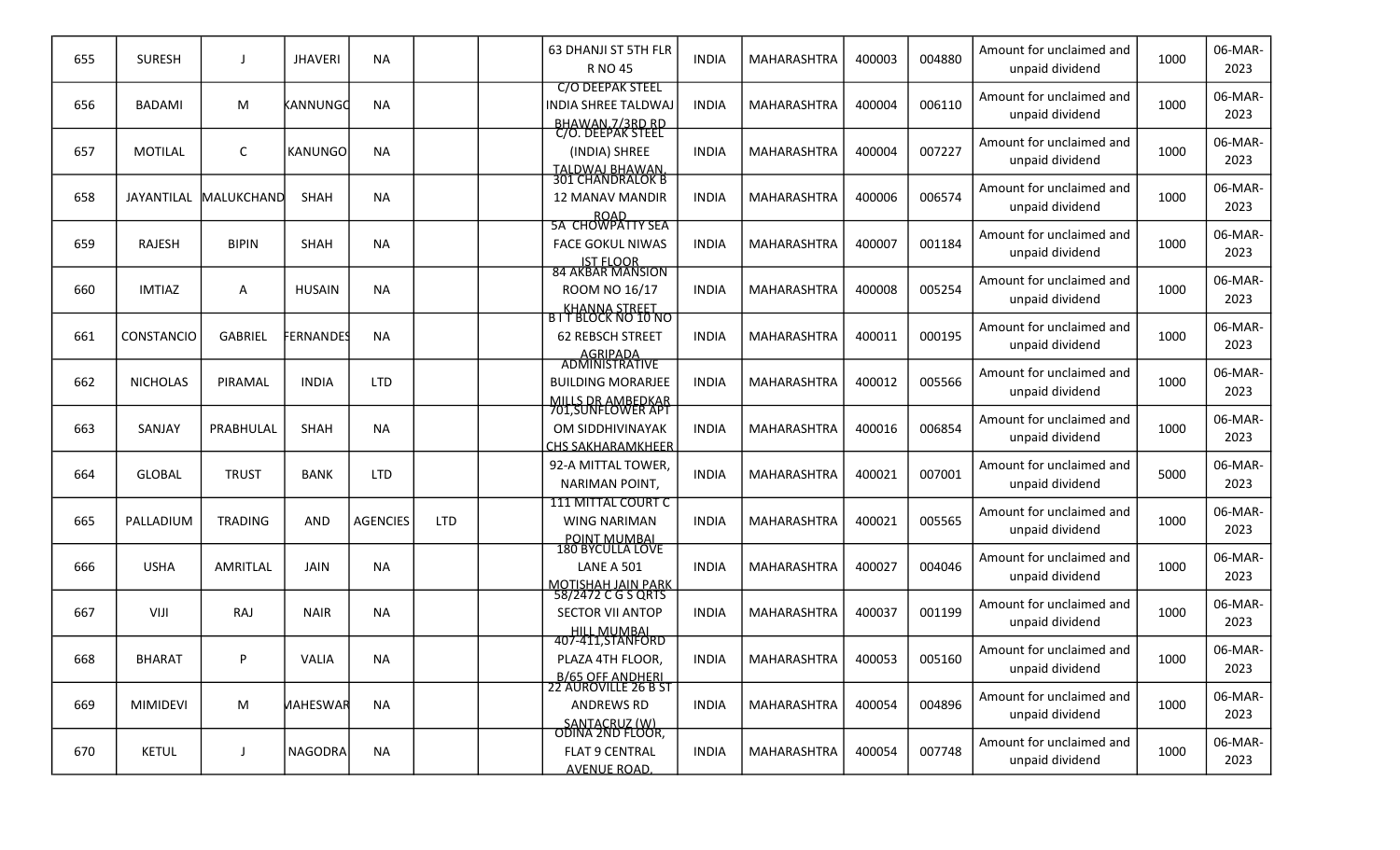| | | | | | | | | | | | | | | |
|---|---|---|---|---|---|---|---|---|---|---|---|---|---|---|
| 655 | SURESH | J | JHAVERI | NA | | | 63 DHANJI ST 5TH FLR R NO 45 | INDIA | MAHARASHTRA | 400003 | 004880 | Amount for unclaimed and unpaid dividend | 1000 | 06-MAR-2023 |
| 656 | BADAMI | M | KANNUNGO | NA | | | C/O DEEPAK STEEL INDIA SHREE TALDWAJ BHAWAN,7/3RD RD | INDIA | MAHARASHTRA | 400004 | 006110 | Amount for unclaimed and unpaid dividend | 1000 | 06-MAR-2023 |
| 657 | MOTILAL | C | KANUNGO | NA | | | C/O. DEEPAK STEEL (INDIA) SHREE TALDWAJ BHAWAN, | INDIA | MAHARASHTRA | 400004 | 007227 | Amount for unclaimed and unpaid dividend | 1000 | 06-MAR-2023 |
| 658 | JAYANTILAL | MALUKCHAND | SHAH | NA | | | 301 CHANDRALOK B 12 MANAV MANDIR ROAD | INDIA | MAHARASHTRA | 400006 | 006574 | Amount for unclaimed and unpaid dividend | 1000 | 06-MAR-2023 |
| 659 | RAJESH | BIPIN | SHAH | NA | | | 5A CHOWPATTY SEA FACE GOKUL NIWAS IST FLOOR | INDIA | MAHARASHTRA | 400007 | 001184 | Amount for unclaimed and unpaid dividend | 1000 | 06-MAR-2023 |
| 660 | IMTIAZ | A | HUSAIN | NA | | | 84 AKBAR MANSION ROOM NO 16/17 KHANNA STREET | INDIA | MAHARASHTRA | 400008 | 005254 | Amount for unclaimed and unpaid dividend | 1000 | 06-MAR-2023 |
| 661 | CONSTANCIO | GABRIEL | FERNANDES | NA | | | B I T BLOCK NO 10 NO 62 REBSCH STREET AGRIPADA | INDIA | MAHARASHTRA | 400011 | 000195 | Amount for unclaimed and unpaid dividend | 1000 | 06-MAR-2023 |
| 662 | NICHOLAS | PIRAMAL | INDIA | LTD | | | ADMINISTRATIVE BUILDING MORARJEE MILLS DR AMBEDKAR | INDIA | MAHARASHTRA | 400012 | 005566 | Amount for unclaimed and unpaid dividend | 1000 | 06-MAR-2023 |
| 663 | SANJAY | PRABHULAL | SHAH | NA | | | 701,SUNFLOWER APT OM SIDDHIVINAYAK CHS SAKHARAMKHEER | INDIA | MAHARASHTRA | 400016 | 006854 | Amount for unclaimed and unpaid dividend | 1000 | 06-MAR-2023 |
| 664 | GLOBAL | TRUST | BANK | LTD | | | 92-A MITTAL TOWER, NARIMAN POINT, | INDIA | MAHARASHTRA | 400021 | 007001 | Amount for unclaimed and unpaid dividend | 5000 | 06-MAR-2023 |
| 665 | PALLADIUM | TRADING | AND | AGENCIES | LTD | | 111 MITTAL COURT C WING NARIMAN POINT MUMBAI | INDIA | MAHARASHTRA | 400021 | 005565 | Amount for unclaimed and unpaid dividend | 1000 | 06-MAR-2023 |
| 666 | USHA | AMRITLAL | JAIN | NA | | | 180 BYCULLA LOVE LANE A 501 MOTISHAH JAIN PARK | INDIA | MAHARASHTRA | 400027 | 004046 | Amount for unclaimed and unpaid dividend | 1000 | 06-MAR-2023 |
| 667 | VIJI | RAJ | NAIR | NA | | | 58/2472 C G S QRTS SECTOR VII ANTOP HILL MUMBAI | INDIA | MAHARASHTRA | 400037 | 001199 | Amount for unclaimed and unpaid dividend | 1000 | 06-MAR-2023 |
| 668 | BHARAT | P | VALIA | NA | | | 407-411,STANFORD PLAZA 4TH FLOOR, B/65 OFF ANDHERI | INDIA | MAHARASHTRA | 400053 | 005160 | Amount for unclaimed and unpaid dividend | 1000 | 06-MAR-2023 |
| 669 | MIMIDEVI | M | MAHESWAR | NA | | | 22 AUROVILLE 26 B ST ANDREWS RD SANTACRUZ (W) | INDIA | MAHARASHTRA | 400054 | 004896 | Amount for unclaimed and unpaid dividend | 1000 | 06-MAR-2023 |
| 670 | KETUL | J | NAGODRA | NA | | | ODINA 2ND FLOOR, FLAT 9 CENTRAL AVENUE ROAD, | INDIA | MAHARASHTRA | 400054 | 007748 | Amount for unclaimed and unpaid dividend | 1000 | 06-MAR-2023 |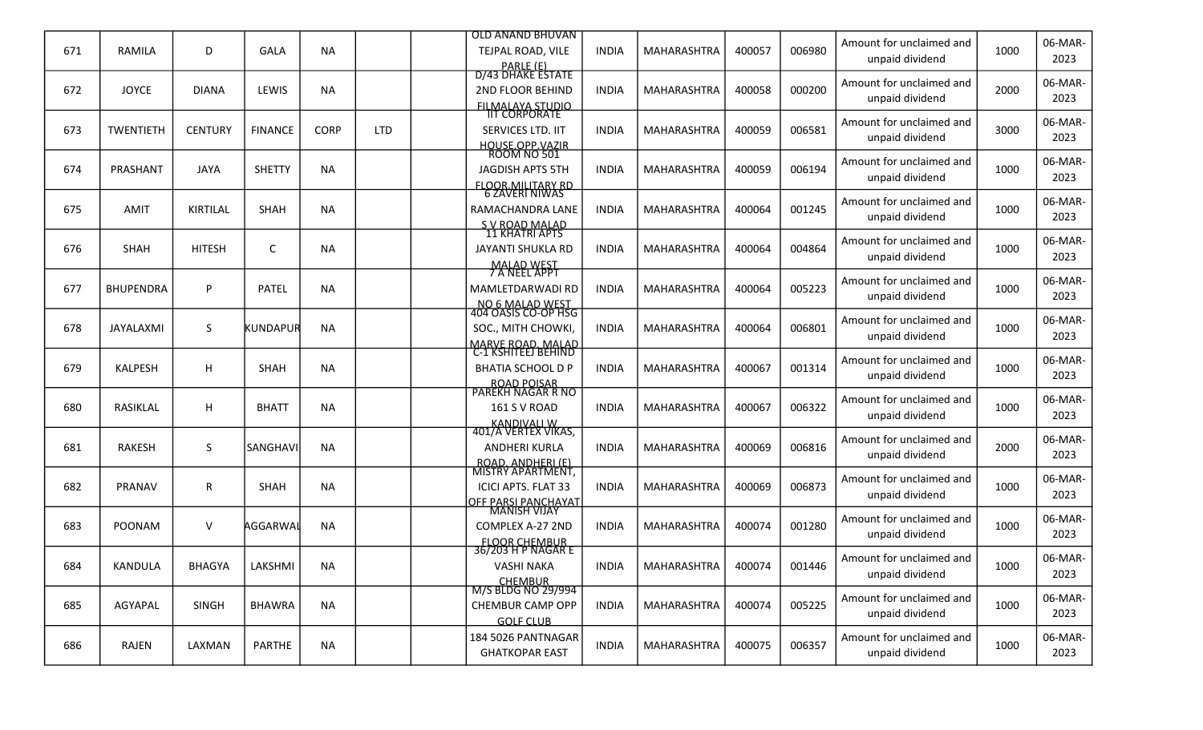| | | | | | | | | | | | | | | |
|---|---|---|---|---|---|---|---|---|---|---|---|---|---|---|
| 671 | RAMILA | D | GALA | NA | | | OLD ANAND BHUVAN TEJPAL ROAD, VILE PARLE (E) | INDIA | MAHARASHTRA | 400057 | 006980 | Amount for unclaimed and unpaid dividend | 1000 | 06-MAR-2023 |
| 672 | JOYCE | DIANA | LEWIS | NA | | | D/43 DHAKE ESTATE 2ND FLOOR BEHIND FILMALAYA STUDIO | INDIA | MAHARASHTRA | 400058 | 000200 | Amount for unclaimed and unpaid dividend | 2000 | 06-MAR-2023 |
| 673 | TWENTIETH | CENTURY | FINANCE | CORP | LTD | | IIT CORPORATE SERVICES LTD. IIT HOUSE OPP VAZIR | INDIA | MAHARASHTRA | 400059 | 006581 | Amount for unclaimed and unpaid dividend | 3000 | 06-MAR-2023 |
| 674 | PRASHANT | JAYA | SHETTY | NA | | | ROOM NO 501 JAGDISH APTS 5TH FLOOR MILITARY RD | INDIA | MAHARASHTRA | 400059 | 006194 | Amount for unclaimed and unpaid dividend | 1000 | 06-MAR-2023 |
| 675 | AMIT | KIRTILAL | SHAH | NA | | | 6 ZAVERI NIWAS RAMACHANDRA LANE S V ROAD MALAD | INDIA | MAHARASHTRA | 400064 | 001245 | Amount for unclaimed and unpaid dividend | 1000 | 06-MAR-2023 |
| 676 | SHAH | HITESH | C | NA | | | 11 KHATRI APTS JAYANTI SHUKLA RD MALAD WEST | INDIA | MAHARASHTRA | 400064 | 004864 | Amount for unclaimed and unpaid dividend | 1000 | 06-MAR-2023 |
| 677 | BHUPENDRA | P | PATEL | NA | | | 7 A NEEL APPT MAMLETDARWADI RD NO 6 MALAD WEST | INDIA | MAHARASHTRA | 400064 | 005223 | Amount for unclaimed and unpaid dividend | 1000 | 06-MAR-2023 |
| 678 | JAYALAXMI | S | KUNDAPUR | NA | | | 404 OASIS CO-OP HSG SOC., MITH CHOWKI, MARVE ROAD, MALAD | INDIA | MAHARASHTRA | 400064 | 006801 | Amount for unclaimed and unpaid dividend | 1000 | 06-MAR-2023 |
| 679 | KALPESH | H | SHAH | NA | | | C-1 KSHITEEJ BEHIND BHATIA SCHOOL D P ROAD POISAR | INDIA | MAHARASHTRA | 400067 | 001314 | Amount for unclaimed and unpaid dividend | 1000 | 06-MAR-2023 |
| 680 | RASIKLAL | H | BHATT | NA | | | PAREKH NAGAR R NO 161 S V ROAD KANDIVALI W | INDIA | MAHARASHTRA | 400067 | 006322 | Amount for unclaimed and unpaid dividend | 1000 | 06-MAR-2023 |
| 681 | RAKESH | S | SANGHAVI | NA | | | 401/A VERTEX VIKAS, ANDHERI KURLA ROAD, ANDHERI (E) | INDIA | MAHARASHTRA | 400069 | 006816 | Amount for unclaimed and unpaid dividend | 2000 | 06-MAR-2023 |
| 682 | PRANAV | R | SHAH | NA | | | MISTRY APARTMENT, ICICI APTS. FLAT 33 OFF PARSI PANCHAYAT | INDIA | MAHARASHTRA | 400069 | 006873 | Amount for unclaimed and unpaid dividend | 1000 | 06-MAR-2023 |
| 683 | POONAM | V | AGGARWAL | NA | | | MANISH VIJAY COMPLEX A-27 2ND FLOOR CHEMBUR | INDIA | MAHARASHTRA | 400074 | 001280 | Amount for unclaimed and unpaid dividend | 1000 | 06-MAR-2023 |
| 684 | KANDULA | BHAGYA | LAKSHMI | NA | | | 36/203 H P NAGAR E VASHI NAKA CHEMBUR | INDIA | MAHARASHTRA | 400074 | 001446 | Amount for unclaimed and unpaid dividend | 1000 | 06-MAR-2023 |
| 685 | AGYAPAL | SINGH | BHAWRA | NA | | | M/S BLDG NO 29/994 CHEMBUR CAMP OPP GOLF CLUB | INDIA | MAHARASHTRA | 400074 | 005225 | Amount for unclaimed and unpaid dividend | 1000 | 06-MAR-2023 |
| 686 | RAJEN | LAXMAN | PARTHE | NA | | | 184 5026 PANTNAGAR GHATKOPAR EAST | INDIA | MAHARASHTRA | 400075 | 006357 | Amount for unclaimed and unpaid dividend | 1000 | 06-MAR-2023 |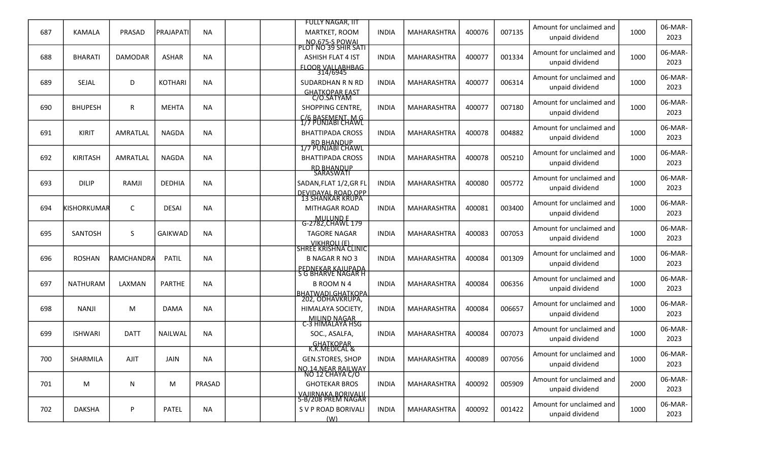| 687 | KAMALA | PRASAD | PRAJAPATI | NA | | | FULLY NAGAR, IIT MARTKET, ROOM NO.675-S POWAI | INDIA | MAHARASHTRA | 400076 | 007135 | Amount for unclaimed and unpaid dividend | 1000 | 06-MAR-2023 |
|---|---|---|---|---|---|---|---|---|---|---|---|---|---|---|
| 688 | BHARATI | DAMODAR | ASHAR | NA | | | PLOT NO 39 SHIR SATI ASHISH FLAT 4 IST FLOOR VALLABHBAG | INDIA | MAHARASHTRA | 400077 | 001334 | Amount for unclaimed and unpaid dividend | 1000 | 06-MAR-2023 |
| 689 | SEJAL | D | KOTHARI | NA | | | 314/6945 SUDARDHAN R N RD GHATKOPAR EAST | INDIA | MAHARASHTRA | 400077 | 006314 | Amount for unclaimed and unpaid dividend | 1000 | 06-MAR-2023 |
| 690 | BHUPESH | R | MEHTA | NA | | | C/O.SATYAM SHOPPING CENTRE, C/6 BASEMENT, M G | INDIA | MAHARASHTRA | 400077 | 007180 | Amount for unclaimed and unpaid dividend | 1000 | 06-MAR-2023 |
| 691 | KIRIT | AMRATLAL | NAGDA | NA | | | 1/7 PUNJABI CHAWL BHATTIPADA CROSS RD BHANDUP | INDIA | MAHARASHTRA | 400078 | 004882 | Amount for unclaimed and unpaid dividend | 1000 | 06-MAR-2023 |
| 692 | KIRITASH | AMRATLAL | NAGDA | NA | | | 1/7 PUNJABI CHAWL BHATTIPADA CROSS RD BHANDUP | INDIA | MAHARASHTRA | 400078 | 005210 | Amount for unclaimed and unpaid dividend | 1000 | 06-MAR-2023 |
| 693 | DILIP | RAMJI | DEDHIA | NA | | | SARASWATI SADAN,FLAT 1/2,GR FL DEVIDAYAL ROAD,OPP | INDIA | MAHARASHTRA | 400080 | 005772 | Amount for unclaimed and unpaid dividend | 1000 | 06-MAR-2023 |
| 694 | KISHORKUMAR | C | DESAI | NA | | | 13 SHANKAR KRUPA MITHAGAR ROAD MULUND E | INDIA | MAHARASHTRA | 400081 | 003400 | Amount for unclaimed and unpaid dividend | 1000 | 06-MAR-2023 |
| 695 | SANTOSH | S | GAIKWAD | NA | | | G-2782,CHAWL 179 TAGORE NAGAR VIKHROLI (E) | INDIA | MAHARASHTRA | 400083 | 007053 | Amount for unclaimed and unpaid dividend | 1000 | 06-MAR-2023 |
| 696 | ROSHAN | RAMCHANDRA | PATIL | NA | | | SHREE KRISHNA CLINIC B NAGAR R NO 3 PEDNEKAR KAJUPADA | INDIA | MAHARASHTRA | 400084 | 001309 | Amount for unclaimed and unpaid dividend | 1000 | 06-MAR-2023 |
| 697 | NATHURAM | LAXMAN | PARTHE | NA | | | S G BHARVE NAGAR H B ROOM N 4 BHATWADI,GHATKOPA | INDIA | MAHARASHTRA | 400084 | 006356 | Amount for unclaimed and unpaid dividend | 1000 | 06-MAR-2023 |
| 698 | NANJI | M | DAMA | NA | | | 202, ODHAVKRUPA, HIMALAYA SOCIETY, MILIND NAGAR | INDIA | MAHARASHTRA | 400084 | 006657 | Amount for unclaimed and unpaid dividend | 1000 | 06-MAR-2023 |
| 699 | ISHWARI | DATT | NAILWAL | NA | | | C-3 HIMALAYA HSG SOC., ASALFA, GHATKOPAR | INDIA | MAHARASHTRA | 400084 | 007073 | Amount for unclaimed and unpaid dividend | 1000 | 06-MAR-2023 |
| 700 | SHARMILA | AJIT | JAIN | NA | | | K.K.MEDICAL & GEN.STORES, SHOP NO.14,NEAR RAILWAY | INDIA | MAHARASHTRA | 400089 | 007056 | Amount for unclaimed and unpaid dividend | 1000 | 06-MAR-2023 |
| 701 | M | N | M | PRASAD | | | NO 12 CHAYA C/O GHOTEKAR BROS VAJIRNAKA BORIVALI( | INDIA | MAHARASHTRA | 400092 | 005909 | Amount for unclaimed and unpaid dividend | 2000 | 06-MAR-2023 |
| 702 | DAKSHA | P | PATEL | NA | | | 5-B/208 PREM NAGAR S V P ROAD BORIVALI (W) | INDIA | MAHARASHTRA | 400092 | 001422 | Amount for unclaimed and unpaid dividend | 1000 | 06-MAR-2023 |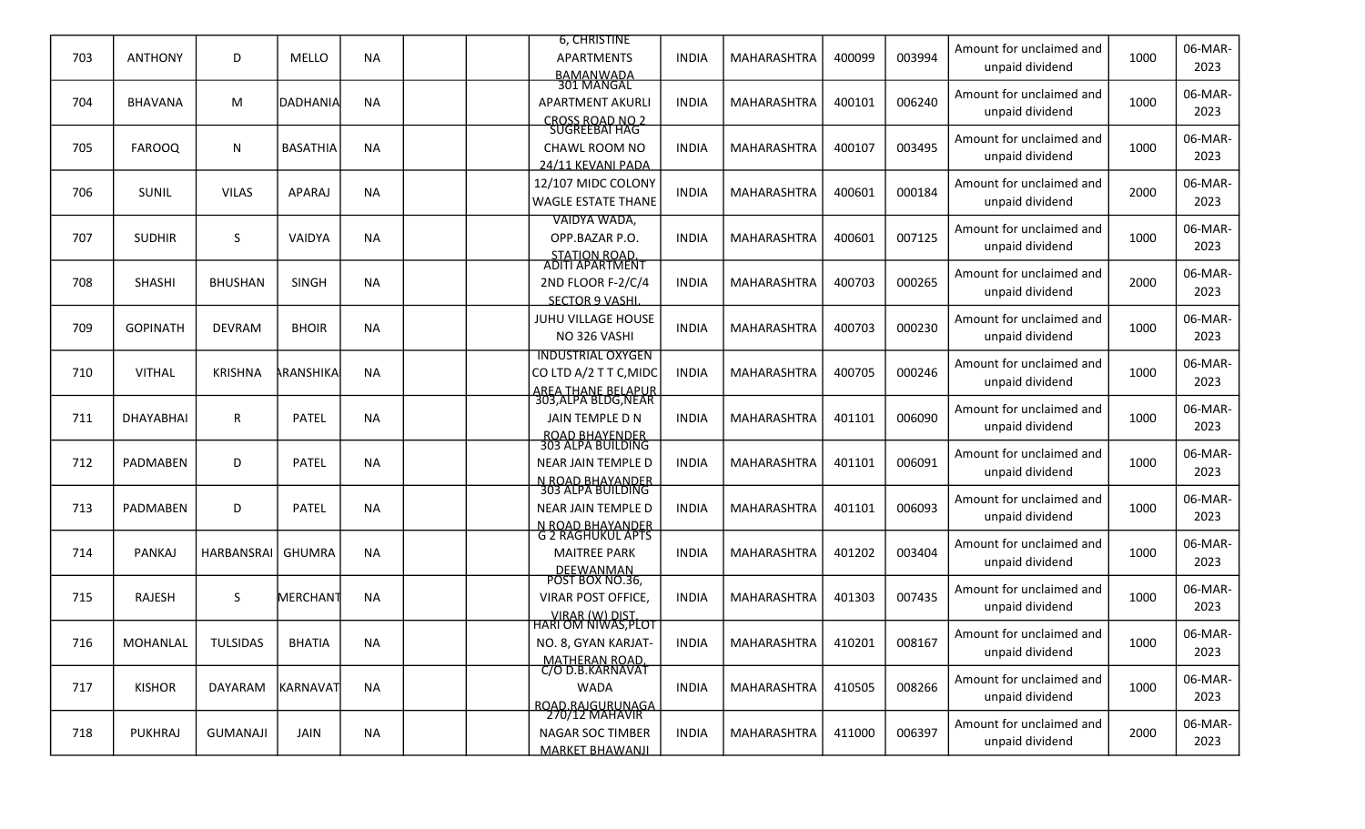| 703 | ANTHONY | D | MELLO | NA | | | 6, CHRISTINE APARTMENTS BAMANWADA | INDIA | MAHARASHTRA | 400099 | 003994 | Amount for unclaimed and unpaid dividend | 1000 | 06-MAR-2023 |
|---|---|---|---|---|---|---|---|---|---|---|---|---|---|---|
| 704 | BHAVANA | M | DADHANIA | NA | | | 301 MANGAL APARTMENT AKURLI CROSS ROAD NO 2 | INDIA | MAHARASHTRA | 400101 | 006240 | Amount for unclaimed and unpaid dividend | 1000 | 06-MAR-2023 |
| 705 | FAROOQ | N | BASATHIA | NA | | | SUGREEBAI HAG CHAWL ROOM NO 24/11 KEVANI PADA | INDIA | MAHARASHTRA | 400107 | 003495 | Amount for unclaimed and unpaid dividend | 1000 | 06-MAR-2023 |
| 706 | SUNIL | VILAS | APARAJ | NA | | | 12/107 MIDC COLONY WAGLE ESTATE THANE | INDIA | MAHARASHTRA | 400601 | 000184 | Amount for unclaimed and unpaid dividend | 2000 | 06-MAR-2023 |
| 707 | SUDHIR | S | VAIDYA | NA | | | VAIDYA WADA, OPP.BAZAR P.O. STATION ROAD, | INDIA | MAHARASHTRA | 400601 | 007125 | Amount for unclaimed and unpaid dividend | 1000 | 06-MAR-2023 |
| 708 | SHASHI | BHUSHAN | SINGH | NA | | | ADITI APARTMENT 2ND FLOOR F-2/C/4 SECTOR 9 VASHI, | INDIA | MAHARASHTRA | 400703 | 000265 | Amount for unclaimed and unpaid dividend | 2000 | 06-MAR-2023 |
| 709 | GOPINATH | DEVRAM | BHOIR | NA | | | JUHU VILLAGE HOUSE NO 326 VASHI | INDIA | MAHARASHTRA | 400703 | 000230 | Amount for unclaimed and unpaid dividend | 1000 | 06-MAR-2023 |
| 710 | VITHAL | KRISHNA | ARANSHIKA | NA | | | INDUSTRIAL OXYGEN CO LTD A/2 T T C,MIDC AREA THANE BELAPUR | INDIA | MAHARASHTRA | 400705 | 000246 | Amount for unclaimed and unpaid dividend | 1000 | 06-MAR-2023 |
| 711 | DHAYABHAI | R | PATEL | NA | | | 303,ALPA BLDG,NEAR JAIN TEMPLE D N ROAD BHAYENDER | INDIA | MAHARASHTRA | 401101 | 006090 | Amount for unclaimed and unpaid dividend | 1000 | 06-MAR-2023 |
| 712 | PADMABEN | D | PATEL | NA | | | 303 ALPA BUILDING NEAR JAIN TEMPLE D N ROAD BHAYANDER | INDIA | MAHARASHTRA | 401101 | 006091 | Amount for unclaimed and unpaid dividend | 1000 | 06-MAR-2023 |
| 713 | PADMABEN | D | PATEL | NA | | | 303 ALPA BUILDING NEAR JAIN TEMPLE D N ROAD BHAYANDER | INDIA | MAHARASHTRA | 401101 | 006093 | Amount for unclaimed and unpaid dividend | 1000 | 06-MAR-2023 |
| 714 | PANKAJ | HARBANSRAI | GHUMRA | NA | | | G 2 RAGHUKUL APTS MAITREE PARK DEEWANMAN | INDIA | MAHARASHTRA | 401202 | 003404 | Amount for unclaimed and unpaid dividend | 1000 | 06-MAR-2023 |
| 715 | RAJESH | S | MERCHANT | NA | | | POST BOX NO.36, VIRAR POST OFFICE, VIRAR (W) DIST | INDIA | MAHARASHTRA | 401303 | 007435 | Amount for unclaimed and unpaid dividend | 1000 | 06-MAR-2023 |
| 716 | MOHANLAL | TULSIDAS | BHATIA | NA | | | HARI OM NIWAS,PLOT NO. 8, GYAN KARJAT-MATHERAN ROAD, | INDIA | MAHARASHTRA | 410201 | 008167 | Amount for unclaimed and unpaid dividend | 1000 | 06-MAR-2023 |
| 717 | KISHOR | DAYARAM | KARNAVAT | NA | | | C/O D.B.KARNAVAT WADA ROAD RAJGURUNAGA | INDIA | MAHARASHTRA | 410505 | 008266 | Amount for unclaimed and unpaid dividend | 1000 | 06-MAR-2023 |
| 718 | PUKHRAJ | GUMANAJI | JAIN | NA | | | 270/12 MAHAVIR NAGAR SOC TIMBER MARKET BHAWANJI | INDIA | MAHARASHTRA | 411000 | 006397 | Amount for unclaimed and unpaid dividend | 2000 | 06-MAR-2023 |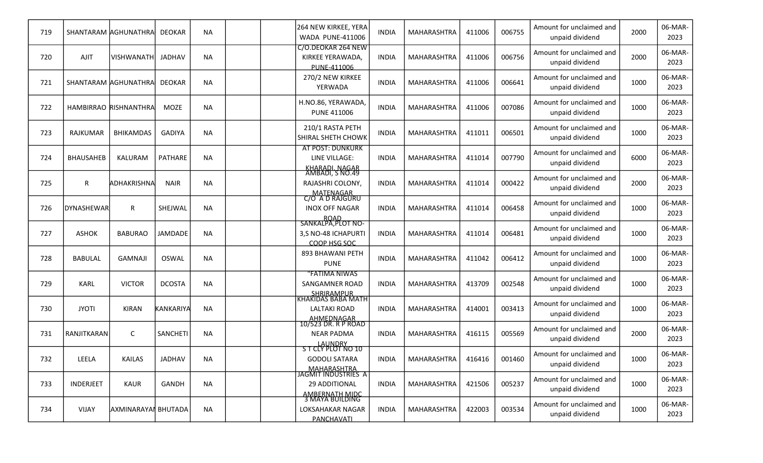| 719 | SHANTARAM | AGHUNATHRA | DEOKAR | NA | | | 264 NEW KIRKEE, YERA WADA PUNE-411006 | INDIA | MAHARASHTRA | 411006 | 006755 | Amount for unclaimed and unpaid dividend | 2000 | 06-MAR-2023 |
|---|---|---|---|---|---|---|---|---|---|---|---|---|---|---|
| 720 | AJIT | VISHWANATH | JADHAV | NA | | | C/O.DEOKAR 264 NEW KIRKEE YERAWADA, PUNE-411006 | INDIA | MAHARASHTRA | 411006 | 006756 | Amount for unclaimed and unpaid dividend | 2000 | 06-MAR-2023 |
| 721 | SHANTARAM | AGHUNATHRA | DEOKAR | NA | | | 270/2 NEW KIRKEE YERWADA | INDIA | MAHARASHTRA | 411006 | 006641 | Amount for unclaimed and unpaid dividend | 1000 | 06-MAR-2023 |
| 722 | HAMBIRRAO | RISHNANTHRA | MOZE | NA | | | H.NO.86, YERAWADA, PUNE 411006 | INDIA | MAHARASHTRA | 411006 | 007086 | Amount for unclaimed and unpaid dividend | 1000 | 06-MAR-2023 |
| 723 | RAJKUMAR | BHIKAMDAS | GADIYA | NA | | | 210/1 RASTA PETH SHIRAL SHETH CHOWK | INDIA | MAHARASHTRA | 411011 | 006501 | Amount for unclaimed and unpaid dividend | 1000 | 06-MAR-2023 |
| 724 | BHAUSAHEB | KALURAM | PATHARE | NA | | | AT POST: DUNKURK LINE VILLAGE: KHARADI, NAGAR | INDIA | MAHARASHTRA | 411014 | 007790 | Amount for unclaimed and unpaid dividend | 6000 | 06-MAR-2023 |
| 725 | R | ADHAKRISHNA | NAIR | NA | | | AMBADI, S NO.49 RAJASHRI COLONY, MATENAGAR | INDIA | MAHARASHTRA | 411014 | 000422 | Amount for unclaimed and unpaid dividend | 2000 | 06-MAR-2023 |
| 726 | DYNASHEWAR | R | SHEJWAL | NA | | | C/O A D RAJGURU INOX OFF NAGAR ROAD | INDIA | MAHARASHTRA | 411014 | 006458 | Amount for unclaimed and unpaid dividend | 1000 | 06-MAR-2023 |
| 727 | ASHOK | BABURAO | JAMDADE | NA | | | SANKALPA,PLOT NO-3,S NO-48 ICHAPURTI COOP HSG SOC | INDIA | MAHARASHTRA | 411014 | 006481 | Amount for unclaimed and unpaid dividend | 1000 | 06-MAR-2023 |
| 728 | BABULAL | GAMNAJI | OSWAL | NA | | | 893 BHAWANI PETH PUNE | INDIA | MAHARASHTRA | 411042 | 006412 | Amount for unclaimed and unpaid dividend | 1000 | 06-MAR-2023 |
| 729 | KARL | VICTOR | DCOSTA | NA | | | "FATIMA NIWAS SANGAMNER ROAD SHRIRAMPUR | INDIA | MAHARASHTRA | 413709 | 002548 | Amount for unclaimed and unpaid dividend | 1000 | 06-MAR-2023 |
| 730 | JYOTI | KIRAN | KANKARIYA | NA | | | KHAKIDAS BABA MATH LALTAKI ROAD AHMEDNAGAR | INDIA | MAHARASHTRA | 414001 | 003413 | Amount for unclaimed and unpaid dividend | 1000 | 06-MAR-2023 |
| 731 | RANJITKARAN | C | SANCHETI | NA | | | 10/523 DR. R P ROAD NEAR PADMA LAUNDRY | INDIA | MAHARASHTRA | 416115 | 005569 | Amount for unclaimed and unpaid dividend | 2000 | 06-MAR-2023 |
| 732 | LEELA | KAILAS | JADHAV | NA | | | S T CLY PLOT NO 10 GODOLI SATARA MAHARASHTRA | INDIA | MAHARASHTRA | 416416 | 001460 | Amount for unclaimed and unpaid dividend | 1000 | 06-MAR-2023 |
| 733 | INDERJEET | KAUR | GANDH | NA | | | JAGMIT INDUSTRIES A 29 ADDITIONAL AMBERNATH MIDC | INDIA | MAHARASHTRA | 421506 | 005237 | Amount for unclaimed and unpaid dividend | 1000 | 06-MAR-2023 |
| 734 | VIJAY | AXMINARAYAI | BHUTADA | NA | | | 3 MAYA BUILDING LOKSAHAKAR NAGAR PANCHAVATI | INDIA | MAHARASHTRA | 422003 | 003534 | Amount for unclaimed and unpaid dividend | 1000 | 06-MAR-2023 |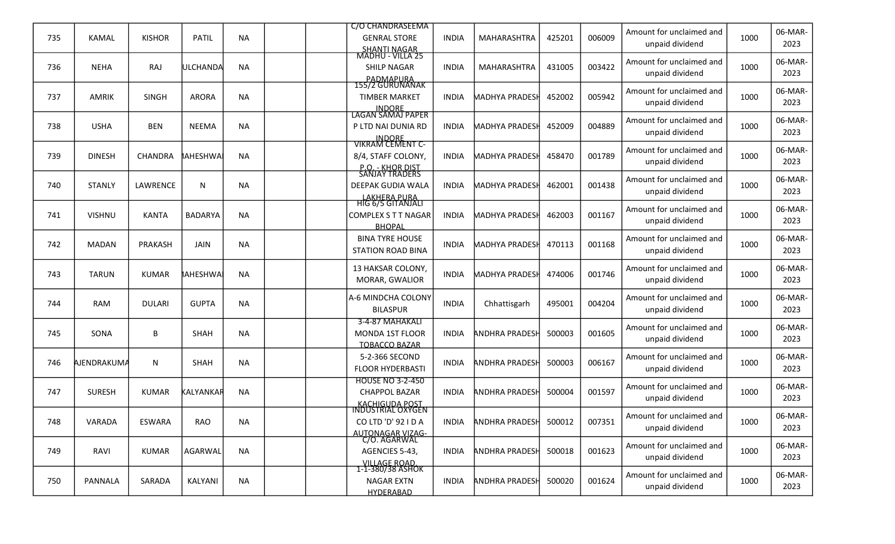| | | | | | | | | | | | | | | |
|---|---|---|---|---|---|---|---|---|---|---|---|---|---|---|
| 735 | KAMAL | KISHOR | PATIL | NA | | | C/O CHANDRASEEMA GENRAL STORE SHANTI NAGAR | INDIA | MAHARASHTRA | 425201 | 006009 | Amount for unclaimed and unpaid dividend | 1000 | 06-MAR-2023 |
| 736 | NEHA | RAJ | ULCHANDA | NA | | | MADHU - VILLA 25 SHILP NAGAR PADMAPURA | INDIA | MAHARASHTRA | 431005 | 003422 | Amount for unclaimed and unpaid dividend | 1000 | 06-MAR-2023 |
| 737 | AMRIK | SINGH | ARORA | NA | | | 155/2 GURUNANAK TIMBER MARKET INDORE | INDIA | MADHYA PRADESH | 452002 | 005942 | Amount for unclaimed and unpaid dividend | 1000 | 06-MAR-2023 |
| 738 | USHA | BEN | NEEMA | NA | | | LAGAN SAMAJ PAPER P LTD NAI DUNIA RD INDORE | INDIA | MADHYA PRADESH | 452009 | 004889 | Amount for unclaimed and unpaid dividend | 1000 | 06-MAR-2023 |
| 739 | DINESH | CHANDRA | MAHESHWA | NA | | | VIKRAM CEMENT C-8/4, STAFF COLONY, P.O. - KHOR DIST | INDIA | MADHYA PRADESH | 458470 | 001789 | Amount for unclaimed and unpaid dividend | 1000 | 06-MAR-2023 |
| 740 | STANLY | LAWRENCE | N | NA | | | SANJAY TRADERS DEEPAK GUDIA WALA LAKHERA PURA | INDIA | MADHYA PRADESH | 462001 | 001438 | Amount for unclaimed and unpaid dividend | 1000 | 06-MAR-2023 |
| 741 | VISHNU | KANTA | BADARYA | NA | | | HIG 6/5 GITANJALI COMPLEX S T T NAGAR BHOPAL | INDIA | MADHYA PRADESH | 462003 | 001167 | Amount for unclaimed and unpaid dividend | 1000 | 06-MAR-2023 |
| 742 | MADAN | PRAKASH | JAIN | NA | | | BINA TYRE HOUSE STATION ROAD BINA | INDIA | MADHYA PRADESH | 470113 | 001168 | Amount for unclaimed and unpaid dividend | 1000 | 06-MAR-2023 |
| 743 | TARUN | KUMAR | MAHESHWA | NA | | | 13 HAKSAR COLONY, MORAR, GWALIOR | INDIA | MADHYA PRADESH | 474006 | 001746 | Amount for unclaimed and unpaid dividend | 1000 | 06-MAR-2023 |
| 744 | RAM | DULARI | GUPTA | NA | | | A-6 MINDCHA COLONY BILASPUR | INDIA | Chhattisgarh | 495001 | 004204 | Amount for unclaimed and unpaid dividend | 1000 | 06-MAR-2023 |
| 745 | SONA | B | SHAH | NA | | | 3-4-87 MAHAKALI MONDA 1ST FLOOR TOBACCO BAZAR | INDIA | ANDHRA PRADESH | 500003 | 001605 | Amount for unclaimed and unpaid dividend | 1000 | 06-MAR-2023 |
| 746 | AJENDRAKUMA | N | SHAH | NA | | | 5-2-366 SECOND FLOOR HYDERBASTI | INDIA | ANDHRA PRADESH | 500003 | 006167 | Amount for unclaimed and unpaid dividend | 1000 | 06-MAR-2023 |
| 747 | SURESH | KUMAR | KALYANKAR | NA | | | HOUSE NO 3-2-450 CHAPPOL BAZAR KACHIGUDA POST | INDIA | ANDHRA PRADESH | 500004 | 001597 | Amount for unclaimed and unpaid dividend | 1000 | 06-MAR-2023 |
| 748 | VARADA | ESWARA | RAO | NA | | | INDUSTRIAL OXYGEN CO LTD 'D' 92 I D A AUTONAGAR VIZAG- | INDIA | ANDHRA PRADESH | 500012 | 007351 | Amount for unclaimed and unpaid dividend | 1000 | 06-MAR-2023 |
| 749 | RAVI | KUMAR | AGARWAL | NA | | | C/O. AGARWAL AGENCIES 5-43, VILLAGE ROAD | INDIA | ANDHRA PRADESH | 500018 | 001623 | Amount for unclaimed and unpaid dividend | 1000 | 06-MAR-2023 |
| 750 | PANNALA | SARADA | KALYANI | NA | | | 1-1-380/38 ASHOK NAGAR EXTN HYDERABAD | INDIA | ANDHRA PRADESH | 500020 | 001624 | Amount for unclaimed and unpaid dividend | 1000 | 06-MAR-2023 |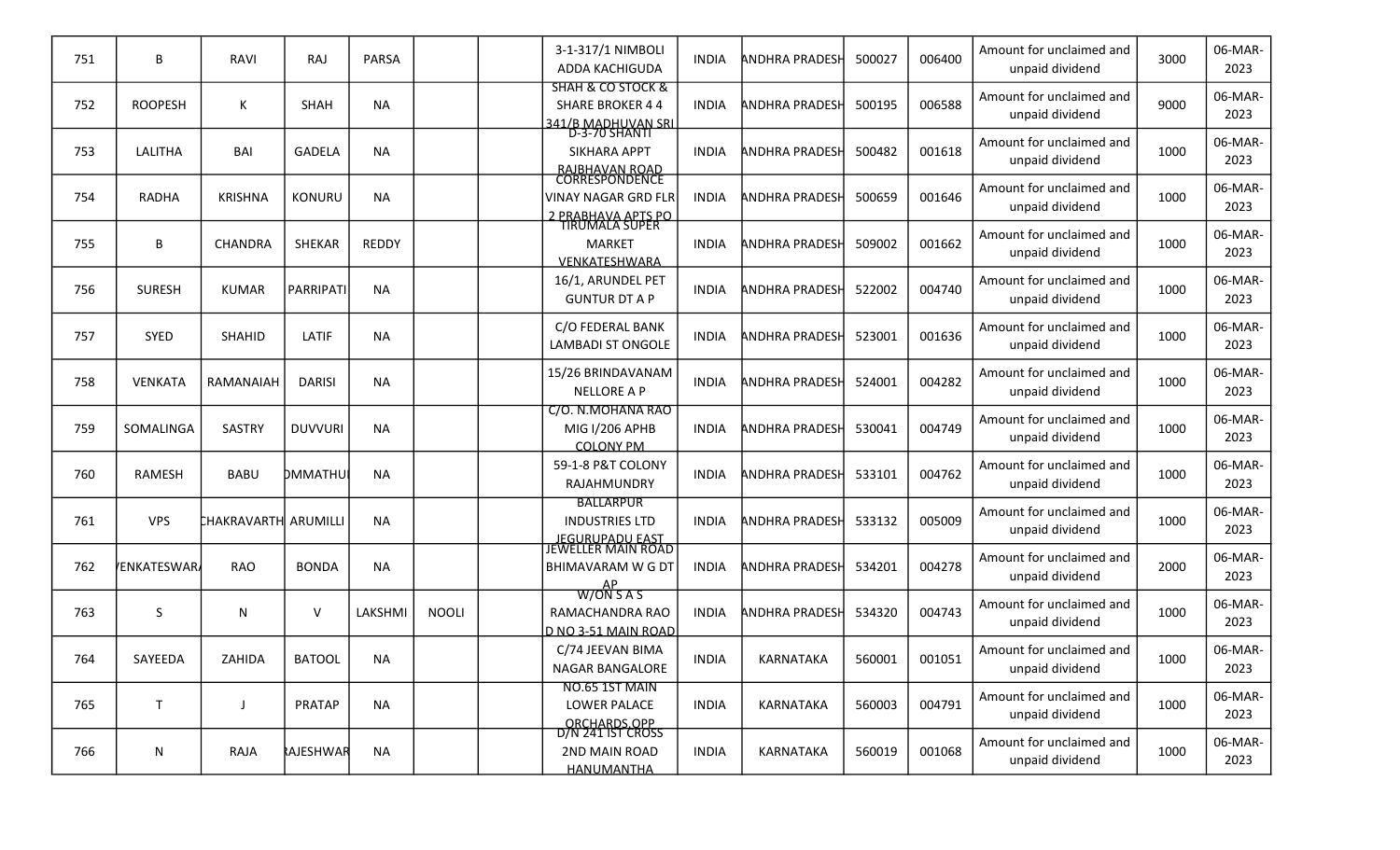| | | | | | | | | | | | | | | |
|---|---|---|---|---|---|---|---|---|---|---|---|---|---|---|
| 751 | B | RAVI | RAJ | PARSA | | | 3-1-317/1 NIMBOLI ADDA KACHIGUDA | INDIA | ANDHRA PRADESH | 500027 | 006400 | Amount for unclaimed and unpaid dividend | 3000 | 06-MAR-2023 |
| 752 | ROOPESH | K | SHAH | NA | | | SHAH & CO STOCK & SHARE BROKER 4 4 341/B MADHUVAN SRI | INDIA | ANDHRA PRADESH | 500195 | 006588 | Amount for unclaimed and unpaid dividend | 9000 | 06-MAR-2023 |
| 753 | LALITHA | BAI | GADELA | NA | | | D-3-70 SHANTI SIKHARA APPT RAJBHAVAN ROAD | INDIA | ANDHRA PRADESH | 500482 | 001618 | Amount for unclaimed and unpaid dividend | 1000 | 06-MAR-2023 |
| 754 | RADHA | KRISHNA | KONURU | NA | | | CORRESPONDENCE VINAY NAGAR GRD FLR 2 PRABHAVA APTS PO | INDIA | ANDHRA PRADESH | 500659 | 001646 | Amount for unclaimed and unpaid dividend | 1000 | 06-MAR-2023 |
| 755 | B | CHANDRA | SHEKAR | REDDY | | | TIRUMALA SUPER MARKET VENKATESHWARA | INDIA | ANDHRA PRADESH | 509002 | 001662 | Amount for unclaimed and unpaid dividend | 1000 | 06-MAR-2023 |
| 756 | SURESH | KUMAR | PARRIPATI | NA | | | 16/1, ARUNDEL PET GUNTUR DT A P | INDIA | ANDHRA PRADESH | 522002 | 004740 | Amount for unclaimed and unpaid dividend | 1000 | 06-MAR-2023 |
| 757 | SYED | SHAHID | LATIF | NA | | | C/O FEDERAL BANK LAMBADI ST ONGOLE | INDIA | ANDHRA PRADESH | 523001 | 001636 | Amount for unclaimed and unpaid dividend | 1000 | 06-MAR-2023 |
| 758 | VENKATA | RAMANAIAH | DARISI | NA | | | 15/26 BRINDAVANAM NELLORE A P | INDIA | ANDHRA PRADESH | 524001 | 004282 | Amount for unclaimed and unpaid dividend | 1000 | 06-MAR-2023 |
| 759 | SOMALINGA | SASTRY | DUVVURI | NA | | | C/O. N.MOHANA RAO MIG I/206 APHB COLONY PM | INDIA | ANDHRA PRADESH | 530041 | 004749 | Amount for unclaimed and unpaid dividend | 1000 | 06-MAR-2023 |
| 760 | RAMESH | BABU | OMMATHU | NA | | | 59-1-8 P&T COLONY RAJAHMUNDRY | INDIA | ANDHRA PRADESH | 533101 | 004762 | Amount for unclaimed and unpaid dividend | 1000 | 06-MAR-2023 |
| 761 | VPS | CHAKRAVARTH | ARUMILLI | NA | | | BALLARPUR INDUSTRIES LTD JEGURUPADU EAST | INDIA | ANDHRA PRADESH | 533132 | 005009 | Amount for unclaimed and unpaid dividend | 1000 | 06-MAR-2023 |
| 762 | VENKATESWAR | RAO | BONDA | NA | | | JEWELLER MAIN ROAD BHIMAVARAM W G DT AP | INDIA | ANDHRA PRADESH | 534201 | 004278 | Amount for unclaimed and unpaid dividend | 2000 | 06-MAR-2023 |
| 763 | S | N | V | LAKSHMI | NOOLI | | W/ON S A S RAMACHANDRA RAO D NO 3-51 MAIN ROAD | INDIA | ANDHRA PRADESH | 534320 | 004743 | Amount for unclaimed and unpaid dividend | 1000 | 06-MAR-2023 |
| 764 | SAYEEDA | ZAHIDA | BATOOL | NA | | | C/74 JEEVAN BIMA NAGAR BANGALORE | INDIA | KARNATAKA | 560001 | 001051 | Amount for unclaimed and unpaid dividend | 1000 | 06-MAR-2023 |
| 765 | T | J | PRATAP | NA | | | NO.65 1ST MAIN LOWER PALACE ORCHARDS OPP | INDIA | KARNATAKA | 560003 | 004791 | Amount for unclaimed and unpaid dividend | 1000 | 06-MAR-2023 |
| 766 | N | RAJA | RAJESHWAR | NA | | | D/N 241 IST CROSS 2ND MAIN ROAD HANUMANTHA | INDIA | KARNATAKA | 560019 | 001068 | Amount for unclaimed and unpaid dividend | 1000 | 06-MAR-2023 |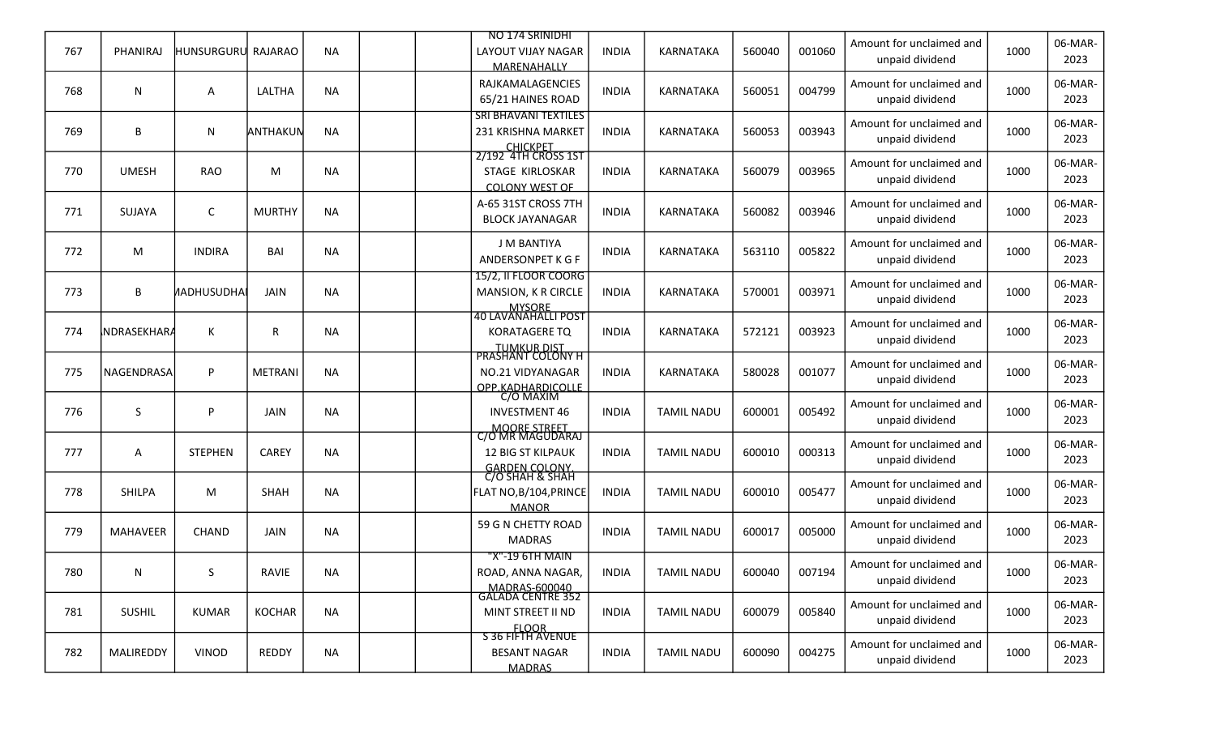| 767 | PHANIRAJ | HUNSURGURU | RAJARAO | NA | | | NO 174 SRINIDHI LAYOUT VIJAY NAGAR MARENAHALLY | INDIA | KARNATAKA | 560040 | 001060 | Amount for unclaimed and unpaid dividend | 1000 | 06-MAR-2023 |
|---|---|---|---|---|---|---|---|---|---|---|---|---|---|---|
| 768 | N | A | LALTHA | NA | | | RAJKAMALAGENCIES 65/21 HAINES ROAD | INDIA | KARNATAKA | 560051 | 004799 | Amount for unclaimed and unpaid dividend | 1000 | 06-MAR-2023 |
| 769 | B | N | ANTHAKUM | NA | | | SRI BHAVANI TEXTILES 231 KRISHNA MARKET CHICKPET | INDIA | KARNATAKA | 560053 | 003943 | Amount for unclaimed and unpaid dividend | 1000 | 06-MAR-2023 |
| 770 | UMESH | RAO | M | NA | | | 2/192 4TH CROSS 1ST STAGE KIRLOSKAR COLONY WEST OF | INDIA | KARNATAKA | 560079 | 003965 | Amount for unclaimed and unpaid dividend | 1000 | 06-MAR-2023 |
| 771 | SUJAYA | C | MURTHY | NA | | | A-65 31ST CROSS 7TH BLOCK JAYANAGAR | INDIA | KARNATAKA | 560082 | 003946 | Amount for unclaimed and unpaid dividend | 1000 | 06-MAR-2023 |
| 772 | M | INDIRA | BAI | NA | | | J M BANTIYA ANDERSONPET K G F | INDIA | KARNATAKA | 563110 | 005822 | Amount for unclaimed and unpaid dividend | 1000 | 06-MAR-2023 |
| 773 | B | MADHUSUDHA | JAIN | NA | | | 15/2, II FLOOR COORG MANSION, K R CIRCLE MYSORE | INDIA | KARNATAKA | 570001 | 003971 | Amount for unclaimed and unpaid dividend | 1000 | 06-MAR-2023 |
| 774 | NDRASEKHAR | K | R | NA | | | 40 LAVANAHALLI POST KORATAGERE TQ TUMKUR DIST | INDIA | KARNATAKA | 572121 | 003923 | Amount for unclaimed and unpaid dividend | 1000 | 06-MAR-2023 |
| 775 | NAGENDRASA | P | METRANI | NA | | | PRASHANT COLONY H NO.21 VIDYANAGAR OPP.KADHARDICOLLE | INDIA | KARNATAKA | 580028 | 001077 | Amount for unclaimed and unpaid dividend | 1000 | 06-MAR-2023 |
| 776 | S | P | JAIN | NA | | | C/O MAXIM INVESTMENT 46 MOORE STREET | INDIA | TAMIL NADU | 600001 | 005492 | Amount for unclaimed and unpaid dividend | 1000 | 06-MAR-2023 |
| 777 | A | STEPHEN | CAREY | NA | | | C/O MR MAGUDARAJ 12 BIG ST KILPAUK GARDEN COLONY, | INDIA | TAMIL NADU | 600010 | 000313 | Amount for unclaimed and unpaid dividend | 1000 | 06-MAR-2023 |
| 778 | SHILPA | M | SHAH | NA | | | C/O SHAH & SHAH FLAT NO,B/104,PRINCE MANOR | INDIA | TAMIL NADU | 600010 | 005477 | Amount for unclaimed and unpaid dividend | 1000 | 06-MAR-2023 |
| 779 | MAHAVEER | CHAND | JAIN | NA | | | 59 G N CHETTY ROAD MADRAS | INDIA | TAMIL NADU | 600017 | 005000 | Amount for unclaimed and unpaid dividend | 1000 | 06-MAR-2023 |
| 780 | N | S | RAVIE | NA | | | "X"-19 6TH MAIN ROAD, ANNA NAGAR, MADRAS-600040 | INDIA | TAMIL NADU | 600040 | 007194 | Amount for unclaimed and unpaid dividend | 1000 | 06-MAR-2023 |
| 781 | SUSHIL | KUMAR | KOCHAR | NA | | | GALADA CENTRE 352 MINT STREET II ND FLOOR | INDIA | TAMIL NADU | 600079 | 005840 | Amount for unclaimed and unpaid dividend | 1000 | 06-MAR-2023 |
| 782 | MALIREDDY | VINOD | REDDY | NA | | | S 36 FIFTH AVENUE BESANT NAGAR MADRAS | INDIA | TAMIL NADU | 600090 | 004275 | Amount for unclaimed and unpaid dividend | 1000 | 06-MAR-2023 |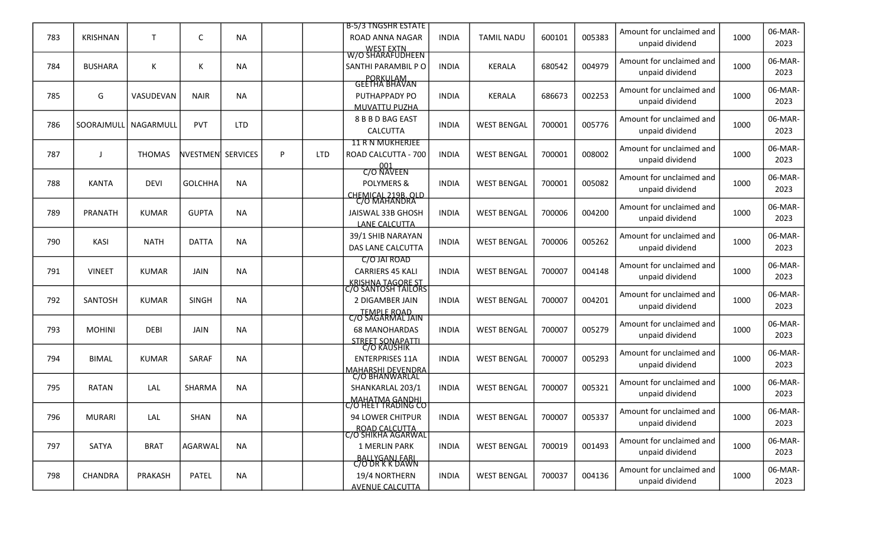| 783 | KRISHNAN | T | C | NA | | | B-5/3 TNGSHR ESTATE ROAD ANNA NAGAR WEST EXTN | INDIA | TAMIL NADU | 600101 | 005383 | Amount for unclaimed and unpaid dividend | 1000 | 06-MAR-2023 |
|---|---|---|---|---|---|---|---|---|---|---|---|---|---|---|
| 784 | BUSHARA | K | K | NA | | | W/O SHARAFUDHEEN SANTHI PARAMBIL P O PORKULAM | INDIA | KERALA | 680542 | 004979 | Amount for unclaimed and unpaid dividend | 1000 | 06-MAR-2023 |
| 785 | G | VASUDEVAN | NAIR | NA | | | GEETHA BHAVAN PUTHAPPADY PO MUVATTU PUZHA | INDIA | KERALA | 686673 | 002253 | Amount for unclaimed and unpaid dividend | 1000 | 06-MAR-2023 |
| 786 | SOORAJMULL | NAGARMULL | PVT | LTD | | | 8 B B D BAG EAST CALCUTTA | INDIA | WEST BENGAL | 700001 | 005776 | Amount for unclaimed and unpaid dividend | 1000 | 06-MAR-2023 |
| 787 | J | THOMAS | NVESTMEN | SERVICES | P | LTD | 11 R N MUKHERJEE ROAD CALCUTTA - 700 001 | INDIA | WEST BENGAL | 700001 | 008002 | Amount for unclaimed and unpaid dividend | 1000 | 06-MAR-2023 |
| 788 | KANTA | DEVI | GOLCHHA | NA | | | C/O NAVEEN POLYMERS & CHEMICAL 219B, OLD | INDIA | WEST BENGAL | 700001 | 005082 | Amount for unclaimed and unpaid dividend | 1000 | 06-MAR-2023 |
| 789 | PRANATH | KUMAR | GUPTA | NA | | | C/O MAHANDRA JAISWAL 33B GHOSH LANE CALCUTTA | INDIA | WEST BENGAL | 700006 | 004200 | Amount for unclaimed and unpaid dividend | 1000 | 06-MAR-2023 |
| 790 | KASI | NATH | DATTA | NA | | | 39/1 SHIB NARAYAN DAS LANE CALCUTTA | INDIA | WEST BENGAL | 700006 | 005262 | Amount for unclaimed and unpaid dividend | 1000 | 06-MAR-2023 |
| 791 | VINEET | KUMAR | JAIN | NA | | | C/O JAI ROAD CARRIERS 45 KALI KRISHNA TAGORE ST | INDIA | WEST BENGAL | 700007 | 004148 | Amount for unclaimed and unpaid dividend | 1000 | 06-MAR-2023 |
| 792 | SANTOSH | KUMAR | SINGH | NA | | | C/O SANTOSH TAILORS 2 DIGAMBER JAIN TEMPLE ROAD | INDIA | WEST BENGAL | 700007 | 004201 | Amount for unclaimed and unpaid dividend | 1000 | 06-MAR-2023 |
| 793 | MOHINI | DEBI | JAIN | NA | | | C/O SAGARMAL JAIN 68 MANOHARDAS STREET SONAPATTI | INDIA | WEST BENGAL | 700007 | 005279 | Amount for unclaimed and unpaid dividend | 1000 | 06-MAR-2023 |
| 794 | BIMAL | KUMAR | SARAF | NA | | | C/O KAUSHIK ENTERPRISES 11A MAHARSHI DEVENDRA | INDIA | WEST BENGAL | 700007 | 005293 | Amount for unclaimed and unpaid dividend | 1000 | 06-MAR-2023 |
| 795 | RATAN | LAL | SHARMA | NA | | | C/O BHANWARLAL SHANKARLAL 203/1 MAHATMA GANDHI | INDIA | WEST BENGAL | 700007 | 005321 | Amount for unclaimed and unpaid dividend | 1000 | 06-MAR-2023 |
| 796 | MURARI | LAL | SHAN | NA | | | C/O HEET TRADING CO 94 LOWER CHITPUR ROAD CALCUTTA | INDIA | WEST BENGAL | 700007 | 005337 | Amount for unclaimed and unpaid dividend | 1000 | 06-MAR-2023 |
| 797 | SATYA | BRAT | AGARWAL | NA | | | C/O SHIKHA AGARWAL 1 MERLIN PARK BALLYGANJ FARI | INDIA | WEST BENGAL | 700019 | 001493 | Amount for unclaimed and unpaid dividend | 1000 | 06-MAR-2023 |
| 798 | CHANDRA | PRAKASH | PATEL | NA | | | C/O DR K K DAWN 19/4 NORTHERN AVENUE CALCUTTA | INDIA | WEST BENGAL | 700037 | 004136 | Amount for unclaimed and unpaid dividend | 1000 | 06-MAR-2023 |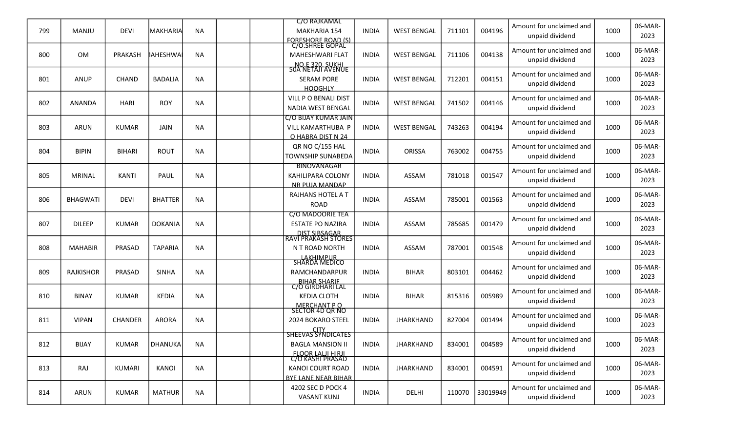| | | | | | | | | | | | | | | |
|---|---|---|---|---|---|---|---|---|---|---|---|---|---|---|
| 799 | MANJU | DEVI | MAKHARIA | NA | | | C/O RAJKAMAL MAKHARIA 154 FORESHORE ROAD (S) | INDIA | WEST BENGAL | 711101 | 004196 | Amount for unclaimed and unpaid dividend | 1000 | 06-MAR-2023 |
| 800 | OM | PRAKASH | MAHESHWARI | NA | | | C/O.SHREE GOPAL MAHESHWARI FLAT NO.E 320, SUKHI | INDIA | WEST BENGAL | 711106 | 004138 | Amount for unclaimed and unpaid dividend | 1000 | 06-MAR-2023 |
| 801 | ANUP | CHAND | BADALIA | NA | | | 50A NETAJI AVENUE SERAM PORE HOOGHLY | INDIA | WEST BENGAL | 712201 | 004151 | Amount for unclaimed and unpaid dividend | 1000 | 06-MAR-2023 |
| 802 | ANANDA | HARI | ROY | NA | | | VILL P O BENALI DIST NADIA WEST BENGAL | INDIA | WEST BENGAL | 741502 | 004146 | Amount for unclaimed and unpaid dividend | 1000 | 06-MAR-2023 |
| 803 | ARUN | KUMAR | JAIN | NA | | | C/O BIJAY KUMAR JAIN VILL KAMARTHUBA P O HABRA DIST N 24 | INDIA | WEST BENGAL | 743263 | 004194 | Amount for unclaimed and unpaid dividend | 1000 | 06-MAR-2023 |
| 804 | BIPIN | BIHARI | ROUT | NA | | | QR NO C/155 HAL TOWNSHIP SUNABEDA | INDIA | ORISSA | 763002 | 004755 | Amount for unclaimed and unpaid dividend | 1000 | 06-MAR-2023 |
| 805 | MRINAL | KANTI | PAUL | NA | | | BINOVANAGAR KAHILIPARA COLONY NR PUJA MANDAP | INDIA | ASSAM | 781018 | 001547 | Amount for unclaimed and unpaid dividend | 1000 | 06-MAR-2023 |
| 806 | BHAGWATI | DEVI | BHATTER | NA | | | RAJHANS HOTEL A T ROAD | INDIA | ASSAM | 785001 | 001563 | Amount for unclaimed and unpaid dividend | 1000 | 06-MAR-2023 |
| 807 | DILEEP | KUMAR | DOKANIA | NA | | | C/O MADOORIE TEA ESTATE PO NAZIRA DIST SIBSAGAR | INDIA | ASSAM | 785685 | 001479 | Amount for unclaimed and unpaid dividend | 1000 | 06-MAR-2023 |
| 808 | MAHABIR | PRASAD | TAPARIA | NA | | | RAVI PRAKASH STORES N T ROAD NORTH LAKHIMPUR | INDIA | ASSAM | 787001 | 001548 | Amount for unclaimed and unpaid dividend | 1000 | 06-MAR-2023 |
| 809 | RAJKISHOR | PRASAD | SINHA | NA | | | SHARDA MEDICO RAMCHANDARPUR BIHAR SHARIF | INDIA | BIHAR | 803101 | 004462 | Amount for unclaimed and unpaid dividend | 1000 | 06-MAR-2023 |
| 810 | BINAY | KUMAR | KEDIA | NA | | | C/O GIRDHARI LAL KEDIA CLOTH MERCHANT P O | INDIA | BIHAR | 815316 | 005989 | Amount for unclaimed and unpaid dividend | 1000 | 06-MAR-2023 |
| 811 | VIPAN | CHANDER | ARORA | NA | | | SECTOR 4D QR NO 2024 BOKARO STEEL CITY | INDIA | JHARKHAND | 827004 | 001494 | Amount for unclaimed and unpaid dividend | 1000 | 06-MAR-2023 |
| 812 | BIJAY | KUMAR | DHANUKA | NA | | | SHEEVAS SYNDICATES BAGLA MANSION II FLOOR LALJI HIRJI | INDIA | JHARKHAND | 834001 | 004589 | Amount for unclaimed and unpaid dividend | 1000 | 06-MAR-2023 |
| 813 | RAJ | KUMARI | KANOI | NA | | | C/O KASHI PRASAD KANOI COURT ROAD BYE LANE NEAR BIHAR | INDIA | JHARKHAND | 834001 | 004591 | Amount for unclaimed and unpaid dividend | 1000 | 06-MAR-2023 |
| 814 | ARUN | KUMAR | MATHUR | NA | | | 4202 SEC D POCK 4 VASANT KUNJ | INDIA | DELHI | 110070 | 33019949 | Amount for unclaimed and unpaid dividend | 1000 | 06-MAR-2023 |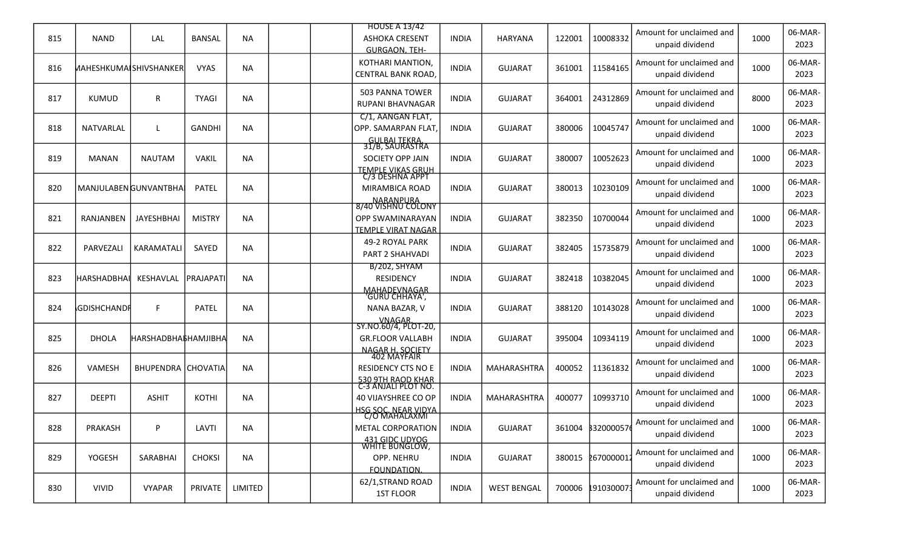| 815 | NAND | LAL | BANSAL | NA | | | HOUSE A 13/42 ASHOKA CRESENT GURGAON, TEH- | INDIA | HARYANA | 122001 | 10008332 | Amount for unclaimed and unpaid dividend | 1000 | 06-MAR-2023 |
|---|---|---|---|---|---|---|---|---|---|---|---|---|---|---|
| 816 | MAHESHKUMAI | SHIVSHANKER | VYAS | NA | | | KOTHARI MANTION, CENTRAL BANK ROAD, | INDIA | GUJARAT | 361001 | 11584165 | Amount for unclaimed and unpaid dividend | 1000 | 06-MAR-2023 |
| 817 | KUMUD | R | TYAGI | NA | | | 503 PANNA TOWER RUPANI BHAVNAGAR | INDIA | GUJARAT | 364001 | 24312869 | Amount for unclaimed and unpaid dividend | 8000 | 06-MAR-2023 |
| 818 | NATVARLAL | L | GANDHI | NA | | | C/1, AANGAN FLAT, OPP. SAMARPAN FLAT, GULBAI TEKRA, | INDIA | GUJARAT | 380006 | 10045747 | Amount for unclaimed and unpaid dividend | 1000 | 06-MAR-2023 |
| 819 | MANAN | NAUTAM | VAKIL | NA | | | 31/B, SAURASTRA SOCIETY OPP JAIN TEMPLE VIKAS GRUH | INDIA | GUJARAT | 380007 | 10052623 | Amount for unclaimed and unpaid dividend | 1000 | 06-MAR-2023 |
| 820 | MANJULABEN | GUNVANTBHAI | PATEL | NA | | | C/3 DESHNA APPT MIRAMBICA ROAD NARANPURA | INDIA | GUJARAT | 380013 | 10230109 | Amount for unclaimed and unpaid dividend | 1000 | 06-MAR-2023 |
| 821 | RANJANBEN | JAYESHBHAI | MISTRY | NA | | | 8/40 VISHNU COLONY OPP SWAMINARAYAN TEMPLE VIRAT NAGAR | INDIA | GUJARAT | 382350 | 10700044 | Amount for unclaimed and unpaid dividend | 1000 | 06-MAR-2023 |
| 822 | PARVEZALI | KARAMATALI | SAYED | NA | | | 49-2 ROYAL PARK PART 2 SHAHVADI | INDIA | GUJARAT | 382405 | 15735879 | Amount for unclaimed and unpaid dividend | 1000 | 06-MAR-2023 |
| 823 | HARSHADBHAI | KESHAVLAL | PRAJAPATI | NA | | | B/202, SHYAM RESIDENCY MAHADEVNAGAR | INDIA | GUJARAT | 382418 | 10382045 | Amount for unclaimed and unpaid dividend | 1000 | 06-MAR-2023 |
| 824 | AGDISHCHANDR | F | PATEL | NA | | | 'GURU CHHAYA', NANA BAZAR, V VNAGAR | INDIA | GUJARAT | 388120 | 10143028 | Amount for unclaimed and unpaid dividend | 1000 | 06-MAR-2023 |
| 825 | DHOLA | HARSHADBHAI | BHAMJIBHA | NA | | | SY.NO.60/4, PLOT-20, GR.FLOOR VALLABH NAGAR H. SOCIETY | INDIA | GUJARAT | 395004 | 10934119 | Amount for unclaimed and unpaid dividend | 1000 | 06-MAR-2023 |
| 826 | VAMESH | BHUPENDRA | CHOVATIA | NA | | | 402 MAYFAIR RESIDENCY CTS NO E 530 9TH RAOD KHAR | INDIA | MAHARASHTRA | 400052 | 11361832 | Amount for unclaimed and unpaid dividend | 1000 | 06-MAR-2023 |
| 827 | DEEPTI | ASHIT | KOTHI | NA | | | C-3 ANJALI PLOT NO. 40 VIJAYSHREE CO OP HSG SOC. NEAR VIDYA | INDIA | MAHARASHTRA | 400077 | 10993710 | Amount for unclaimed and unpaid dividend | 1000 | 06-MAR-2023 |
| 828 | PRAKASH | P | LAVTI | NA | | | C/O MAHALAXMI METAL CORPORATION 431 GIDC UDYOG | INDIA | GUJARAT | 361004 | 3320000576 | Amount for unclaimed and unpaid dividend | 1000 | 06-MAR-2023 |
| 829 | YOGESH | SARABHAI | CHOKSI | NA | | | WHITE BUNGLOW, OPP. NEHRU FOUNDATION. | INDIA | GUJARAT | 380015 | 2670000012 | Amount for unclaimed and unpaid dividend | 1000 | 06-MAR-2023 |
| 830 | VIVID | VYAPAR | PRIVATE | LIMITED | | | 62/1,STRAND ROAD 1ST FLOOR | INDIA | WEST BENGAL | 700006 | 1910300073 | Amount for unclaimed and unpaid dividend | 1000 | 06-MAR-2023 |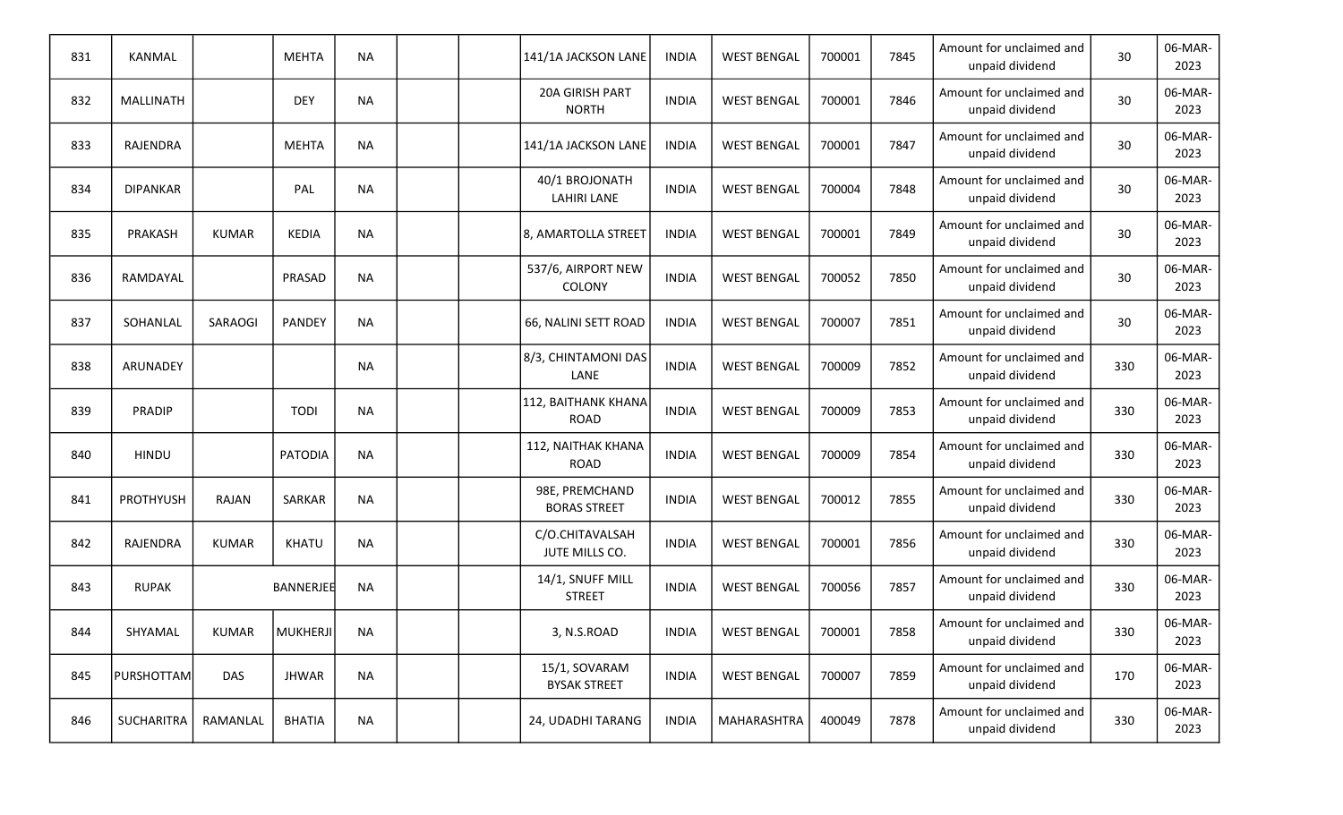| 831 | KANMAL | | MEHTA | NA | | | 141/1A JACKSON LANE | INDIA | WEST BENGAL | 700001 | 7845 | Amount for unclaimed and unpaid dividend | 30 | 06-MAR-2023 |
|---|---|---|---|---|---|---|---|---|---|---|---|---|---|---|
| 832 | MALLINATH | | DEY | NA | | | 20A GIRISH PART NORTH | INDIA | WEST BENGAL | 700001 | 7846 | Amount for unclaimed and unpaid dividend | 30 | 06-MAR-2023 |
| 833 | RAJENDRA | | MEHTA | NA | | | 141/1A JACKSON LANE | INDIA | WEST BENGAL | 700001 | 7847 | Amount for unclaimed and unpaid dividend | 30 | 06-MAR-2023 |
| 834 | DIPANKAR | | PAL | NA | | | 40/1 BROJONATH LAHIRI LANE | INDIA | WEST BENGAL | 700004 | 7848 | Amount for unclaimed and unpaid dividend | 30 | 06-MAR-2023 |
| 835 | PRAKASH | KUMAR | KEDIA | NA | | | 8, AMARTOLLA STREET | INDIA | WEST BENGAL | 700001 | 7849 | Amount for unclaimed and unpaid dividend | 30 | 06-MAR-2023 |
| 836 | RAMDAYAL | | PRASAD | NA | | | 537/6, AIRPORT NEW COLONY | INDIA | WEST BENGAL | 700052 | 7850 | Amount for unclaimed and unpaid dividend | 30 | 06-MAR-2023 |
| 837 | SOHANLAL | SARAOGI | PANDEY | NA | | | 66, NALINI SETT ROAD | INDIA | WEST BENGAL | 700007 | 7851 | Amount for unclaimed and unpaid dividend | 30 | 06-MAR-2023 |
| 838 | ARUNADEY | | | NA | | | 8/3, CHINTAMONI DAS LANE | INDIA | WEST BENGAL | 700009 | 7852 | Amount for unclaimed and unpaid dividend | 330 | 06-MAR-2023 |
| 839 | PRADIP | | TODI | NA | | | 112, BAITHANK KHANA ROAD | INDIA | WEST BENGAL | 700009 | 7853 | Amount for unclaimed and unpaid dividend | 330 | 06-MAR-2023 |
| 840 | HINDU | | PATODIA | NA | | | 112, NAITHAK KHANA ROAD | INDIA | WEST BENGAL | 700009 | 7854 | Amount for unclaimed and unpaid dividend | 330 | 06-MAR-2023 |
| 841 | PROTHYUSH | RAJAN | SARKAR | NA | | | 98E, PREMCHAND BORAS STREET | INDIA | WEST BENGAL | 700012 | 7855 | Amount for unclaimed and unpaid dividend | 330 | 06-MAR-2023 |
| 842 | RAJENDRA | KUMAR | KHATU | NA | | | C/O.CHITAVALSAH JUTE MILLS CO. | INDIA | WEST BENGAL | 700001 | 7856 | Amount for unclaimed and unpaid dividend | 330 | 06-MAR-2023 |
| 843 | RUPAK | | BANNERJEE | NA | | | 14/1, SNUFF MILL STREET | INDIA | WEST BENGAL | 700056 | 7857 | Amount for unclaimed and unpaid dividend | 330 | 06-MAR-2023 |
| 844 | SHYAMAL | KUMAR | MUKHERJI | NA | | | 3, N.S.ROAD | INDIA | WEST BENGAL | 700001 | 7858 | Amount for unclaimed and unpaid dividend | 330 | 06-MAR-2023 |
| 845 | PURSHOTTAM | DAS | JHWAR | NA | | | 15/1, SOVARAM BYSAK STREET | INDIA | WEST BENGAL | 700007 | 7859 | Amount for unclaimed and unpaid dividend | 170 | 06-MAR-2023 |
| 846 | SUCHARITRA | RAMANLAL | BHATIA | NA | | | 24, UDADHI TARANG | INDIA | MAHARASHTRA | 400049 | 7878 | Amount for unclaimed and unpaid dividend | 330 | 06-MAR-2023 |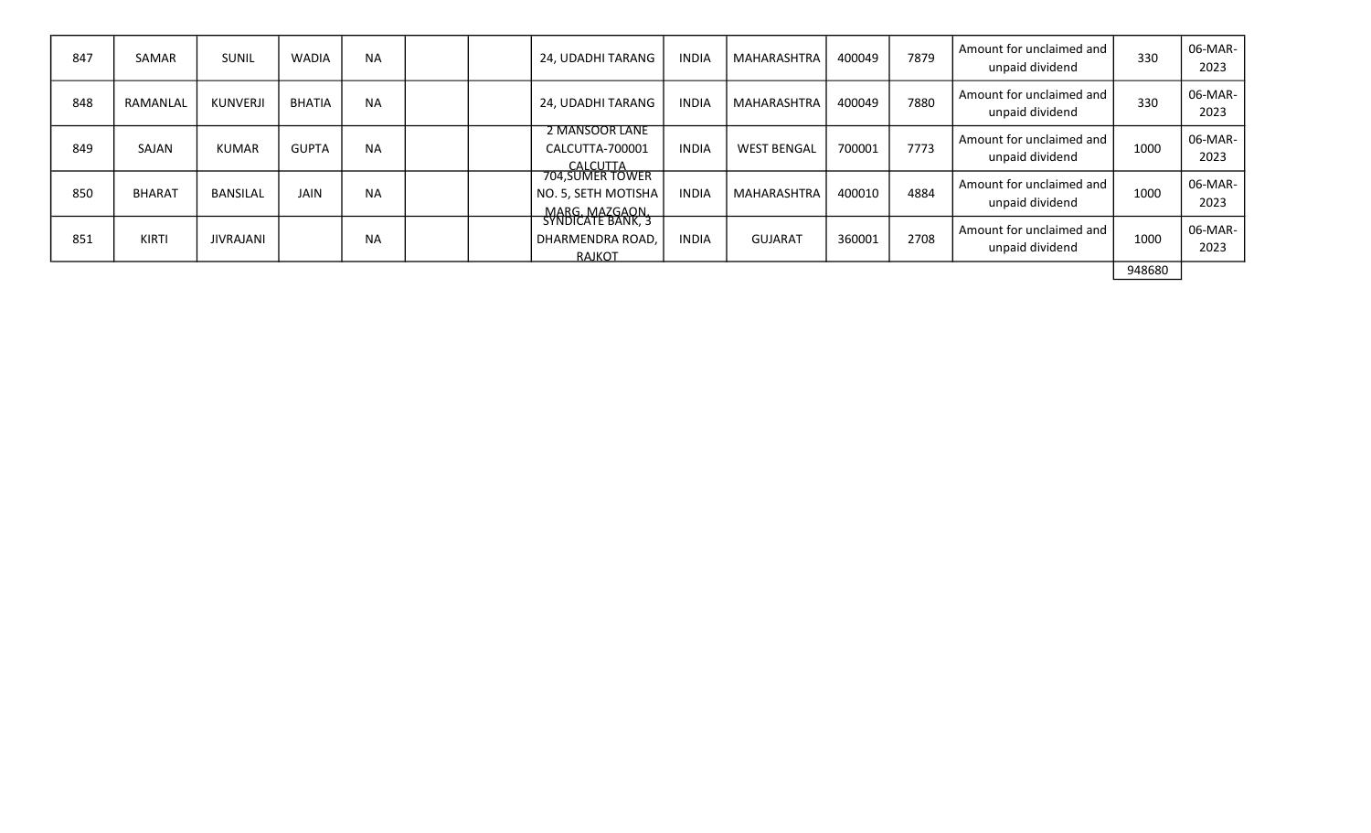| | | | | | | | | | | | | | | |
|---|---|---|---|---|---|---|---|---|---|---|---|---|---|---|
| 847 | SAMAR | SUNIL | WADIA | NA | | | 24, UDADHI TARANG | INDIA | MAHARASHTRA | 400049 | 7879 | Amount for unclaimed and unpaid dividend | 330 | 06-MAR-2023 |
| 848 | RAMANLAL | KUNVERJI | BHATIA | NA | | | 24, UDADHI TARANG | INDIA | MAHARASHTRA | 400049 | 7880 | Amount for unclaimed and unpaid dividend | 330 | 06-MAR-2023 |
| 849 | SAJAN | KUMAR | GUPTA | NA | | | 2 MANSOOR LANE CALCUTTA-700001 CALCUTTA | INDIA | WEST BENGAL | 700001 | 7773 | Amount for unclaimed and unpaid dividend | 1000 | 06-MAR-2023 |
| 850 | BHARAT | BANSILAL | JAIN | NA | | | 704,SUMER TOWER NO. 5, SETH MOTISHA MARG, MAZGAON, | INDIA | MAHARASHTRA | 400010 | 4884 | Amount for unclaimed and unpaid dividend | 1000 | 06-MAR-2023 |
| 851 | KIRTI | JIVRAJANI | | NA | | | SYNDICATE BANK, 3 DHARMENDRA ROAD, RAJKOT | INDIA | GUJARAT | 360001 | 2708 | Amount for unclaimed and unpaid dividend | 1000 | 06-MAR-2023 |
| | | | | | | | | | | | | | 948680 | |